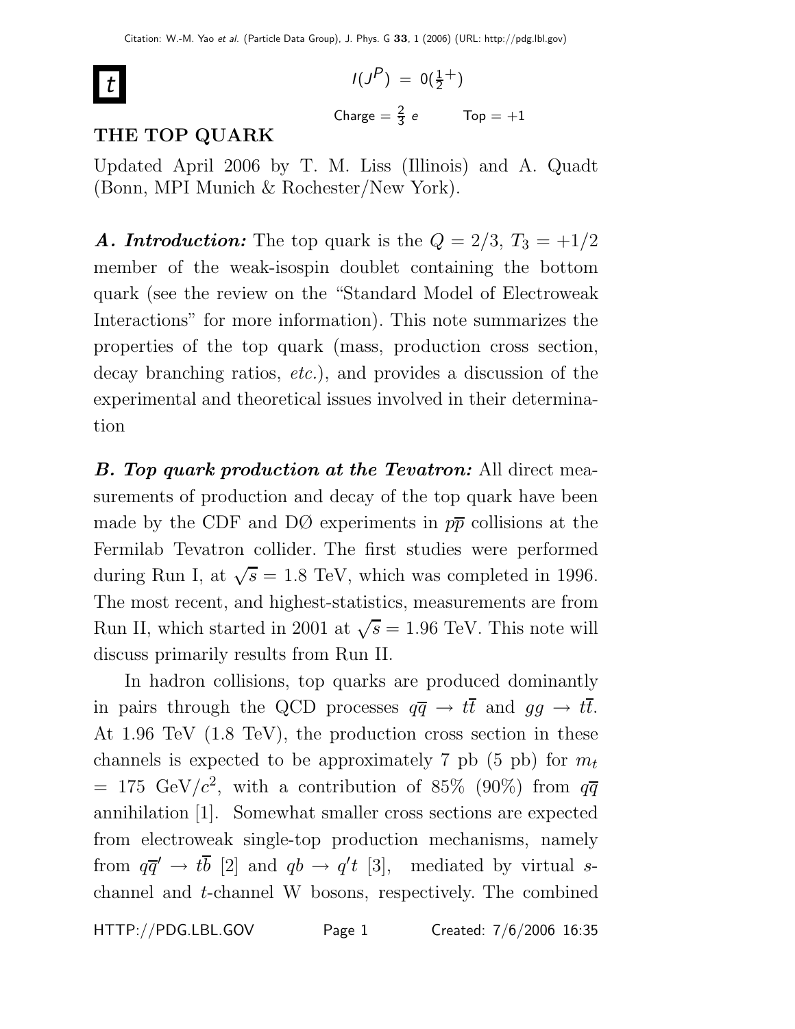# t

$I(J^P) = 0(\frac{1}{2}^+)$

Charge $= \frac{2}{3}$ $e$ Top $= +1$

## THE TOP QUARK

Updated April 2006 by T. M. Liss (Illinois) and A. Quadt (Bonn, MPI Munich & Rochester/New York).

***A. Introduction:*** The top quark is the $Q = 2/3$, $T_3 = +1/2$ member of the weak-isospin doublet containing the bottom quark (see the review on the "Standard Model of Electroweak Interactions" for more information). This note summarizes the properties of the top quark (mass, production cross section, decay branching ratios, *etc.*), and provides a discussion of the experimental and theoretical issues involved in their determination

***B. Top quark production at the Tevatron:*** All direct measurements of production and decay of the top quark have been made by the CDF and DØ experiments in $p\overline{p}$ collisions at the Fermilab Tevatron collider. The first studies were performed during Run I, at $\sqrt{s} = 1.8$ TeV, which was completed in 1996. The most recent, and highest-statistics, measurements are from Run II, which started in 2001 at $\sqrt{s} = 1.96$ TeV. This note will discuss primarily results from Run II.

In hadron collisions, top quarks are produced dominantly in pairs through the QCD processes $q\overline{q} \to t\overline{t}$ and $gg \to t\overline{t}$. At 1.96 TeV (1.8 TeV), the production cross section in these channels is expected to be approximately 7 pb (5 pb) for $m_t = 175$ GeV/$c^2$, with a contribution of 85% (90%) from $q\overline{q}$ annihilation [1]. Somewhat smaller cross sections are expected from electroweak single-top production mechanisms, namely from $q\overline{q}' \to t\overline{b}$ [2] and $qb \to q't$ [3], mediated by virtual $s$-channel and $t$-channel W bosons, respectively. The combined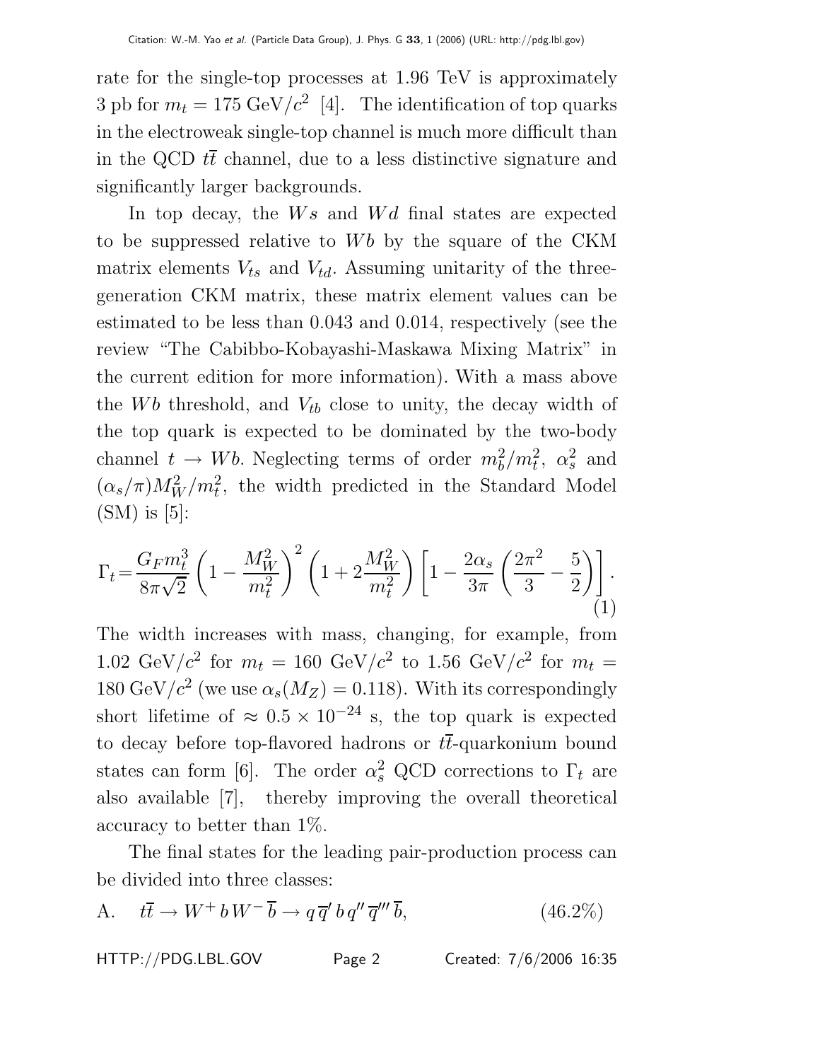rate for the single-top processes at 1.96 TeV is approximately 3 pb for $m_t = 175$ GeV/$c^2$ [4]. The identification of top quarks in the electroweak single-top channel is much more difficult than in the QCD $t\overline{t}$ channel, due to a less distinctive signature and significantly larger backgrounds.

In top decay, the $Ws$ and $Wd$ final states are expected to be suppressed relative to $Wb$ by the square of the CKM matrix elements $V_{ts}$ and $V_{td}$. Assuming unitarity of the three-generation CKM matrix, these matrix element values can be estimated to be less than 0.043 and 0.014, respectively (see the review "The Cabibbo-Kobayashi-Maskawa Mixing Matrix" in the current edition for more information). With a mass above the $Wb$ threshold, and $V_{tb}$ close to unity, the decay width of the top quark is expected to be dominated by the two-body channel $t \rightarrow Wb$. Neglecting terms of order $m_b^2/m_t^2$, $\alpha_s^2$ and $(\alpha_s/\pi)M_W^2/m_t^2$, the width predicted in the Standard Model (SM) is [5]:

$$\Gamma_t = \frac{G_F m_t^3}{8\pi\sqrt{2}} \left(1 - \frac{M_W^2}{m_t^2}\right)^2 \left(1 + 2\frac{M_W^2}{m_t^2}\right) \left[1 - \frac{2\alpha_s}{3\pi}\left(\frac{2\pi^2}{3} - \frac{5}{2}\right)\right]. \tag{1}$$

The width increases with mass, changing, for example, from 1.02 GeV/$c^2$ for $m_t = 160$ GeV/$c^2$ to 1.56 GeV/$c^2$ for $m_t = 180$ GeV/$c^2$ (we use $\alpha_s(M_Z) = 0.118$). With its correspondingly short lifetime of $\approx 0.5 \times 10^{-24}$ s, the top quark is expected to decay before top-flavored hadrons or $t\overline{t}$-quarkonium bound states can form [6]. The order $\alpha_s^2$ QCD corrections to $\Gamma_t$ are also available [7], thereby improving the overall theoretical accuracy to better than 1%.

The final states for the leading pair-production process can be divided into three classes:

A. $t\overline{t} \rightarrow W^+ b\, W^- \overline{b} \rightarrow q\, \overline{q}'\, b\, q''\, \overline{q}'''\, \overline{b}$, (46.2%)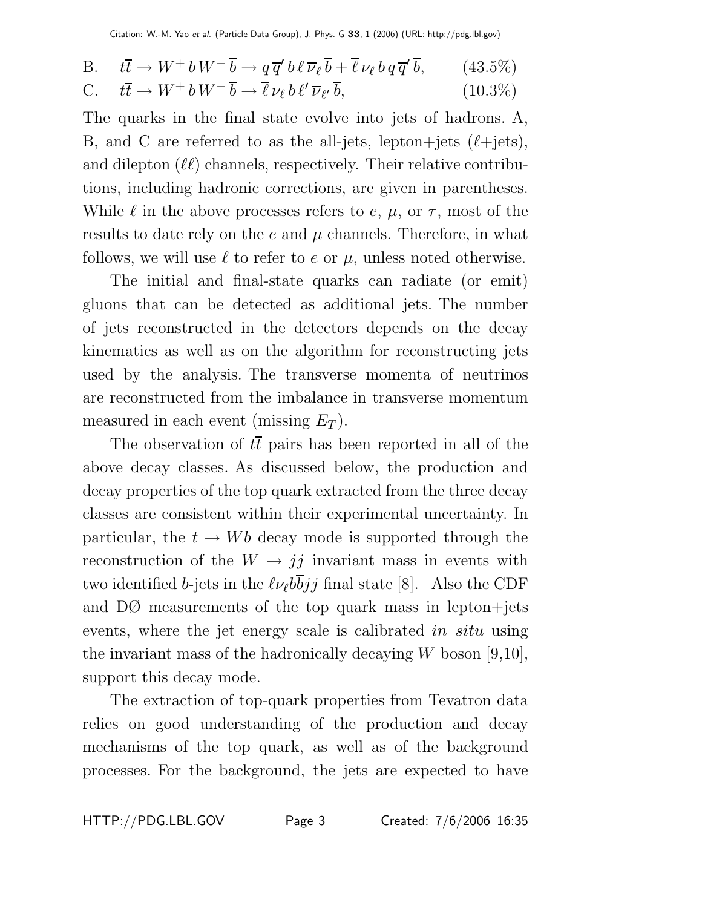B. $t\overline{t} \rightarrow W^+ \, b \, W^- \, \overline{b} \rightarrow q \, \overline{q}' \, b \, \ell \, \overline{\nu}_\ell \, \overline{b} + \overline{\ell} \, \nu_\ell \, b \, q \, \overline{q}' \, \overline{b}$, (43.5%)

C. $t\overline{t} \rightarrow W^+ \, b \, W^- \, \overline{b} \rightarrow \overline{\ell} \, \nu_\ell \, b \, \ell' \, \overline{\nu}_{\ell'} \, \overline{b}$, (10.3%)

The quarks in the final state evolve into jets of hadrons. A, B, and C are referred to as the all-jets, lepton+jets ($\ell$+jets), and dilepton ($\ell\ell$) channels, respectively. Their relative contributions, including hadronic corrections, are given in parentheses. While $\ell$ in the above processes refers to $e$, $\mu$, or $\tau$, most of the results to date rely on the $e$ and $\mu$ channels. Therefore, in what follows, we will use $\ell$ to refer to $e$ or $\mu$, unless noted otherwise.

The initial and final-state quarks can radiate (or emit) gluons that can be detected as additional jets. The number of jets reconstructed in the detectors depends on the decay kinematics as well as on the algorithm for reconstructing jets used by the analysis. The transverse momenta of neutrinos are reconstructed from the imbalance in transverse momentum measured in each event (missing $E_T$).

The observation of $t\overline{t}$ pairs has been reported in all of the above decay classes. As discussed below, the production and decay properties of the top quark extracted from the three decay classes are consistent within their experimental uncertainty. In particular, the $t \rightarrow Wb$ decay mode is supported through the reconstruction of the $W \rightarrow jj$ invariant mass in events with two identified $b$-jets in the $\ell \nu_\ell b \overline{b} jj$ final state [8]. Also the CDF and DØ measurements of the top quark mass in lepton+jets events, where the jet energy scale is calibrated *in situ* using the invariant mass of the hadronically decaying $W$ boson [9,10], support this decay mode.

The extraction of top-quark properties from Tevatron data relies on good understanding of the production and decay mechanisms of the top quark, as well as of the background processes. For the background, the jets are expected to have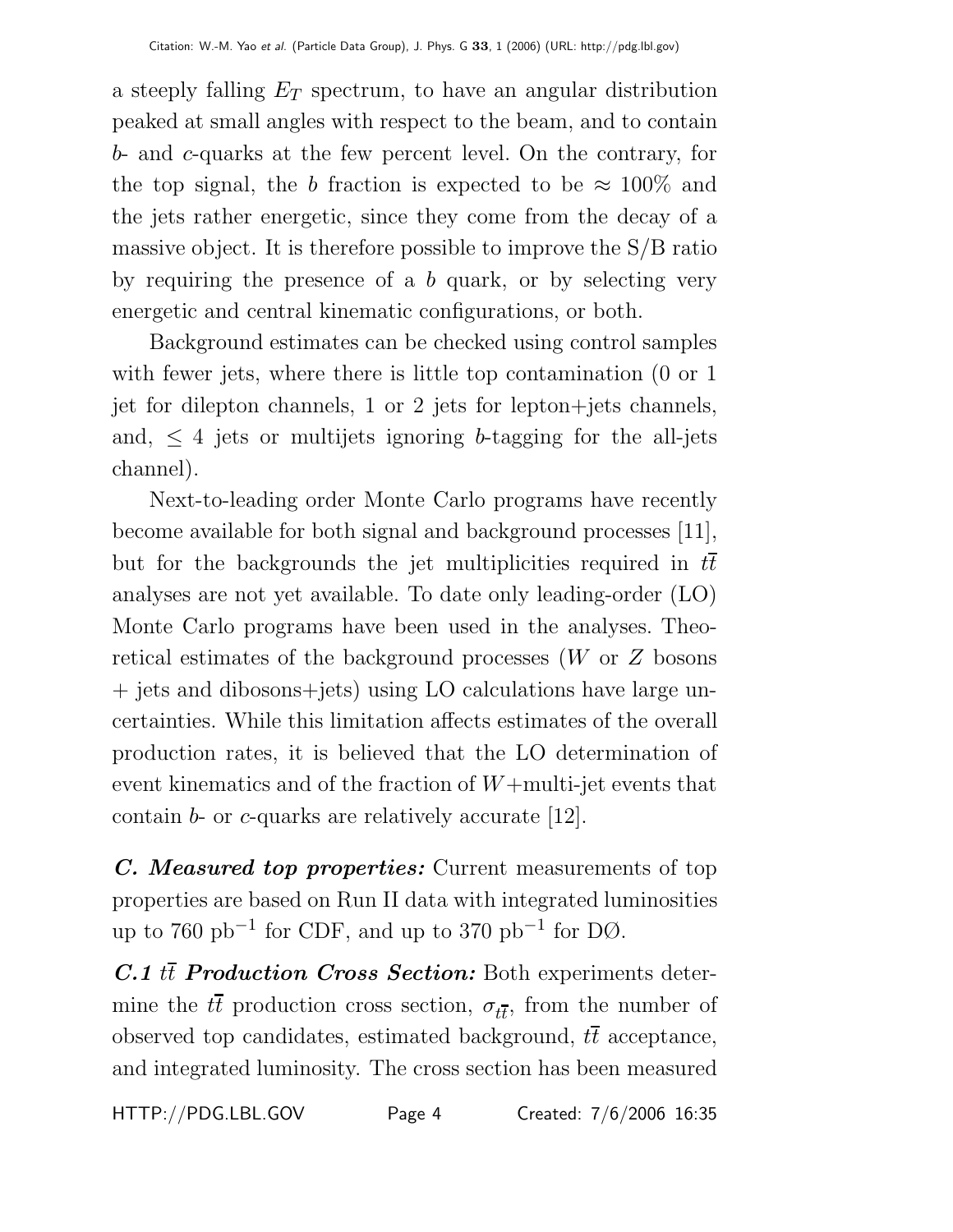a steeply falling $E_T$ spectrum, to have an angular distribution peaked at small angles with respect to the beam, and to contain $b$- and $c$-quarks at the few percent level. On the contrary, for the top signal, the $b$ fraction is expected to be $\approx 100\%$ and the jets rather energetic, since they come from the decay of a massive object. It is therefore possible to improve the S/B ratio by requiring the presence of a $b$ quark, or by selecting very energetic and central kinematic configurations, or both.

Background estimates can be checked using control samples with fewer jets, where there is little top contamination (0 or 1 jet for dilepton channels, 1 or 2 jets for lepton+jets channels, and, $\leq 4$ jets or multijets ignoring $b$-tagging for the all-jets channel).

Next-to-leading order Monte Carlo programs have recently become available for both signal and background processes [11], but for the backgrounds the jet multiplicities required in $t\overline{t}$ analyses are not yet available. To date only leading-order (LO) Monte Carlo programs have been used in the analyses. Theoretical estimates of the background processes ($W$ or $Z$ bosons + jets and dibosons+jets) using LO calculations have large uncertainties. While this limitation affects estimates of the overall production rates, it is believed that the LO determination of event kinematics and of the fraction of $W$+multi-jet events that contain $b$- or $c$-quarks are relatively accurate [12].

***C. Measured top properties:*** Current measurements of top properties are based on Run II data with integrated luminosities up to 760 $\text{pb}^{-1}$ for CDF, and up to 370 $\text{pb}^{-1}$ for DØ.

***C.1 $t\overline{t}$ Production Cross Section:*** Both experiments determine the $t\overline{t}$ production cross section, $\sigma_{t\overline{t}}$, from the number of observed top candidates, estimated background, $t\overline{t}$ acceptance, and integrated luminosity. The cross section has been measured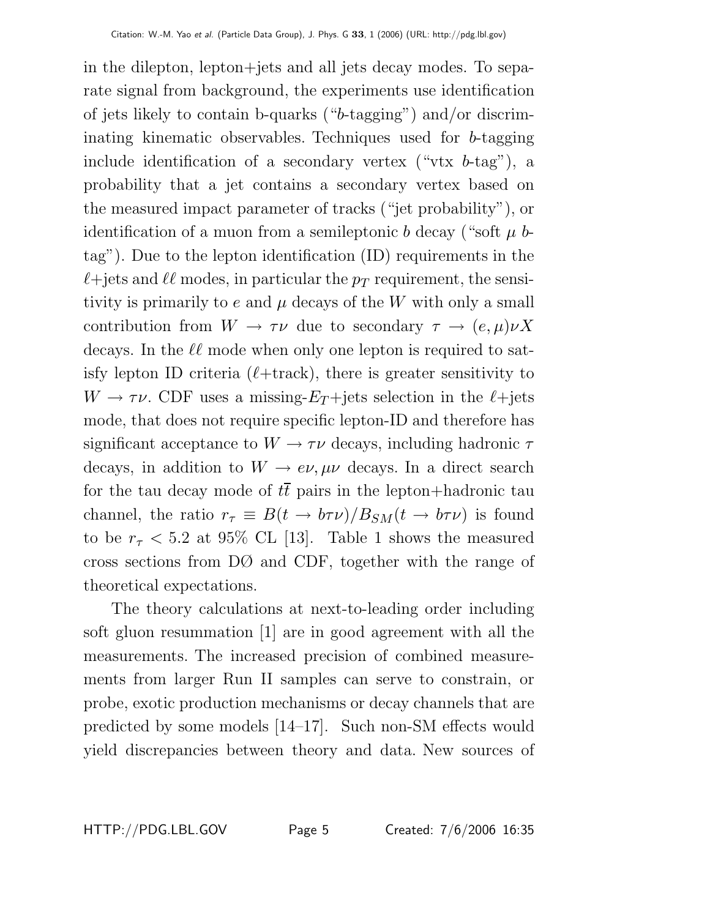in the dilepton, lepton+jets and all jets decay modes. To separate signal from background, the experiments use identification of jets likely to contain b-quarks ("$b$-tagging") and/or discriminating kinematic observables. Techniques used for $b$-tagging include identification of a secondary vertex ("vtx $b$-tag"), a probability that a jet contains a secondary vertex based on the measured impact parameter of tracks ("jet probability"), or identification of a muon from a semileptonic $b$ decay ("soft $\mu$ $b$-tag"). Due to the lepton identification (ID) requirements in the $\ell$+jets and $\ell\ell$ modes, in particular the $p_T$ requirement, the sensitivity is primarily to $e$ and $\mu$ decays of the $W$ with only a small contribution from $W \rightarrow \tau\nu$ due to secondary $\tau \rightarrow (e,\mu)\nu X$ decays. In the $\ell\ell$ mode when only one lepton is required to satisfy lepton ID criteria ($\ell$+track), there is greater sensitivity to $W \rightarrow \tau\nu$. CDF uses a missing-$E_T$+jets selection in the $\ell$+jets mode, that does not require specific lepton-ID and therefore has significant acceptance to $W \rightarrow \tau\nu$ decays, including hadronic $\tau$ decays, in addition to $W \rightarrow e\nu, \mu\nu$ decays. In a direct search for the tau decay mode of $t\overline{t}$ pairs in the lepton+hadronic tau channel, the ratio $r_\tau \equiv B(t \rightarrow b\tau\nu)/B_{SM}(t \rightarrow b\tau\nu)$ is found to be $r_\tau < 5.2$ at 95% CL [13]. Table 1 shows the measured cross sections from DØ and CDF, together with the range of theoretical expectations.

The theory calculations at next-to-leading order including soft gluon resummation [1] are in good agreement with all the measurements. The increased precision of combined measurements from larger Run II samples can serve to constrain, or probe, exotic production mechanisms or decay channels that are predicted by some models [14–17]. Such non-SM effects would yield discrepancies between theory and data. New sources of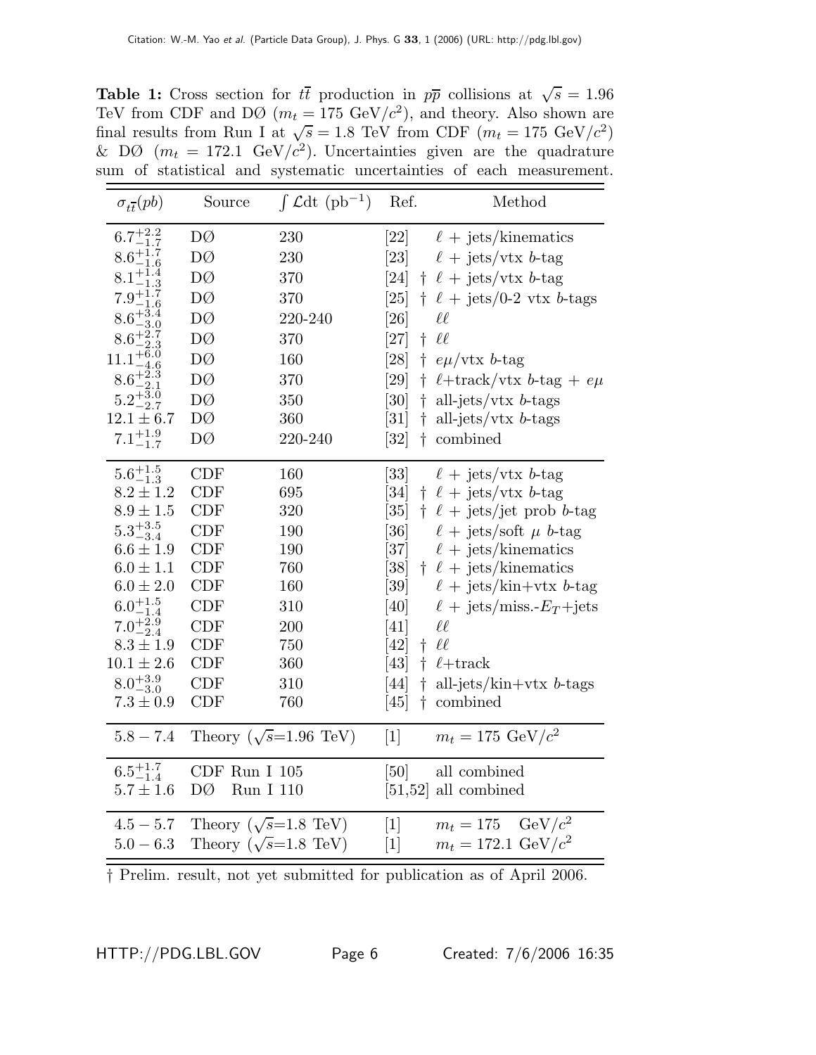**Table 1:** Cross section for $t\overline{t}$ production in $p\overline{p}$ collisions at $\sqrt{s} = 1.96$ TeV from CDF and DØ ($m_t = 175$ GeV/$c^2$), and theory. Also shown are final results from Run I at $\sqrt{s} = 1.8$ TeV from CDF ($m_t = 175$ GeV/$c^2$) & DØ ($m_t = 172.1$ GeV/$c^2$). Uncertainties given are the quadrature sum of statistical and systematic uncertainties of each measurement.

| $\sigma_{t\overline{t}}(pb)$ | Source | $\int \mathcal{L}dt$ (pb$^{-1}$) | Ref. | Method |
|---|---|---|---|---|
| $6.7^{+2.2}_{-1.7}$ | DØ | 230 | [22] | $\ell$ + jets/kinematics |
| $8.6^{+1.7}_{-1.6}$ | DØ | 230 | [23] | $\ell$ + jets/vtx $b$-tag |
| $8.1^{+1.4}_{-1.3}$ | DØ | 370 | [24] † | $\ell$ + jets/vtx $b$-tag |
| $7.9^{+1.7}_{-1.6}$ | DØ | 370 | [25] † | $\ell$ + jets/0-2 vtx $b$-tags |
| $8.6^{+3.4}_{-3.0}$ | DØ | 220-240 | [26] | $\ell\ell$ |
| $8.6^{+2.7}_{-2.3}$ | DØ | 370 | [27] † | $\ell\ell$ |
| $11.1^{+6.0}_{-4.6}$ | DØ | 160 | [28] † | $e\mu$/vtx $b$-tag |
| $8.6^{+2.3}_{-2.1}$ | DØ | 370 | [29] † | $\ell$+track/vtx $b$-tag + $e\mu$ |
| $5.2^{+3.0}_{-2.7}$ | DØ | 350 | [30] † | all-jets/vtx $b$-tags |
| $12.1 \pm 6.7$ | DØ | 360 | [31] † | all-jets/vtx $b$-tags |
| $7.1^{+1.9}_{-1.7}$ | DØ | 220-240 | [32] † | combined |
| $5.6^{+1.5}_{-1.3}$ | CDF | 160 | [33] | $\ell$ + jets/vtx $b$-tag |
| $8.2 \pm 1.2$ | CDF | 695 | [34] † | $\ell$ + jets/vtx $b$-tag |
| $8.9 \pm 1.5$ | CDF | 320 | [35] † | $\ell$ + jets/jet prob $b$-tag |
| $5.3^{+3.5}_{-3.4}$ | CDF | 190 | [36] | $\ell$ + jets/soft $\mu$ $b$-tag |
| $6.6 \pm 1.9$ | CDF | 190 | [37] | $\ell$ + jets/kinematics |
| $6.0 \pm 1.1$ | CDF | 760 | [38] † | $\ell$ + jets/kinematics |
| $6.0 \pm 2.0$ | CDF | 160 | [39] | $\ell$ + jets/kin+vtx $b$-tag |
| $6.0^{+1.5}_{-1.4}$ | CDF | 310 | [40] | $\ell$ + jets/miss.-$E_T$+jets |
| $7.0^{+2.9}_{-2.4}$ | CDF | 200 | [41] | $\ell\ell$ |
| $8.3 \pm 1.9$ | CDF | 750 | [42] † | $\ell\ell$ |
| $10.1 \pm 2.6$ | CDF | 360 | [43] † | $\ell$+track |
| $8.0^{+3.9}_{-3.0}$ | CDF | 310 | [44] † | all-jets/kin+vtx $b$-tags |
| $7.3 \pm 0.9$ | CDF | 760 | [45] † | combined |
| $5.8 - 7.4$ | Theory ($\sqrt{s}$=1.96 TeV) | | [1] | $m_t = 175$ GeV/$c^2$ |
| $6.5^{+1.7}_{-1.4}$ | CDF Run I | 105 | [50] | all combined |
| $5.7 \pm 1.6$ | DØ Run I | 110 | [51,52] | all combined |
| $4.5 - 5.7$ | Theory ($\sqrt{s}$=1.8 TeV) | | [1] | $m_t = 175$ GeV/$c^2$ |
| $5.0 - 6.3$ | Theory ($\sqrt{s}$=1.8 TeV) | | [1] | $m_t = 172.1$ GeV/$c^2$ |

† Prelim. result, not yet submitted for publication as of April 2006.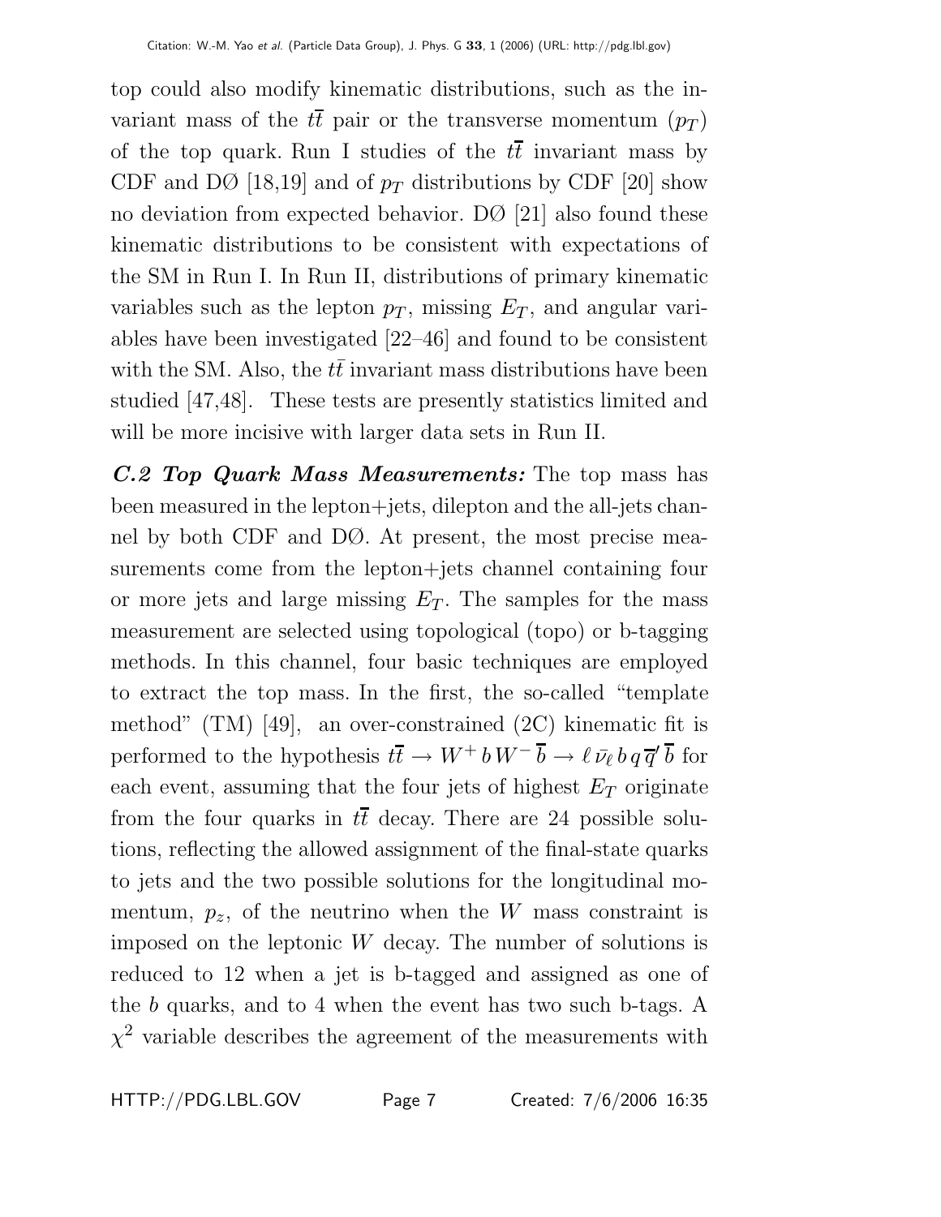top could also modify kinematic distributions, such as the invariant mass of the $t\overline{t}$ pair or the transverse momentum ($p_T$) of the top quark. Run I studies of the $t\overline{t}$ invariant mass by CDF and DØ [18,19] and of $p_T$ distributions by CDF [20] show no deviation from expected behavior. DØ [21] also found these kinematic distributions to be consistent with expectations of the SM in Run I. In Run II, distributions of primary kinematic variables such as the lepton $p_T$, missing $E_T$, and angular variables have been investigated [22–46] and found to be consistent with the SM. Also, the $t\bar{t}$ invariant mass distributions have been studied [47,48]. These tests are presently statistics limited and will be more incisive with larger data sets in Run II.

***C.2 Top Quark Mass Measurements:*** The top mass has been measured in the lepton+jets, dilepton and the all-jets channel by both CDF and DØ. At present, the most precise measurements come from the lepton+jets channel containing four or more jets and large missing $E_T$. The samples for the mass measurement are selected using topological (topo) or b-tagging methods. In this channel, four basic techniques are employed to extract the top mass. In the first, the so-called "template method" (TM) [49], an over-constrained (2C) kinematic fit is performed to the hypothesis $t\overline{t} \to W^+ \, b \, W^- \, \overline{b} \to \ell \, \bar{\nu}_\ell \, b \, q \, \overline{q}' \, \overline{b}$ for each event, assuming that the four jets of highest $E_T$ originate from the four quarks in $t\overline{t}$ decay. There are 24 possible solutions, reflecting the allowed assignment of the final-state quarks to jets and the two possible solutions for the longitudinal momentum, $p_z$, of the neutrino when the $W$ mass constraint is imposed on the leptonic $W$ decay. The number of solutions is reduced to 12 when a jet is b-tagged and assigned as one of the $b$ quarks, and to 4 when the event has two such b-tags. A $\chi^2$ variable describes the agreement of the measurements with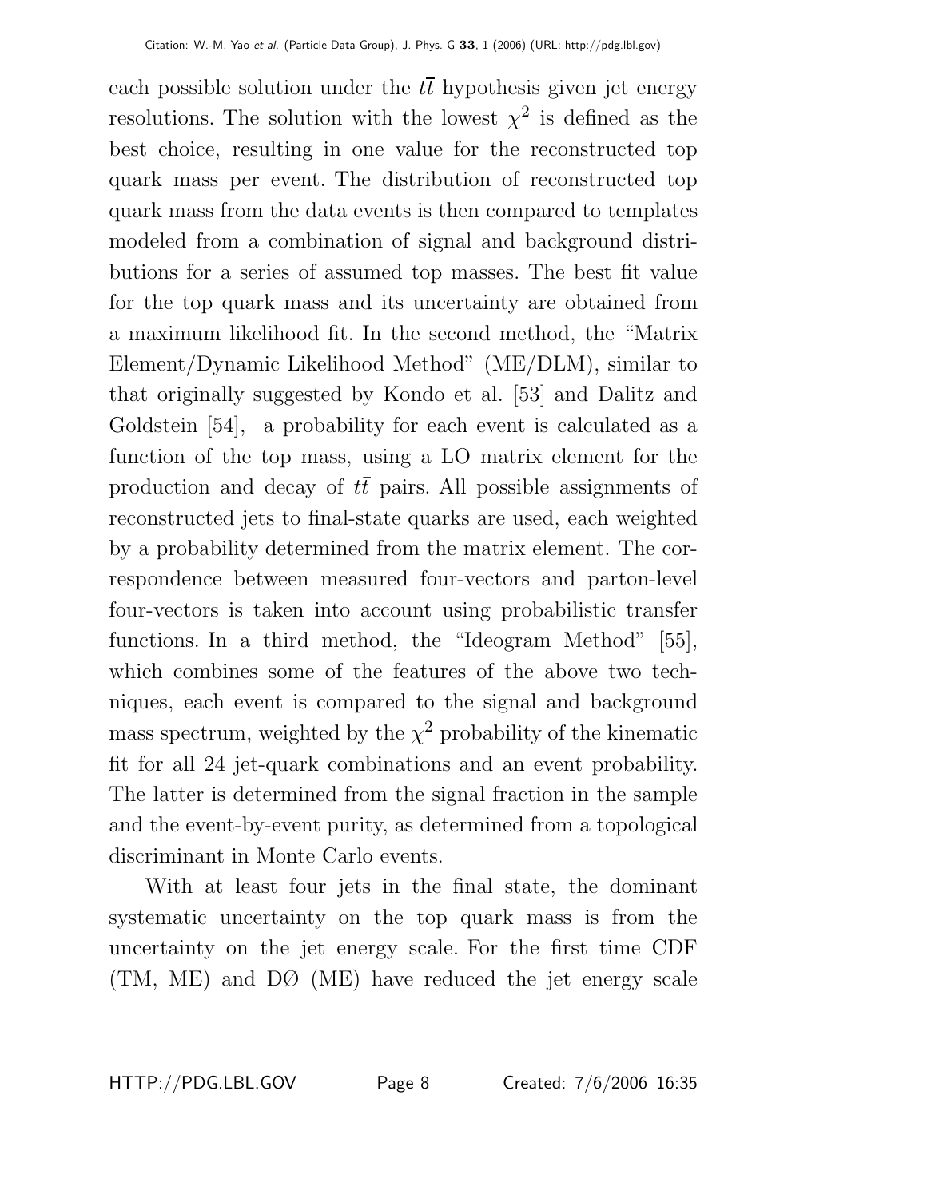each possible solution under the $t\overline{t}$ hypothesis given jet energy resolutions. The solution with the lowest $\chi^2$ is defined as the best choice, resulting in one value for the reconstructed top quark mass per event. The distribution of reconstructed top quark mass from the data events is then compared to templates modeled from a combination of signal and background distributions for a series of assumed top masses. The best fit value for the top quark mass and its uncertainty are obtained from a maximum likelihood fit. In the second method, the "Matrix Element/Dynamic Likelihood Method" (ME/DLM), similar to that originally suggested by Kondo et al. [53] and Dalitz and Goldstein [54], a probability for each event is calculated as a function of the top mass, using a LO matrix element for the production and decay of $t\overline{t}$ pairs. All possible assignments of reconstructed jets to final-state quarks are used, each weighted by a probability determined from the matrix element. The correspondence between measured four-vectors and parton-level four-vectors is taken into account using probabilistic transfer functions. In a third method, the "Ideogram Method" [55], which combines some of the features of the above two techniques, each event is compared to the signal and background mass spectrum, weighted by the $\chi^2$ probability of the kinematic fit for all 24 jet-quark combinations and an event probability. The latter is determined from the signal fraction in the sample and the event-by-event purity, as determined from a topological discriminant in Monte Carlo events.

With at least four jets in the final state, the dominant systematic uncertainty on the top quark mass is from the uncertainty on the jet energy scale. For the first time CDF (TM, ME) and DØ (ME) have reduced the jet energy scale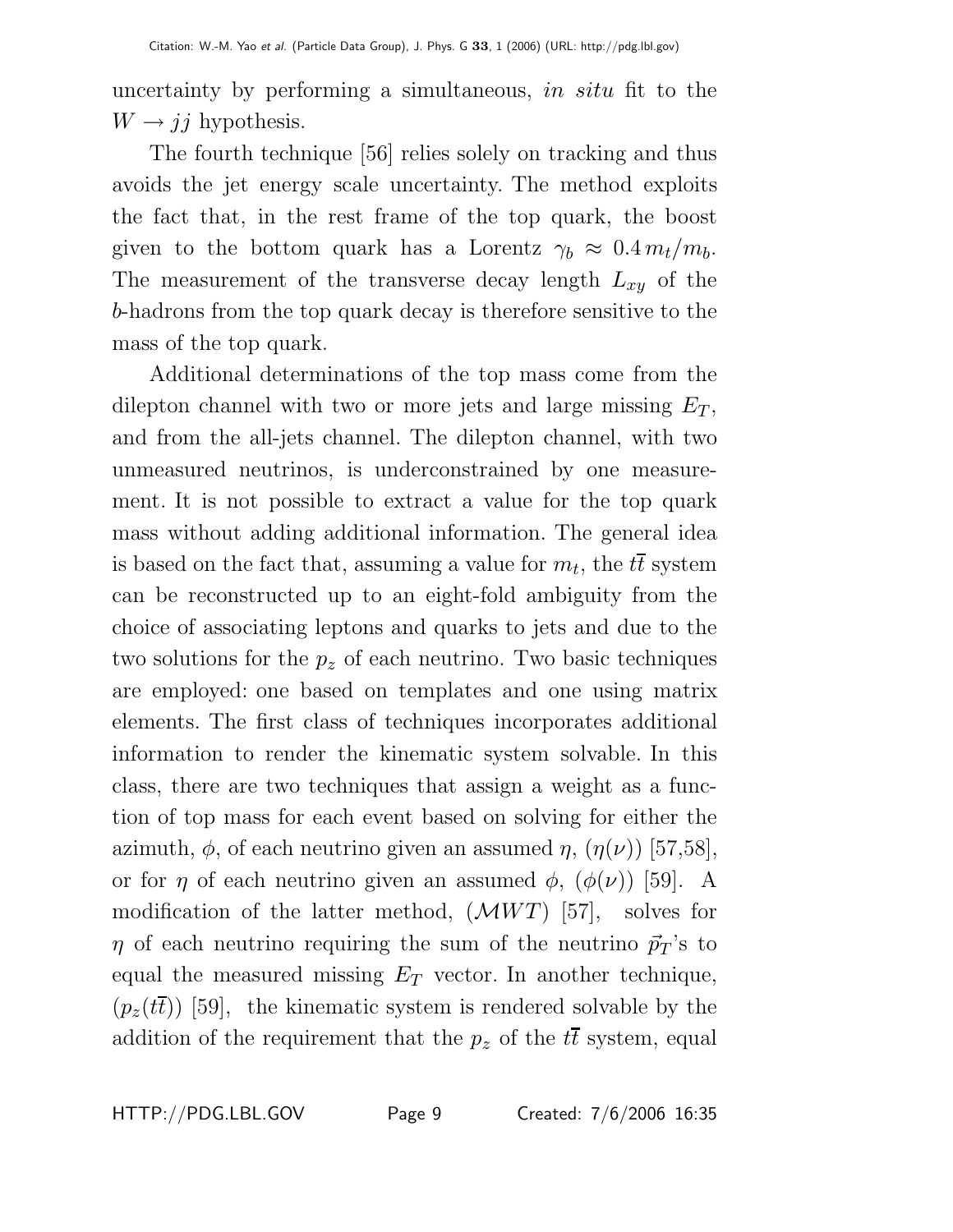uncertainty by performing a simultaneous, *in situ* fit to the $W \to jj$ hypothesis.

The fourth technique [56] relies solely on tracking and thus avoids the jet energy scale uncertainty. The method exploits the fact that, in the rest frame of the top quark, the boost given to the bottom quark has a Lorentz $\gamma_b \approx 0.4\, m_t/m_b$. The measurement of the transverse decay length $L_{xy}$ of the $b$-hadrons from the top quark decay is therefore sensitive to the mass of the top quark.

Additional determinations of the top mass come from the dilepton channel with two or more jets and large missing $E_T$, and from the all-jets channel. The dilepton channel, with two unmeasured neutrinos, is underconstrained by one measurement. It is not possible to extract a value for the top quark mass without adding additional information. The general idea is based on the fact that, assuming a value for $m_t$, the $t\overline{t}$ system can be reconstructed up to an eight-fold ambiguity from the choice of associating leptons and quarks to jets and due to the two solutions for the $p_z$ of each neutrino. Two basic techniques are employed: one based on templates and one using matrix elements. The first class of techniques incorporates additional information to render the kinematic system solvable. In this class, there are two techniques that assign a weight as a function of top mass for each event based on solving for either the azimuth, $\phi$, of each neutrino given an assumed $\eta$, ($\eta(\nu)$) [57,58], or for $\eta$ of each neutrino given an assumed $\phi$, ($\phi(\nu)$) [59]. A modification of the latter method, ($\mathcal{M}WT$) [57], solves for $\eta$ of each neutrino requiring the sum of the neutrino $\vec{p}_T$'s to equal the measured missing $E_T$ vector. In another technique, ($p_z(t\overline{t})$) [59], the kinematic system is rendered solvable by the addition of the requirement that the $p_z$ of the $t\overline{t}$ system, equal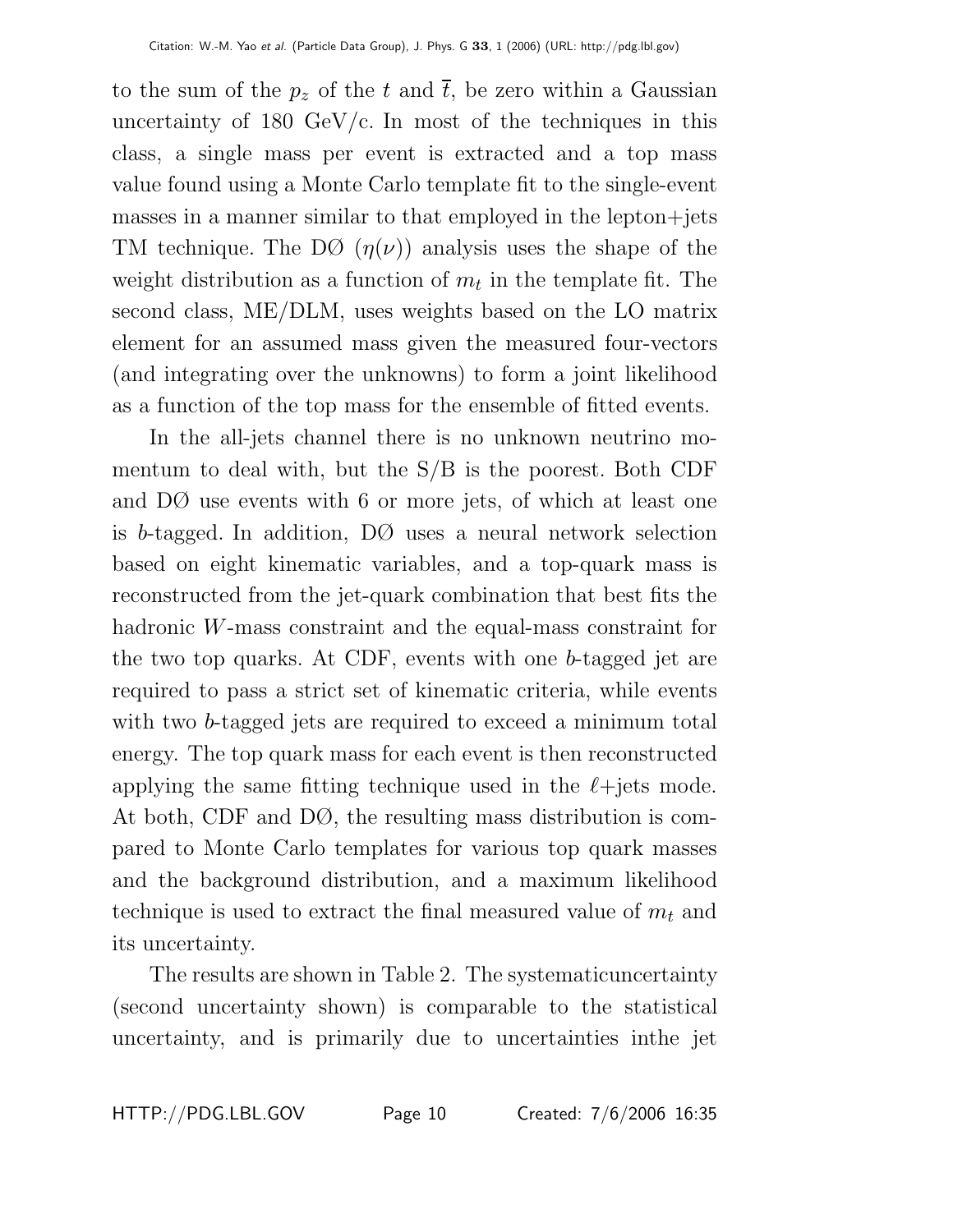to the sum of the $p_z$ of the $t$ and $\overline{t}$, be zero within a Gaussian uncertainty of 180 GeV/c. In most of the techniques in this class, a single mass per event is extracted and a top mass value found using a Monte Carlo template fit to the single-event masses in a manner similar to that employed in the lepton+jets TM technique. The DØ ($\eta(\nu)$) analysis uses the shape of the weight distribution as a function of $m_t$ in the template fit. The second class, ME/DLM, uses weights based on the LO matrix element for an assumed mass given the measured four-vectors (and integrating over the unknowns) to form a joint likelihood as a function of the top mass for the ensemble of fitted events.

In the all-jets channel there is no unknown neutrino momentum to deal with, but the S/B is the poorest. Both CDF and DØ use events with 6 or more jets, of which at least one is $b$-tagged. In addition, DØ uses a neural network selection based on eight kinematic variables, and a top-quark mass is reconstructed from the jet-quark combination that best fits the hadronic $W$-mass constraint and the equal-mass constraint for the two top quarks. At CDF, events with one $b$-tagged jet are required to pass a strict set of kinematic criteria, while events with two $b$-tagged jets are required to exceed a minimum total energy. The top quark mass for each event is then reconstructed applying the same fitting technique used in the $\ell$+jets mode. At both, CDF and DØ, the resulting mass distribution is compared to Monte Carlo templates for various top quark masses and the background distribution, and a maximum likelihood technique is used to extract the final measured value of $m_t$ and its uncertainty.

The results are shown in Table 2. The systematicuncertainty (second uncertainty shown) is comparable to the statistical uncertainty, and is primarily due to uncertainties inthe jet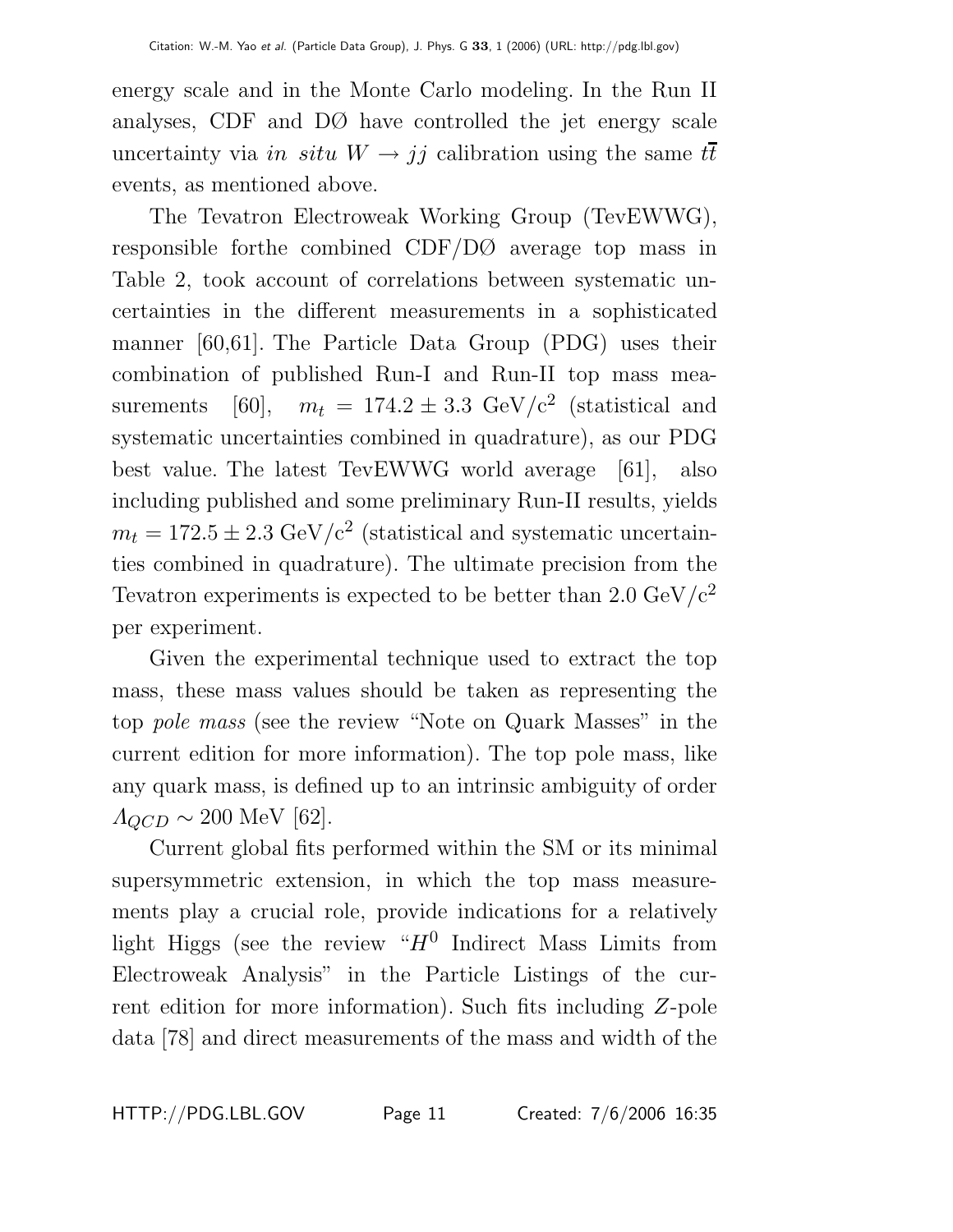energy scale and in the Monte Carlo modeling. In the Run II analyses, CDF and DØ have controlled the jet energy scale uncertainty via *in situ* $W \to jj$ calibration using the same $t\overline{t}$ events, as mentioned above.

The Tevatron Electroweak Working Group (TevEWWG), responsible forthe combined CDF/DØ average top mass in Table 2, took account of correlations between systematic uncertainties in the different measurements in a sophisticated manner [60,61]. The Particle Data Group (PDG) uses their combination of published Run-I and Run-II top mass measurements [60], $m_t = 174.2 \pm 3.3$ GeV/c$^2$ (statistical and systematic uncertainties combined in quadrature), as our PDG best value. The latest TevEWWG world average [61], also including published and some preliminary Run-II results, yields $m_t = 172.5 \pm 2.3$ GeV/c$^2$ (statistical and systematic uncertainties combined in quadrature). The ultimate precision from the Tevatron experiments is expected to be better than 2.0 GeV/c$^2$ per experiment.

Given the experimental technique used to extract the top mass, these mass values should be taken as representing the top *pole mass* (see the review "Note on Quark Masses" in the current edition for more information). The top pole mass, like any quark mass, is defined up to an intrinsic ambiguity of order $\Lambda_{QCD} \sim 200$ MeV [62].

Current global fits performed within the SM or its minimal supersymmetric extension, in which the top mass measurements play a crucial role, provide indications for a relatively light Higgs (see the review "$H^0$ Indirect Mass Limits from Electroweak Analysis" in the Particle Listings of the current edition for more information). Such fits including $Z$-pole data [78] and direct measurements of the mass and width of the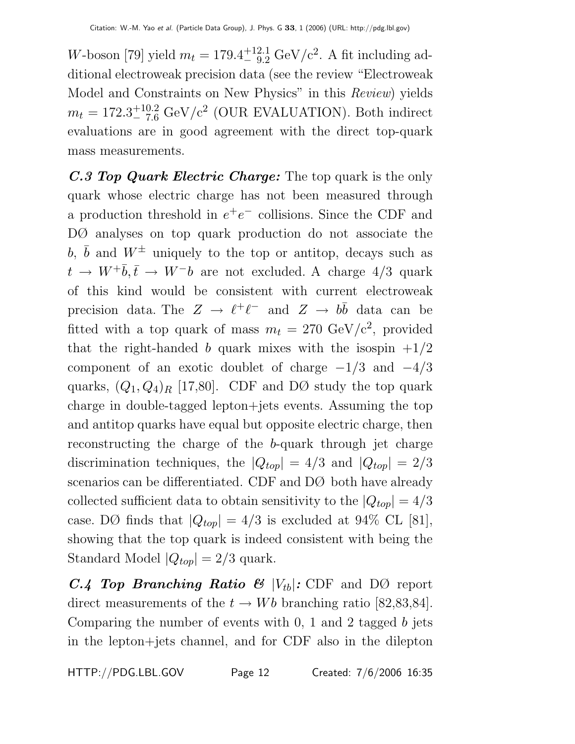$W$-boson [79] yield $m_t = 179.4^{+12.1}_{-\ 9.2}$ GeV/c$^2$. A fit including additional electroweak precision data (see the review "Electroweak Model and Constraints on New Physics" in this *Review*) yields $m_t = 172.3^{+10.2}_{-\ 7.6}$ GeV/c$^2$ (OUR EVALUATION). Both indirect evaluations are in good agreement with the direct top-quark mass measurements.

***C.3 Top Quark Electric Charge:*** The top quark is the only quark whose electric charge has not been measured through a production threshold in $e^+e^-$ collisions. Since the CDF and DØ analyses on top quark production do not associate the $b$, $\bar{b}$ and $W^{\pm}$ uniquely to the top or antitop, decays such as $t \to W^+\bar{b}, \bar{t} \to W^-b$ are not excluded. A charge 4/3 quark of this kind would be consistent with current electroweak precision data. The $Z \to \ell^+\ell^-$ and $Z \to b\bar{b}$ data can be fitted with a top quark of mass $m_t = 270$ GeV/c$^2$, provided that the right-handed $b$ quark mixes with the isospin +1/2 component of an exotic doublet of charge −1/3 and −4/3 quarks, $(Q_1, Q_4)_R$ [17,80]. CDF and DØ study the top quark charge in double-tagged lepton+jets events. Assuming the top and antitop quarks have equal but opposite electric charge, then reconstructing the charge of the $b$-quark through jet charge discrimination techniques, the $|Q_{top}| = 4/3$ and $|Q_{top}| = 2/3$ scenarios can be differentiated. CDF and DØ both have already collected sufficient data to obtain sensitivity to the $|Q_{top}| = 4/3$ case. DØ finds that $|Q_{top}| = 4/3$ is excluded at 94% CL [81], showing that the top quark is indeed consistent with being the Standard Model $|Q_{top}| = 2/3$ quark.

***C.4 Top Branching Ratio & $|V_{tb}|$:*** CDF and DØ report direct measurements of the $t \to Wb$ branching ratio [82,83,84]. Comparing the number of events with 0, 1 and 2 tagged $b$ jets in the lepton+jets channel, and for CDF also in the dilepton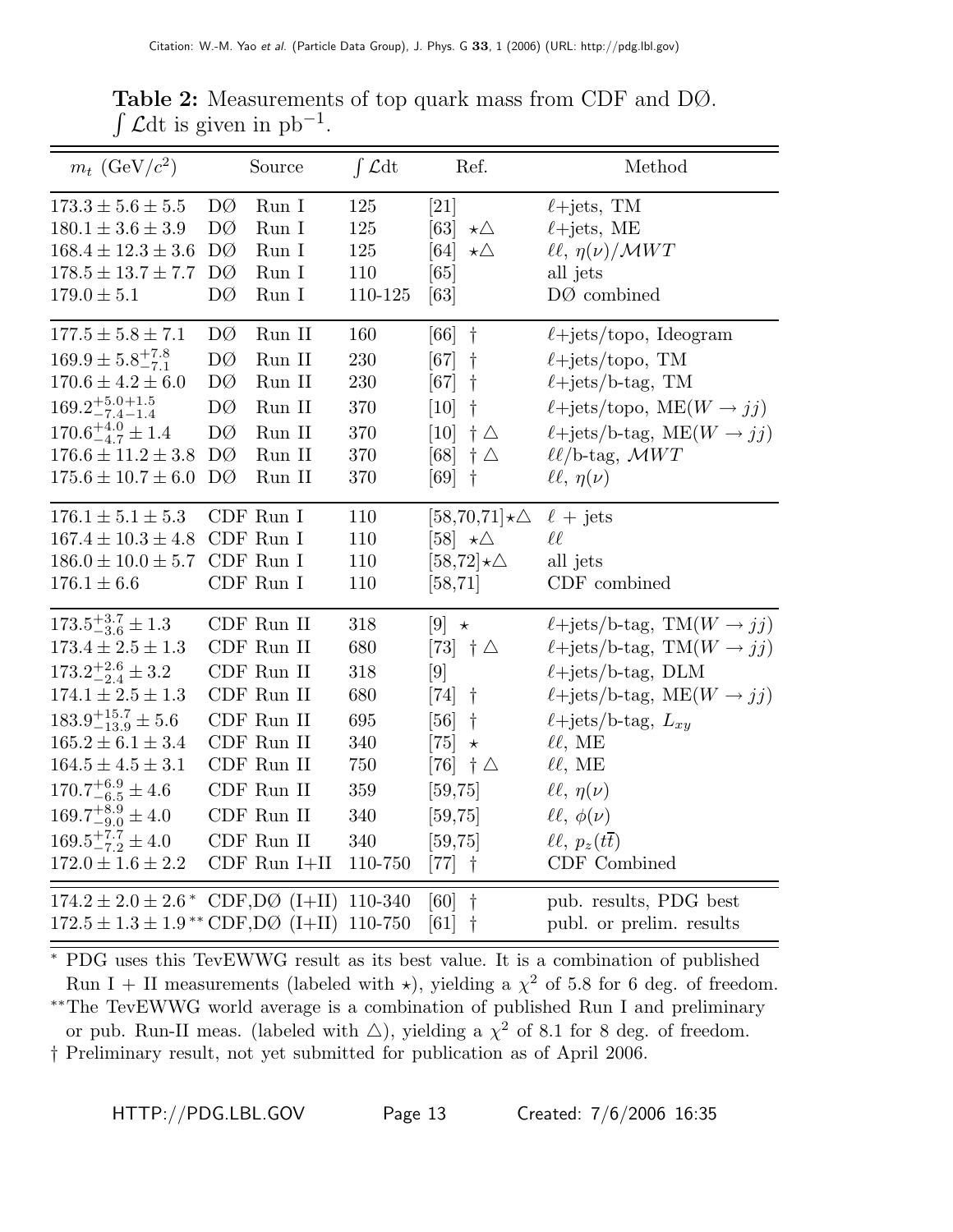**Table 2:** Measurements of top quark mass from CDF and DØ. $\int \mathcal{L}dt$ is given in $pb^{-1}$.

| $m_t$ (GeV/$c^2$) | Source | $\int \mathcal{L}dt$ | Ref. | Method |
|---|---|---|---|---|
| $173.3 \pm 5.6 \pm 5.5$ | DØ Run I | 125 | [21] | $\ell$+jets, TM |
| $180.1 \pm 3.6 \pm 3.9$ | DØ Run I | 125 | [63] $\star\triangle$ | $\ell$+jets, ME |
| $168.4 \pm 12.3 \pm 3.6$ | DØ Run I | 125 | [64] $\star\triangle$ | $\ell\ell$, $\eta(\nu)/\mathcal{M}WT$ |
| $178.5 \pm 13.7 \pm 7.7$ | DØ Run I | 110 | [65] | all jets |
| $179.0 \pm 5.1$ | DØ Run I | 110-125 | [63] | DØ combined |
| $177.5 \pm 5.8 \pm 7.1$ | DØ Run II | 160 | [66] † | $\ell$+jets/topo, Ideogram |
| $169.9 \pm 5.8^{+7.8}_{-7.1}$ | DØ Run II | 230 | [67] † | $\ell$+jets/topo, TM |
| $170.6 \pm 4.2 \pm 6.0$ | DØ Run II | 230 | [67] † | $\ell$+jets/b-tag, TM |
| $169.2^{+5.0+1.5}_{-7.4-1.4}$ | DØ Run II | 370 | [10] † | $\ell$+jets/topo, ME($W \to jj$) |
| $170.6^{+4.0}_{-4.7} \pm 1.4$ | DØ Run II | 370 | [10] † $\triangle$ | $\ell$+jets/b-tag, ME($W \to jj$) |
| $176.6 \pm 11.2 \pm 3.8$ | DØ Run II | 370 | [68] † $\triangle$ | $\ell\ell$/b-tag, $\mathcal{M}WT$ |
| $175.6 \pm 10.7 \pm 6.0$ | DØ Run II | 370 | [69] † | $\ell\ell$, $\eta(\nu)$ |
| $176.1 \pm 5.1 \pm 5.3$ | CDF Run I | 110 | [58,70,71]$\star\triangle$ | $\ell$ + jets |
| $167.4 \pm 10.3 \pm 4.8$ | CDF Run I | 110 | [58] $\star\triangle$ | $\ell\ell$ |
| $186.0 \pm 10.0 \pm 5.7$ | CDF Run I | 110 | [58,72]$\star\triangle$ | all jets |
| $176.1 \pm 6.6$ | CDF Run I | 110 | [58,71] | CDF combined |
| $173.5^{+3.7}_{-3.6} \pm 1.3$ | CDF Run II | 318 | [9] $\star$ | $\ell$+jets/b-tag, TM($W \to jj$) |
| $173.4 \pm 2.5 \pm 1.3$ | CDF Run II | 680 | [73] † $\triangle$ | $\ell$+jets/b-tag, TM($W \to jj$) |
| $173.2^{+2.6}_{-2.4} \pm 3.2$ | CDF Run II | 318 | [9] | $\ell$+jets/b-tag, DLM |
| $174.1 \pm 2.5 \pm 1.3$ | CDF Run II | 680 | [74] † | $\ell$+jets/b-tag, ME($W \to jj$) |
| $183.9^{+15.7}_{-13.9} \pm 5.6$ | CDF Run II | 695 | [56] † | $\ell$+jets/b-tag, $L_{xy}$ |
| $165.2 \pm 6.1 \pm 3.4$ | CDF Run II | 340 | [75] $\star$ | $\ell\ell$, ME |
| $164.5 \pm 4.5 \pm 3.1$ | CDF Run II | 750 | [76] † $\triangle$ | $\ell\ell$, ME |
| $170.7^{+6.9}_{-6.5} \pm 4.6$ | CDF Run II | 359 | [59,75] | $\ell\ell$, $\eta(\nu)$ |
| $169.7^{+8.9}_{-9.0} \pm 4.0$ | CDF Run II | 340 | [59,75] | $\ell\ell$, $\phi(\nu)$ |
| $169.5^{+7.7}_{-7.2} \pm 4.0$ | CDF Run II | 340 | [59,75] | $\ell\ell$, $p_z(t\bar{t})$ |
| $172.0 \pm 1.6 \pm 2.2$ | CDF Run I+II | 110-750 | [77] † | CDF Combined |
| $174.2 \pm 2.0 \pm 2.6$ * | CDF,DØ (I+II) | 110-340 | [60] † | pub. results, PDG best |
| $172.5 \pm 1.3 \pm 1.9$ ** | CDF,DØ (I+II) | 110-750 | [61] † | publ. or prelim. results |

\* PDG uses this TevEWWG result as its best value. It is a combination of published Run I + II measurements (labeled with $\star$), yielding a $\chi^2$ of 5.8 for 6 deg. of freedom.

\*\*The TevEWWG world average is a combination of published Run I and preliminary or pub. Run-II meas. (labeled with $\triangle$), yielding a $\chi^2$ of 8.1 for 8 deg. of freedom.

† Preliminary result, not yet submitted for publication as of April 2006.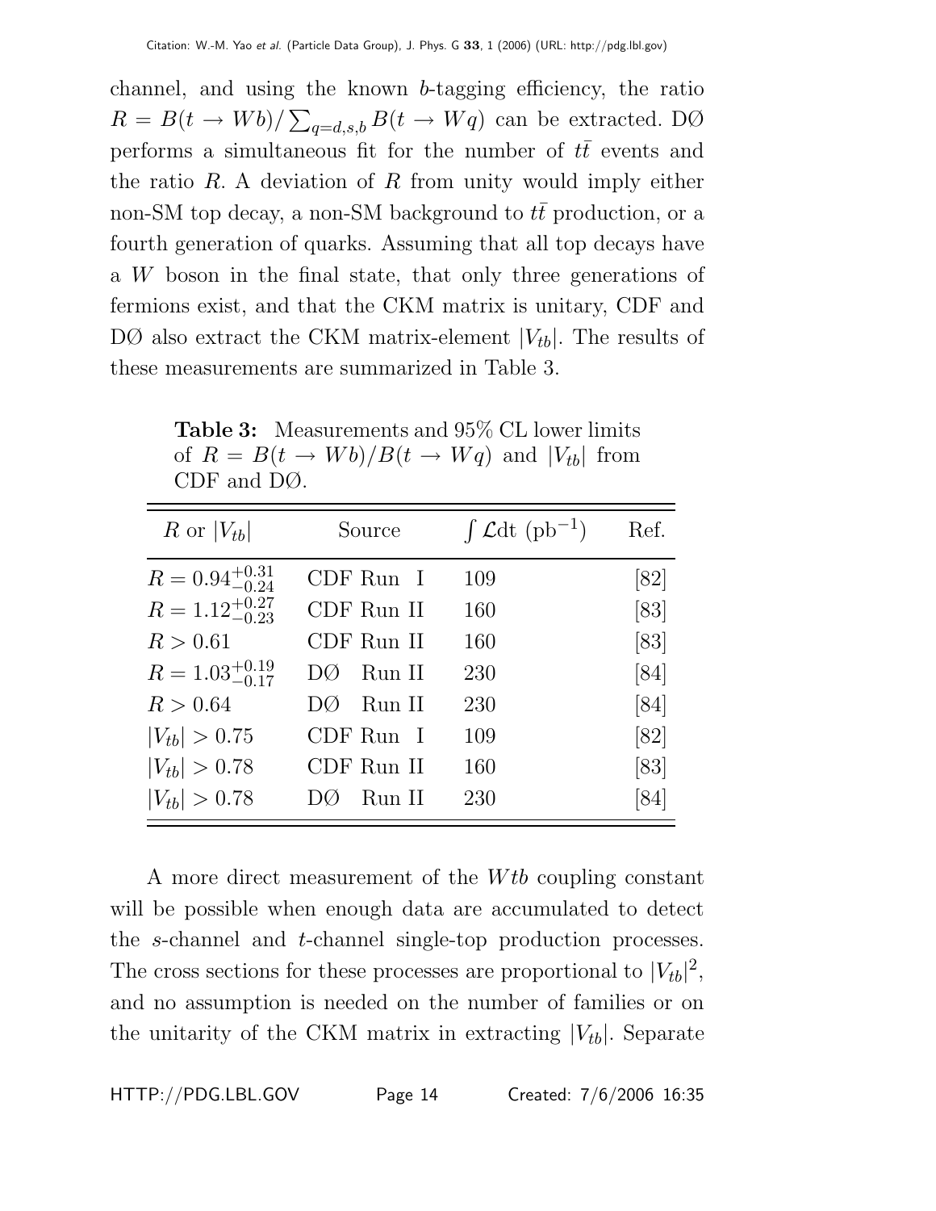channel, and using the known $b$-tagging efficiency, the ratio $R = B(t \to Wb)/\sum_{q=d,s,b} B(t \to Wq)$ can be extracted. DØ performs a simultaneous fit for the number of $t\bar{t}$ events and the ratio $R$. A deviation of $R$ from unity would imply either non-SM top decay, a non-SM background to $t\bar{t}$ production, or a fourth generation of quarks. Assuming that all top decays have a $W$ boson in the final state, that only three generations of fermions exist, and that the CKM matrix is unitary, CDF and DØ also extract the CKM matrix-element $|V_{tb}|$. The results of these measurements are summarized in Table 3.

**Table 3:** Measurements and 95% CL lower limits of $R = B(t \to Wb)/B(t \to Wq)$ and $|V_{tb}|$ from CDF and DØ.

| $R$ or $\lvert V_{tb} \rvert$ | Source | $\int \mathcal{L}$dt (pb$^{-1}$) | Ref. |
|---|---|---|---|
| $R = 0.94^{+0.31}_{-0.24}$ | CDF Run I | 109 | [82] |
| $R = 1.12^{+0.27}_{-0.23}$ | CDF Run II | 160 | [83] |
| $R > 0.61$ | CDF Run II | 160 | [83] |
| $R = 1.03^{+0.19}_{-0.17}$ | DØ Run II | 230 | [84] |
| $R > 0.64$ | DØ Run II | 230 | [84] |
| $\lvert V_{tb} \rvert > 0.75$ | CDF Run I | 109 | [82] |
| $\lvert V_{tb} \rvert > 0.78$ | CDF Run II | 160 | [83] |
| $\lvert V_{tb} \rvert > 0.78$ | DØ Run II | 230 | [84] |

A more direct measurement of the $Wtb$ coupling constant will be possible when enough data are accumulated to detect the $s$-channel and $t$-channel single-top production processes. The cross sections for these processes are proportional to $|V_{tb}|^2$, and no assumption is needed on the number of families or on the unitarity of the CKM matrix in extracting $|V_{tb}|$. Separate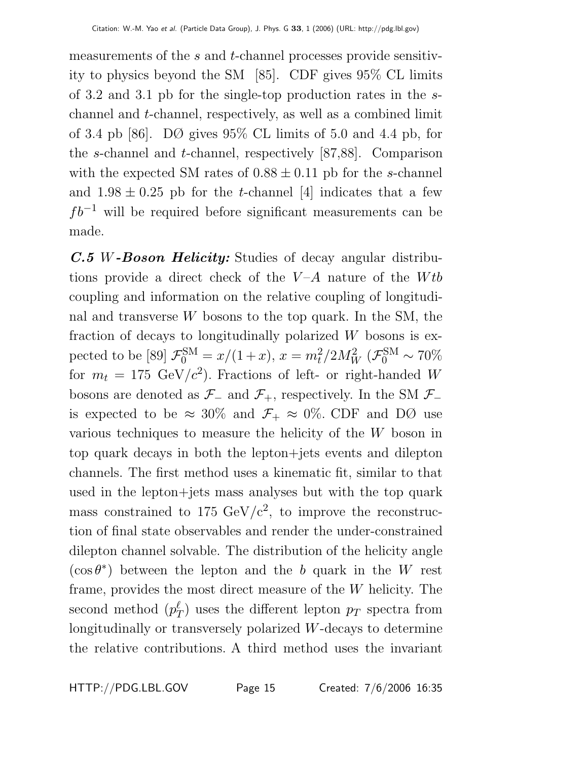measurements of the $s$ and $t$-channel processes provide sensitivity to physics beyond the SM [85]. CDF gives 95% CL limits of 3.2 and 3.1 pb for the single-top production rates in the $s$-channel and $t$-channel, respectively, as well as a combined limit of 3.4 pb [86]. DØ gives 95% CL limits of 5.0 and 4.4 pb, for the $s$-channel and $t$-channel, respectively [87,88]. Comparison with the expected SM rates of $0.88 \pm 0.11$ pb for the $s$-channel and $1.98 \pm 0.25$ pb for the $t$-channel [4] indicates that a few $fb^{-1}$ will be required before significant measurements can be made.

***C.5 $W$-Boson Helicity:*** Studies of decay angular distributions provide a direct check of the $V$–$A$ nature of the $Wtb$ coupling and information on the relative coupling of longitudinal and transverse $W$ bosons to the top quark. In the SM, the fraction of decays to longitudinally polarized $W$ bosons is expected to be [89] $\mathcal{F}_0^{\rm SM} = x/(1+x)$, $x = m_t^2/2M_W^2$ ($\mathcal{F}_0^{\rm SM} \sim 70\%$ for $m_t = 175$ GeV/$c^2$). Fractions of left- or right-handed $W$ bosons are denoted as $\mathcal{F}_-$ and $\mathcal{F}_+$, respectively. In the SM $\mathcal{F}_-$ is expected to be $\approx 30\%$ and $\mathcal{F}_+ \approx 0\%$. CDF and DØ use various techniques to measure the helicity of the $W$ boson in top quark decays in both the lepton+jets events and dilepton channels. The first method uses a kinematic fit, similar to that used in the lepton+jets mass analyses but with the top quark mass constrained to 175 GeV/c$^2$, to improve the reconstruction of final state observables and render the under-constrained dilepton channel solvable. The distribution of the helicity angle ($\cos\theta^*$) between the lepton and the $b$ quark in the $W$ rest frame, provides the most direct measure of the $W$ helicity. The second method ($p_T^\ell$) uses the different lepton $p_T$ spectra from longitudinally or transversely polarized $W$-decays to determine the relative contributions. A third method uses the invariant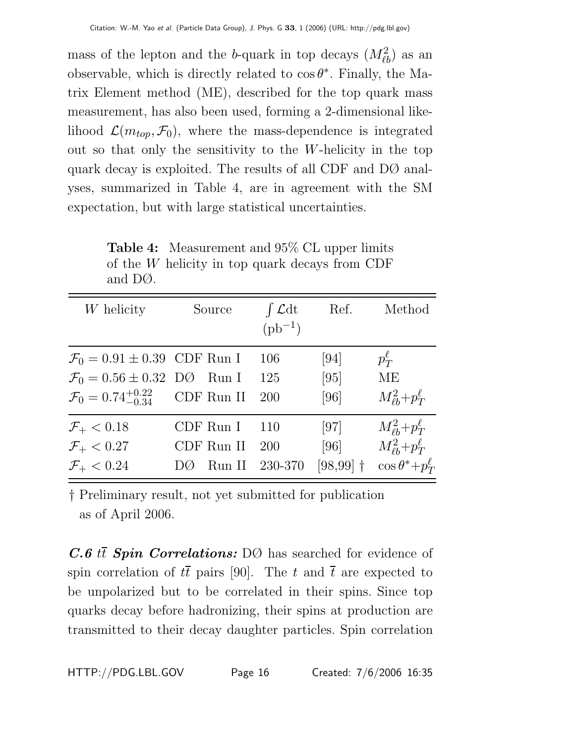mass of the lepton and the $b$-quark in top decays ($M^2_{\ell b}$) as an observable, which is directly related to $\cos\theta^*$. Finally, the Matrix Element method (ME), described for the top quark mass measurement, has also been used, forming a 2-dimensional likelihood $\mathcal{L}(m_{top}, \mathcal{F}_0)$, where the mass-dependence is integrated out so that only the sensitivity to the $W$-helicity in the top quark decay is exploited. The results of all CDF and DØ analyses, summarized in Table 4, are in agreement with the SM expectation, but with large statistical uncertainties.

**Table 4:** Measurement and 95% CL upper limits of the $W$ helicity in top quark decays from CDF and DØ.

| $W$ helicity | Source | $\int \mathcal{L}$dt ($\text{pb}^{-1}$) | Ref. | Method |
|---|---|---|---|---|
| $\mathcal{F}_0 = 0.91 \pm 0.39$ | CDF Run I | 106 | [94] | $p_T^\ell$ |
| $\mathcal{F}_0 = 0.56 \pm 0.32$ | DØ Run I | 125 | [95] | ME |
| $\mathcal{F}_0 = 0.74^{+0.22}_{-0.34}$ | CDF Run II | 200 | [96] | $M^2_{\ell b}$+$p_T^\ell$ |
| $\mathcal{F}_+ < 0.18$ | CDF Run I | 110 | [97] | $M^2_{\ell b}$+$p_T^\ell$ |
| $\mathcal{F}_+ < 0.27$ | CDF Run II | 200 | [96] | $M^2_{\ell b}$+$p_T^\ell$ |
| $\mathcal{F}_+ < 0.24$ | DØ Run II | 230-370 | [98,99] † | $\cos\theta^*$+$p_T^\ell$ |

† Preliminary result, not yet submitted for publication as of April 2006.

***C.6 $t\bar{t}$ Spin Correlations:*** DØ has searched for evidence of spin correlation of $t\bar{t}$ pairs [90]. The $t$ and $\bar{t}$ are expected to be unpolarized but to be correlated in their spins. Since top quarks decay before hadronizing, their spins at production are transmitted to their decay daughter particles. Spin correlation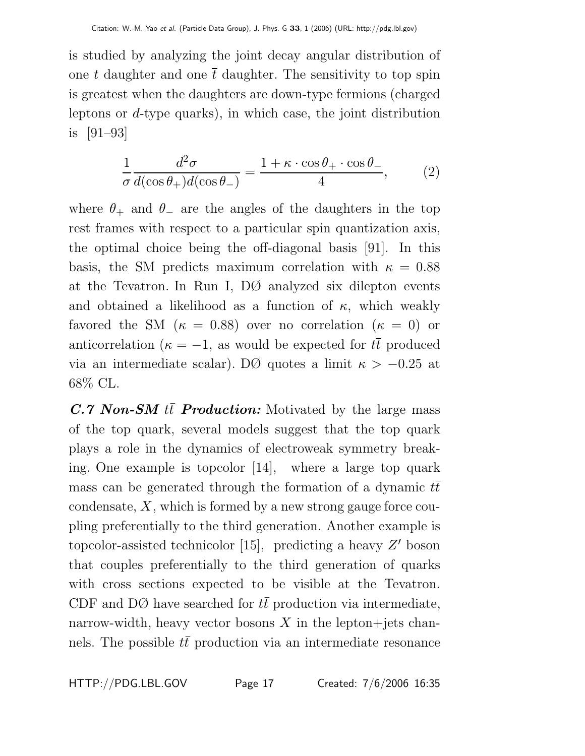is studied by analyzing the joint decay angular distribution of one $t$ daughter and one $\overline{t}$ daughter. The sensitivity to top spin is greatest when the daughters are down-type fermions (charged leptons or $d$-type quarks), in which case, the joint distribution is [91–93]

$$\frac{1}{\sigma}\frac{d^2\sigma}{d(\cos\theta_+)d(\cos\theta_-)} = \frac{1 + \kappa \cdot \cos\theta_+ \cdot \cos\theta_-}{4}, \qquad (2)$$

where $\theta_+$ and $\theta_-$ are the angles of the daughters in the top rest frames with respect to a particular spin quantization axis, the optimal choice being the off-diagonal basis [91]. In this basis, the SM predicts maximum correlation with $\kappa = 0.88$ at the Tevatron. In Run I, DØ analyzed six dilepton events and obtained a likelihood as a function of $\kappa$, which weakly favored the SM ($\kappa = 0.88$) over no correlation ($\kappa = 0$) or anticorrelation ($\kappa = -1$, as would be expected for $t\overline{t}$ produced via an intermediate scalar). DØ quotes a limit $\kappa > -0.25$ at 68% CL.

***C.7 Non-SM $t\bar{t}$ Production:*** Motivated by the large mass of the top quark, several models suggest that the top quark plays a role in the dynamics of electroweak symmetry breaking. One example is topcolor [14], where a large top quark mass can be generated through the formation of a dynamic $t\bar{t}$ condensate, $X$, which is formed by a new strong gauge force coupling preferentially to the third generation. Another example is topcolor-assisted technicolor [15], predicting a heavy $Z'$ boson that couples preferentially to the third generation of quarks with cross sections expected to be visible at the Tevatron. CDF and DØ have searched for $t\bar{t}$ production via intermediate, narrow-width, heavy vector bosons $X$ in the lepton+jets channels. The possible $t\bar{t}$ production via an intermediate resonance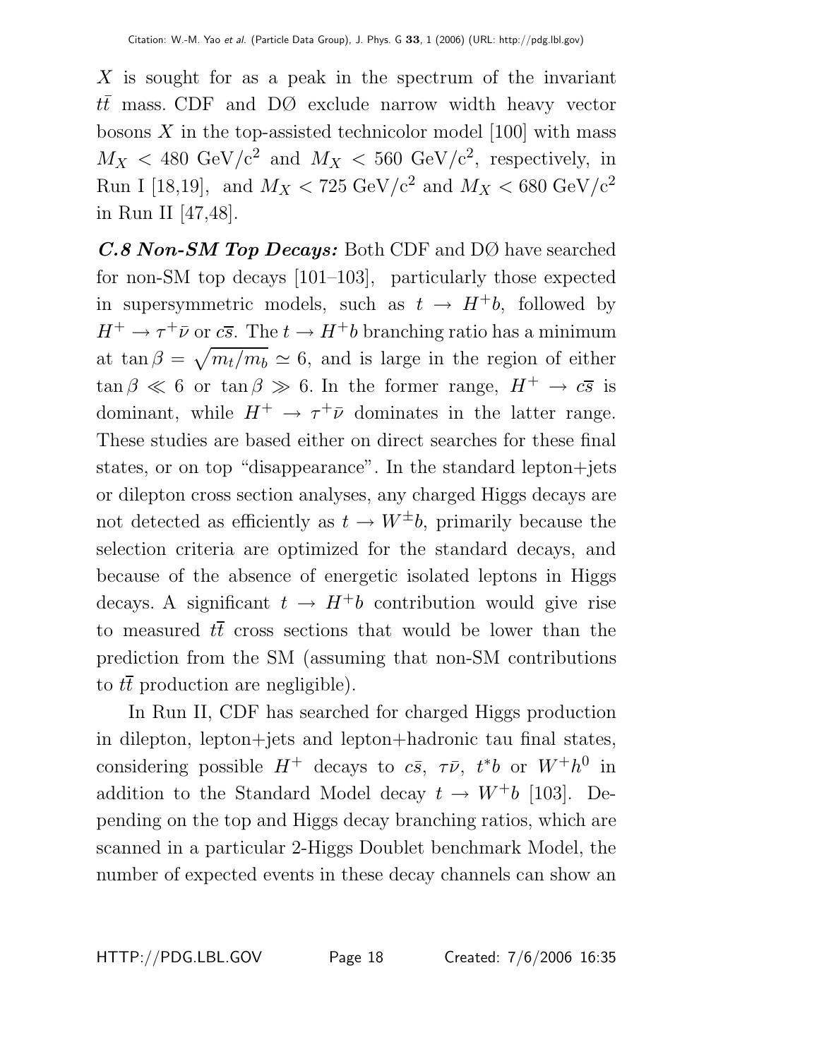$X$ is sought for as a peak in the spectrum of the invariant $t\bar{t}$ mass. CDF and DØ exclude narrow width heavy vector bosons $X$ in the top-assisted technicolor model [100] with mass $M_X < 480$ GeV/c$^2$ and $M_X < 560$ GeV/c$^2$, respectively, in Run I [18,19], and $M_X < 725$ GeV/c$^2$ and $M_X < 680$ GeV/c$^2$ in Run II [47,48].

***C.8 Non-SM Top Decays:*** Both CDF and DØ have searched for non-SM top decays [101–103], particularly those expected in supersymmetric models, such as $t \to H^+ b$, followed by $H^+ \to \tau^+ \bar{\nu}$ or $c\bar{s}$. The $t \to H^+ b$ branching ratio has a minimum at $\tan\beta = \sqrt{m_t/m_b} \simeq 6$, and is large in the region of either $\tan\beta \ll 6$ or $\tan\beta \gg 6$. In the former range, $H^+ \to c\bar{s}$ is dominant, while $H^+ \to \tau^+ \bar{\nu}$ dominates in the latter range. These studies are based either on direct searches for these final states, or on top "disappearance". In the standard lepton+jets or dilepton cross section analyses, any charged Higgs decays are not detected as efficiently as $t \to W^{\pm} b$, primarily because the selection criteria are optimized for the standard decays, and because of the absence of energetic isolated leptons in Higgs decays. A significant $t \to H^+ b$ contribution would give rise to measured $t\bar{t}$ cross sections that would be lower than the prediction from the SM (assuming that non-SM contributions to $t\bar{t}$ production are negligible).

In Run II, CDF has searched for charged Higgs production in dilepton, lepton+jets and lepton+hadronic tau final states, considering possible $H^+$ decays to $c\bar{s}$, $\tau\bar{\nu}$, $t^* b$ or $W^+ h^0$ in addition to the Standard Model decay $t \to W^+ b$ [103]. Depending on the top and Higgs decay branching ratios, which are scanned in a particular 2-Higgs Doublet benchmark Model, the number of expected events in these decay channels can show an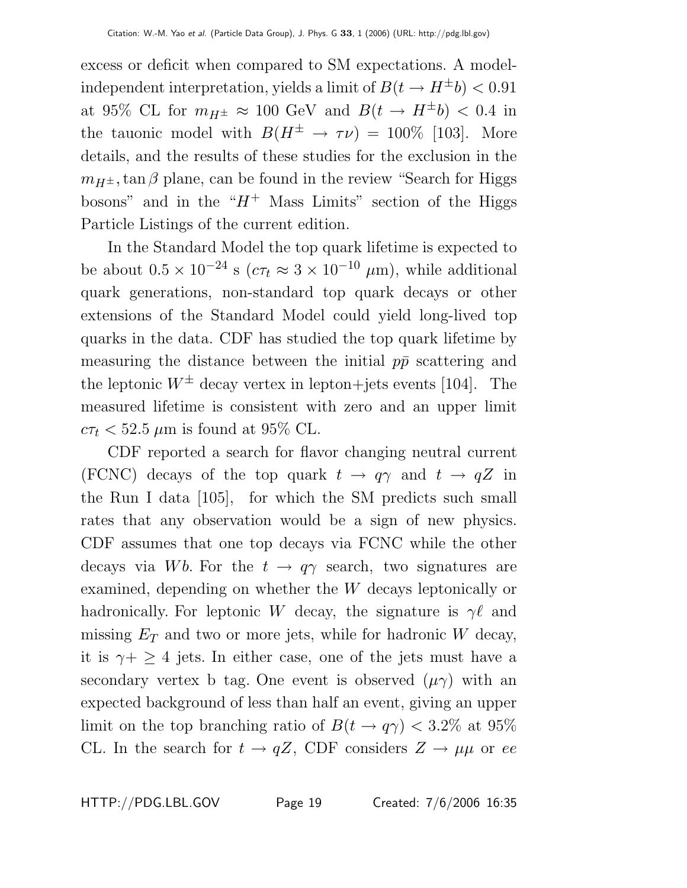excess or deficit when compared to SM expectations. A model-independent interpretation, yields a limit of $B(t \to H^{\pm}b) < 0.91$ at 95% CL for $m_{H^{\pm}} \approx 100$ GeV and $B(t \to H^{\pm}b) < 0.4$ in the tauonic model with $B(H^{\pm} \to \tau\nu) = 100\%$ [103]. More details, and the results of these studies for the exclusion in the $m_{H^{\pm}}, \tan\beta$ plane, can be found in the review "Search for Higgs bosons" and in the "$H^{+}$ Mass Limits" section of the Higgs Particle Listings of the current edition.

In the Standard Model the top quark lifetime is expected to be about $0.5 \times 10^{-24}$ s ($c\tau_t \approx 3 \times 10^{-10}$ $\mu$m), while additional quark generations, non-standard top quark decays or other extensions of the Standard Model could yield long-lived top quarks in the data. CDF has studied the top quark lifetime by measuring the distance between the initial $p\bar{p}$ scattering and the leptonic $W^{\pm}$ decay vertex in lepton+jets events [104]. The measured lifetime is consistent with zero and an upper limit $c\tau_t < 52.5$ $\mu$m is found at 95% CL.

CDF reported a search for flavor changing neutral current (FCNC) decays of the top quark $t \to q\gamma$ and $t \to qZ$ in the Run I data [105], for which the SM predicts such small rates that any observation would be a sign of new physics. CDF assumes that one top decays via FCNC while the other decays via $Wb$. For the $t \to q\gamma$ search, two signatures are examined, depending on whether the $W$ decays leptonically or hadronically. For leptonic $W$ decay, the signature is $\gamma\ell$ and missing $E_T$ and two or more jets, while for hadronic $W$ decay, it is $\gamma + \geq 4$ jets. In either case, one of the jets must have a secondary vertex b tag. One event is observed ($\mu\gamma$) with an expected background of less than half an event, giving an upper limit on the top branching ratio of $B(t \to q\gamma) < 3.2\%$ at 95% CL. In the search for $t \to qZ$, CDF considers $Z \to \mu\mu$ or $ee$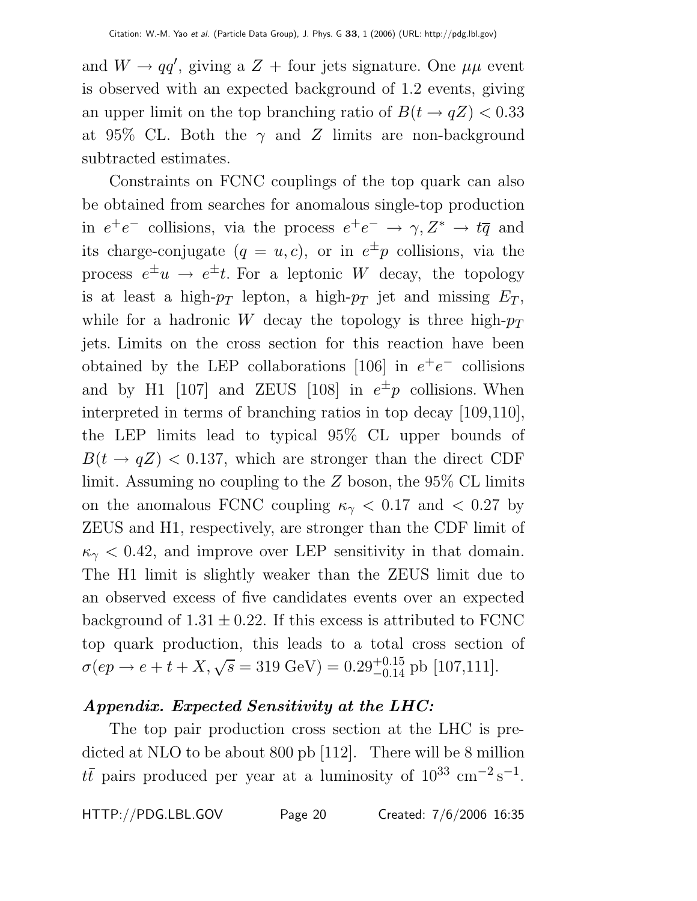and $W \to qq'$, giving a $Z$ + four jets signature. One $\mu\mu$ event is observed with an expected background of 1.2 events, giving an upper limit on the top branching ratio of $B(t \to qZ) < 0.33$ at 95% CL. Both the $\gamma$ and $Z$ limits are non-background subtracted estimates.

Constraints on FCNC couplings of the top quark can also be obtained from searches for anomalous single-top production in $e^+e^-$ collisions, via the process $e^+e^- \to \gamma, Z^* \to t\overline{q}$ and its charge-conjugate ($q = u, c$), or in $e^{\pm}p$ collisions, via the process $e^{\pm}u \to e^{\pm}t$. For a leptonic $W$ decay, the topology is at least a high-$p_T$ lepton, a high-$p_T$ jet and missing $E_T$, while for a hadronic $W$ decay the topology is three high-$p_T$ jets. Limits on the cross section for this reaction have been obtained by the LEP collaborations [106] in $e^+e^-$ collisions and by H1 [107] and ZEUS [108] in $e^{\pm}p$ collisions. When interpreted in terms of branching ratios in top decay [109,110], the LEP limits lead to typical 95% CL upper bounds of $B(t \to qZ) < 0.137$, which are stronger than the direct CDF limit. Assuming no coupling to the $Z$ boson, the 95% CL limits on the anomalous FCNC coupling $\kappa_\gamma < 0.17$ and $< 0.27$ by ZEUS and H1, respectively, are stronger than the CDF limit of $\kappa_\gamma < 0.42$, and improve over LEP sensitivity in that domain. The H1 limit is slightly weaker than the ZEUS limit due to an observed excess of five candidates events over an expected background of $1.31 \pm 0.22$. If this excess is attributed to FCNC top quark production, this leads to a total cross section of $\sigma(ep \to e + t + X, \sqrt{s} = 319 \text{ GeV}) = 0.29^{+0.15}_{-0.14}$ pb [107,111].

### *Appendix. Expected Sensitivity at the LHC:*

The top pair production cross section at the LHC is predicted at NLO to be about 800 pb [112]. There will be 8 million $t\bar{t}$ pairs produced per year at a luminosity of $10^{33}$ cm$^{-2}$ s$^{-1}$.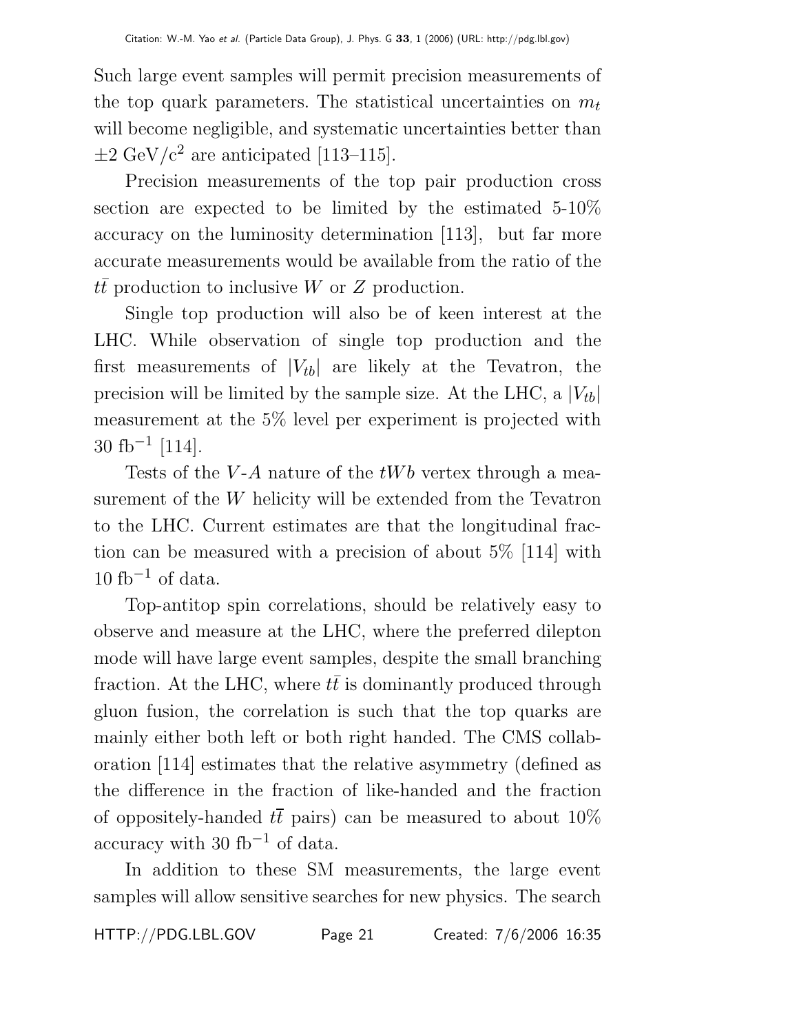Such large event samples will permit precision measurements of the top quark parameters. The statistical uncertainties on $m_t$ will become negligible, and systematic uncertainties better than $\pm 2$ GeV/c$^2$ are anticipated [113–115].

Precision measurements of the top pair production cross section are expected to be limited by the estimated 5-10% accuracy on the luminosity determination [113], but far more accurate measurements would be available from the ratio of the $t\bar{t}$ production to inclusive $W$ or $Z$ production.

Single top production will also be of keen interest at the LHC. While observation of single top production and the first measurements of $|V_{tb}|$ are likely at the Tevatron, the precision will be limited by the sample size. At the LHC, a $|V_{tb}|$ measurement at the 5% level per experiment is projected with 30 fb$^{-1}$ [114].

Tests of the $V$-$A$ nature of the $tWb$ vertex through a measurement of the $W$ helicity will be extended from the Tevatron to the LHC. Current estimates are that the longitudinal fraction can be measured with a precision of about 5% [114] with 10 fb$^{-1}$ of data.

Top-antitop spin correlations, should be relatively easy to observe and measure at the LHC, where the preferred dilepton mode will have large event samples, despite the small branching fraction. At the LHC, where $t\bar{t}$ is dominantly produced through gluon fusion, the correlation is such that the top quarks are mainly either both left or both right handed. The CMS collaboration [114] estimates that the relative asymmetry (defined as the difference in the fraction of like-handed and the fraction of oppositely-handed $t\overline{t}$ pairs) can be measured to about 10% accuracy with 30 fb$^{-1}$ of data.

In addition to these SM measurements, the large event samples will allow sensitive searches for new physics. The search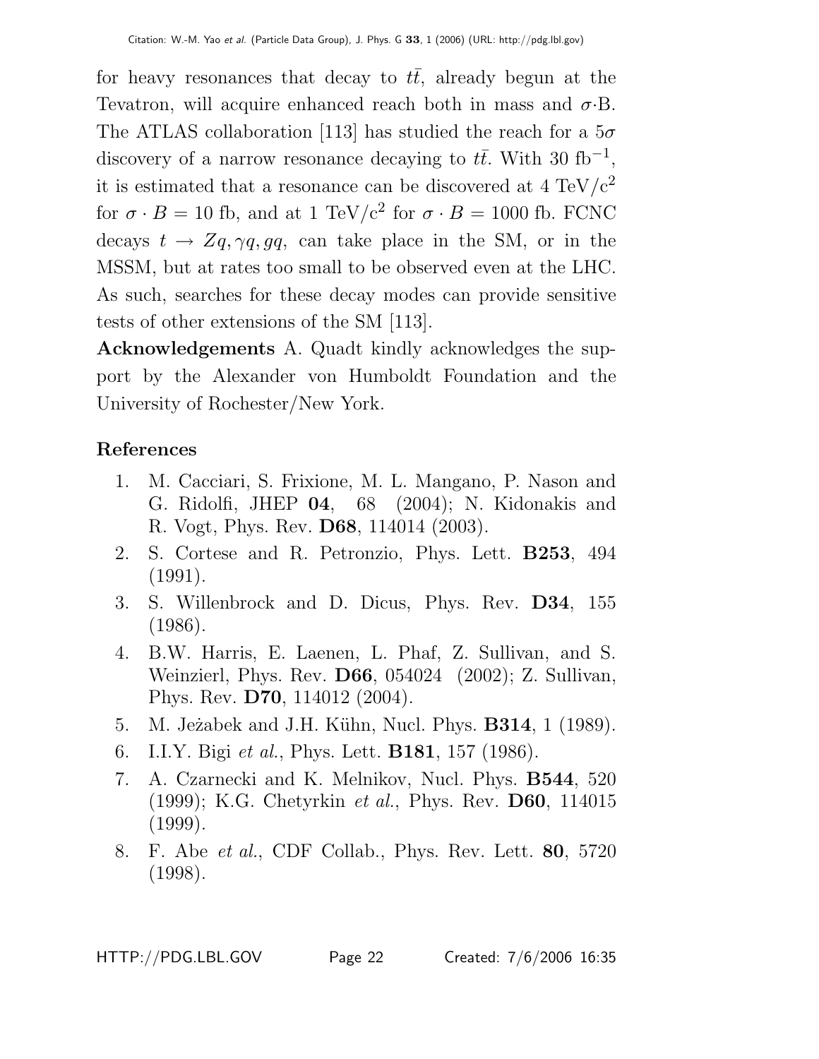for heavy resonances that decay to $t\bar{t}$, already begun at the Tevatron, will acquire enhanced reach both in mass and $\sigma$·B. The ATLAS collaboration [113] has studied the reach for a $5\sigma$ discovery of a narrow resonance decaying to $t\bar{t}$. With 30 fb$^{-1}$, it is estimated that a resonance can be discovered at 4 TeV/c$^2$ for $\sigma \cdot B = 10$ fb, and at 1 TeV/c$^2$ for $\sigma \cdot B = 1000$ fb. FCNC decays $t \to Zq, \gamma q, gq$, can take place in the SM, or in the MSSM, but at rates too small to be observed even at the LHC. As such, searches for these decay modes can provide sensitive tests of other extensions of the SM [113].

**Acknowledgements** A. Quadt kindly acknowledges the support by the Alexander von Humboldt Foundation and the University of Rochester/New York.

## References

1. M. Cacciari, S. Frixione, M. L. Mangano, P. Nason and G. Ridolfi, JHEP **04**, 68 (2004); N. Kidonakis and R. Vogt, Phys. Rev. **D68**, 114014 (2003).
2. S. Cortese and R. Petronzio, Phys. Lett. **B253**, 494 (1991).
3. S. Willenbrock and D. Dicus, Phys. Rev. **D34**, 155 (1986).
4. B.W. Harris, E. Laenen, L. Phaf, Z. Sullivan, and S. Weinzierl, Phys. Rev. **D66**, 054024 (2002); Z. Sullivan, Phys. Rev. **D70**, 114012 (2004).
5. M. Jeżabek and J.H. Kühn, Nucl. Phys. **B314**, 1 (1989).
6. I.I.Y. Bigi *et al.*, Phys. Lett. **B181**, 157 (1986).
7. A. Czarnecki and K. Melnikov, Nucl. Phys. **B544**, 520 (1999); K.G. Chetyrkin *et al.*, Phys. Rev. **D60**, 114015 (1999).
8. F. Abe *et al.*, CDF Collab., Phys. Rev. Lett. **80**, 5720 (1998).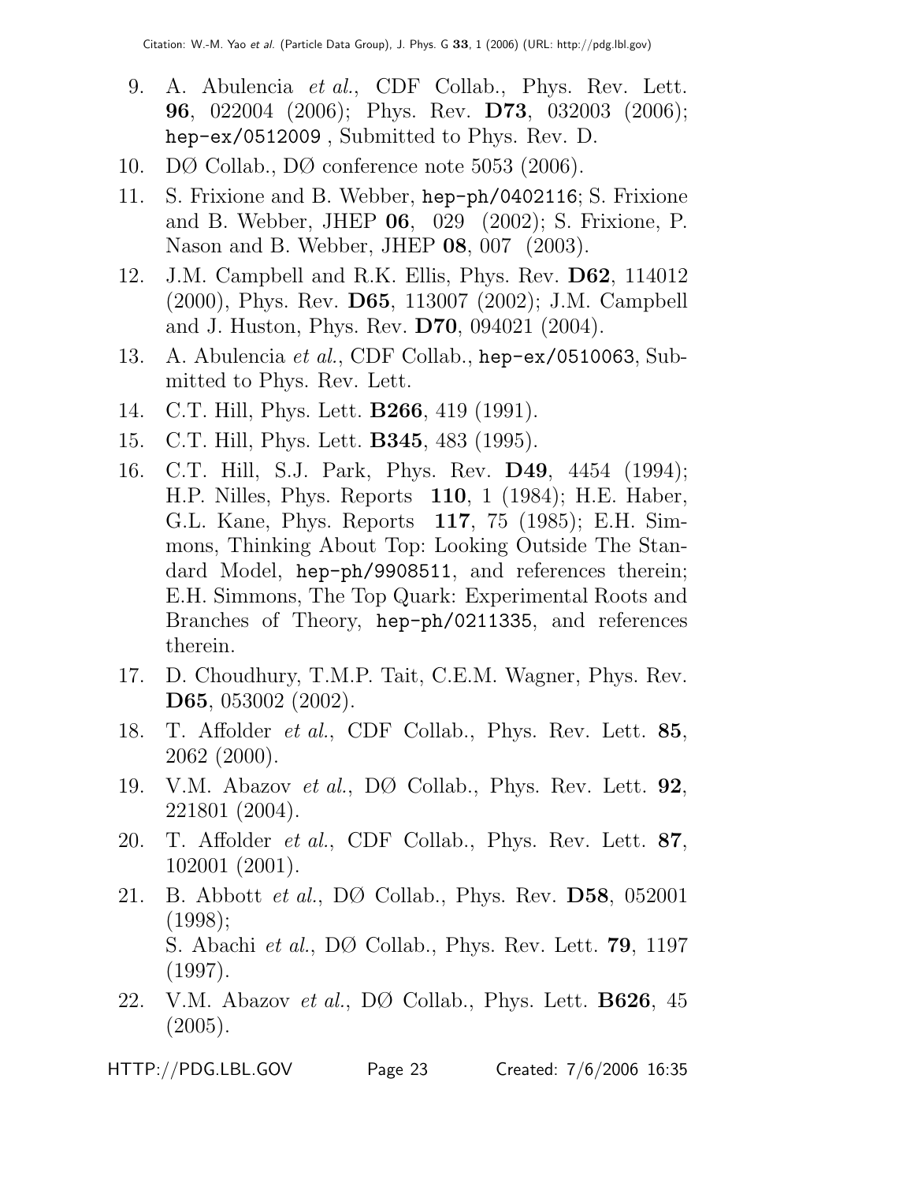9. A. Abulencia *et al.*, CDF Collab., Phys. Rev. Lett. **96**, 022004 (2006); Phys. Rev. **D73**, 032003 (2006); hep-ex/0512009 , Submitted to Phys. Rev. D.
10. DØ Collab., DØ conference note 5053 (2006).
11. S. Frixione and B. Webber, hep-ph/0402116; S. Frixione and B. Webber, JHEP **06**, 029 (2002); S. Frixione, P. Nason and B. Webber, JHEP **08**, 007 (2003).
12. J.M. Campbell and R.K. Ellis, Phys. Rev. **D62**, 114012 (2000), Phys. Rev. **D65**, 113007 (2002); J.M. Campbell and J. Huston, Phys. Rev. **D70**, 094021 (2004).
13. A. Abulencia *et al.*, CDF Collab., hep-ex/0510063, Submitted to Phys. Rev. Lett.
14. C.T. Hill, Phys. Lett. **B266**, 419 (1991).
15. C.T. Hill, Phys. Lett. **B345**, 483 (1995).
16. C.T. Hill, S.J. Park, Phys. Rev. **D49**, 4454 (1994); H.P. Nilles, Phys. Reports **110**, 1 (1984); H.E. Haber, G.L. Kane, Phys. Reports **117**, 75 (1985); E.H. Simmons, Thinking About Top: Looking Outside The Standard Model, hep-ph/9908511, and references therein; E.H. Simmons, The Top Quark: Experimental Roots and Branches of Theory, hep-ph/0211335, and references therein.
17. D. Choudhury, T.M.P. Tait, C.E.M. Wagner, Phys. Rev. **D65**, 053002 (2002).
18. T. Affolder *et al.*, CDF Collab., Phys. Rev. Lett. **85**, 2062 (2000).
19. V.M. Abazov *et al.*, DØ Collab., Phys. Rev. Lett. **92**, 221801 (2004).
20. T. Affolder *et al.*, CDF Collab., Phys. Rev. Lett. **87**, 102001 (2001).
21. B. Abbott *et al.*, DØ Collab., Phys. Rev. **D58**, 052001 (1998);
S. Abachi *et al.*, DØ Collab., Phys. Rev. Lett. **79**, 1197 (1997).
22. V.M. Abazov *et al.*, DØ Collab., Phys. Lett. **B626**, 45 (2005).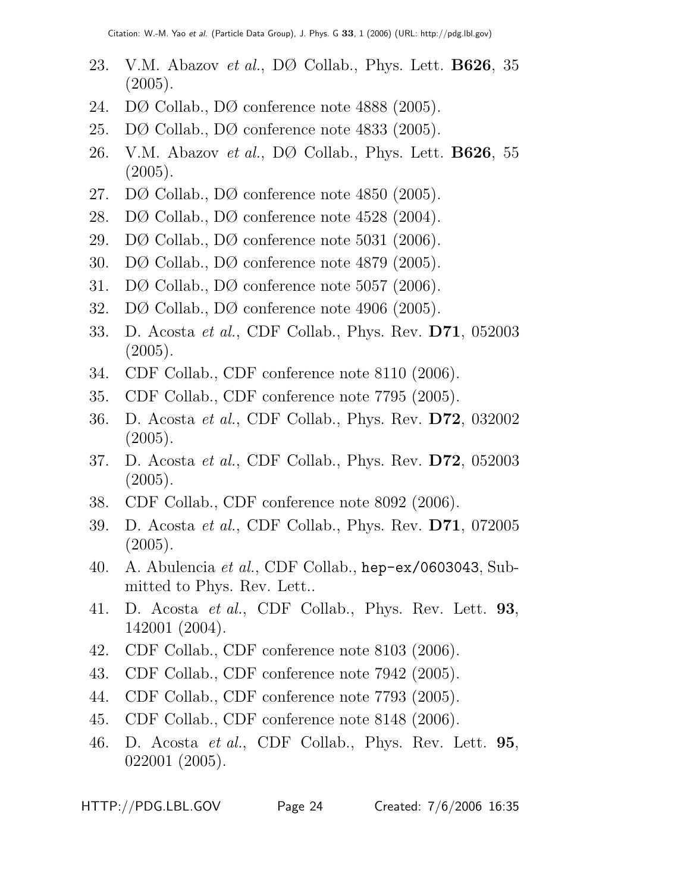23. V.M. Abazov *et al.*, DØ Collab., Phys. Lett. **B626**, 35 (2005).
24. DØ Collab., DØ conference note 4888 (2005).
25. DØ Collab., DØ conference note 4833 (2005).
26. V.M. Abazov *et al.*, DØ Collab., Phys. Lett. **B626**, 55 (2005).
27. DØ Collab., DØ conference note 4850 (2005).
28. DØ Collab., DØ conference note 4528 (2004).
29. DØ Collab., DØ conference note 5031 (2006).
30. DØ Collab., DØ conference note 4879 (2005).
31. DØ Collab., DØ conference note 5057 (2006).
32. DØ Collab., DØ conference note 4906 (2005).
33. D. Acosta *et al.*, CDF Collab., Phys. Rev. **D71**, 052003 (2005).
34. CDF Collab., CDF conference note 8110 (2006).
35. CDF Collab., CDF conference note 7795 (2005).
36. D. Acosta *et al.*, CDF Collab., Phys. Rev. **D72**, 032002 (2005).
37. D. Acosta *et al.*, CDF Collab., Phys. Rev. **D72**, 052003 (2005).
38. CDF Collab., CDF conference note 8092 (2006).
39. D. Acosta *et al.*, CDF Collab., Phys. Rev. **D71**, 072005 (2005).
40. A. Abulencia *et al.*, CDF Collab., `hep-ex/0603043`, Submitted to Phys. Rev. Lett..
41. D. Acosta *et al.*, CDF Collab., Phys. Rev. Lett. **93**, 142001 (2004).
42. CDF Collab., CDF conference note 8103 (2006).
43. CDF Collab., CDF conference note 7942 (2005).
44. CDF Collab., CDF conference note 7793 (2005).
45. CDF Collab., CDF conference note 8148 (2006).
46. D. Acosta *et al.*, CDF Collab., Phys. Rev. Lett. **95**, 022001 (2005).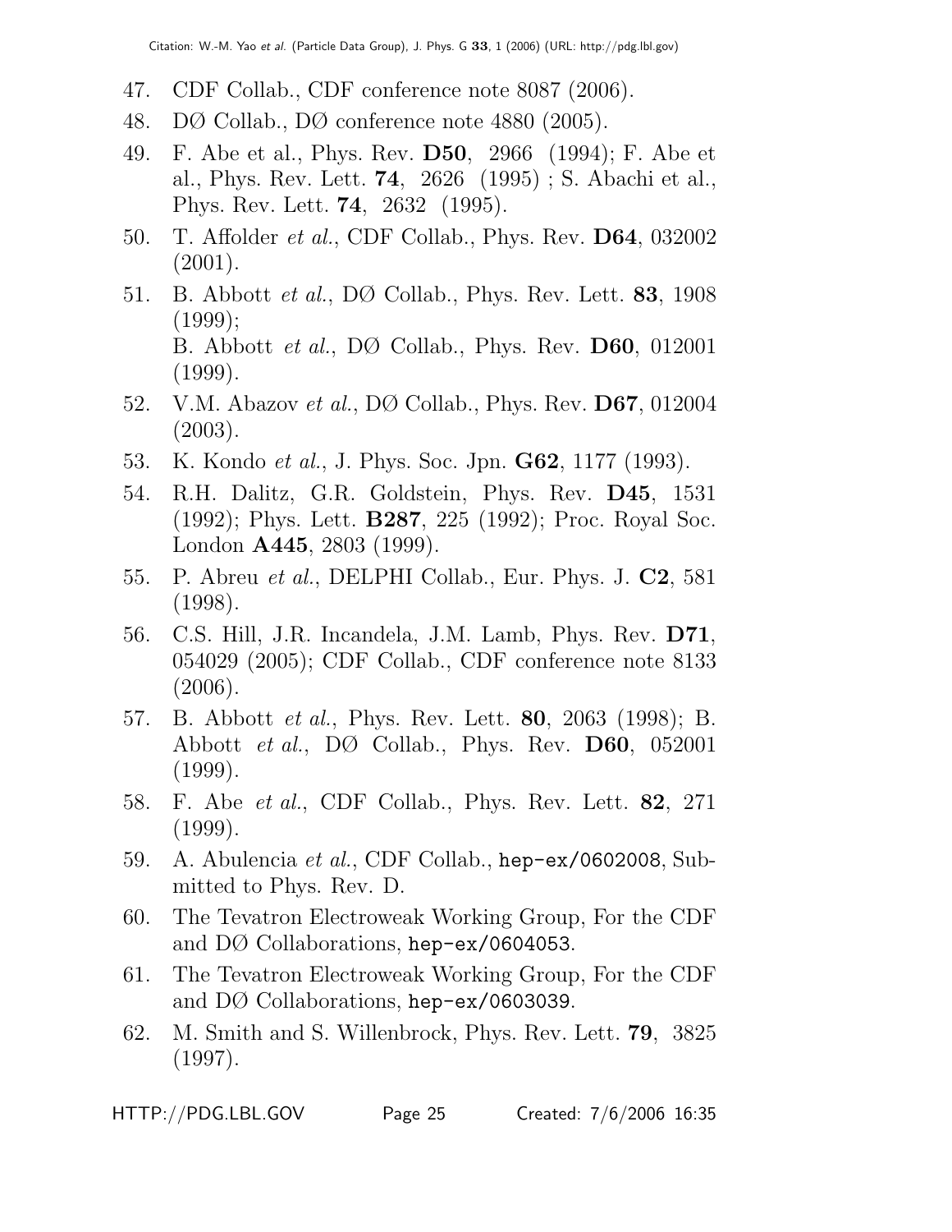47. CDF Collab., CDF conference note 8087 (2006).
48. DØ Collab., DØ conference note 4880 (2005).
49. F. Abe et al., Phys. Rev. **D50**, 2966 (1994); F. Abe et al., Phys. Rev. Lett. **74**, 2626 (1995) ; S. Abachi et al., Phys. Rev. Lett. **74**, 2632 (1995).
50. T. Affolder *et al.*, CDF Collab., Phys. Rev. **D64**, 032002 (2001).
51. B. Abbott *et al.*, DØ Collab., Phys. Rev. Lett. **83**, 1908 (1999);
    B. Abbott *et al.*, DØ Collab., Phys. Rev. **D60**, 012001 (1999).
52. V.M. Abazov *et al.*, DØ Collab., Phys. Rev. **D67**, 012004 (2003).
53. K. Kondo *et al.*, J. Phys. Soc. Jpn. **G62**, 1177 (1993).
54. R.H. Dalitz, G.R. Goldstein, Phys. Rev. **D45**, 1531 (1992); Phys. Lett. **B287**, 225 (1992); Proc. Royal Soc. London **A445**, 2803 (1999).
55. P. Abreu *et al.*, DELPHI Collab., Eur. Phys. J. **C2**, 581 (1998).
56. C.S. Hill, J.R. Incandela, J.M. Lamb, Phys. Rev. **D71**, 054029 (2005); CDF Collab., CDF conference note 8133 (2006).
57. B. Abbott *et al.*, Phys. Rev. Lett. **80**, 2063 (1998); B. Abbott *et al.*, DØ Collab., Phys. Rev. **D60**, 052001 (1999).
58. F. Abe *et al.*, CDF Collab., Phys. Rev. Lett. **82**, 271 (1999).
59. A. Abulencia *et al.*, CDF Collab., hep-ex/0602008, Submitted to Phys. Rev. D.
60. The Tevatron Electroweak Working Group, For the CDF and DØ Collaborations, hep-ex/0604053.
61. The Tevatron Electroweak Working Group, For the CDF and DØ Collaborations, hep-ex/0603039.
62. M. Smith and S. Willenbrock, Phys. Rev. Lett. **79**, 3825 (1997).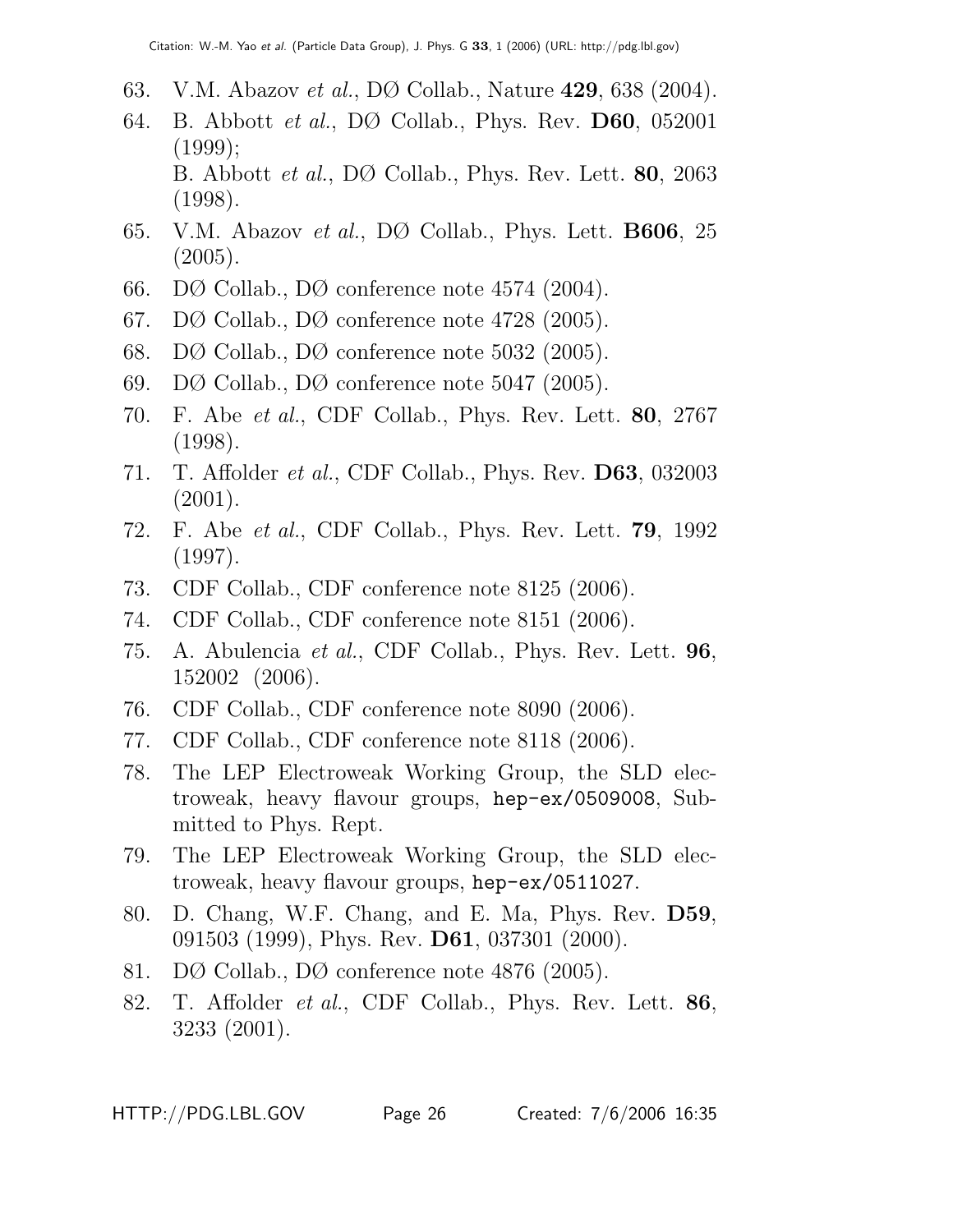63. V.M. Abazov *et al.*, DØ Collab., Nature **429**, 638 (2004).
64. B. Abbott *et al.*, DØ Collab., Phys. Rev. **D60**, 052001 (1999);
    B. Abbott *et al.*, DØ Collab., Phys. Rev. Lett. **80**, 2063 (1998).
65. V.M. Abazov *et al.*, DØ Collab., Phys. Lett. **B606**, 25 (2005).
66. DØ Collab., DØ conference note 4574 (2004).
67. DØ Collab., DØ conference note 4728 (2005).
68. DØ Collab., DØ conference note 5032 (2005).
69. DØ Collab., DØ conference note 5047 (2005).
70. F. Abe *et al.*, CDF Collab., Phys. Rev. Lett. **80**, 2767 (1998).
71. T. Affolder *et al.*, CDF Collab., Phys. Rev. **D63**, 032003 (2001).
72. F. Abe *et al.*, CDF Collab., Phys. Rev. Lett. **79**, 1992 (1997).
73. CDF Collab., CDF conference note 8125 (2006).
74. CDF Collab., CDF conference note 8151 (2006).
75. A. Abulencia *et al.*, CDF Collab., Phys. Rev. Lett. **96**, 152002 (2006).
76. CDF Collab., CDF conference note 8090 (2006).
77. CDF Collab., CDF conference note 8118 (2006).
78. The LEP Electroweak Working Group, the SLD electroweak, heavy flavour groups, `hep-ex/0509008`, Submitted to Phys. Rept.
79. The LEP Electroweak Working Group, the SLD electroweak, heavy flavour groups, `hep-ex/0511027`.
80. D. Chang, W.F. Chang, and E. Ma, Phys. Rev. **D59**, 091503 (1999), Phys. Rev. **D61**, 037301 (2000).
81. DØ Collab., DØ conference note 4876 (2005).
82. T. Affolder *et al.*, CDF Collab., Phys. Rev. Lett. **86**, 3233 (2001).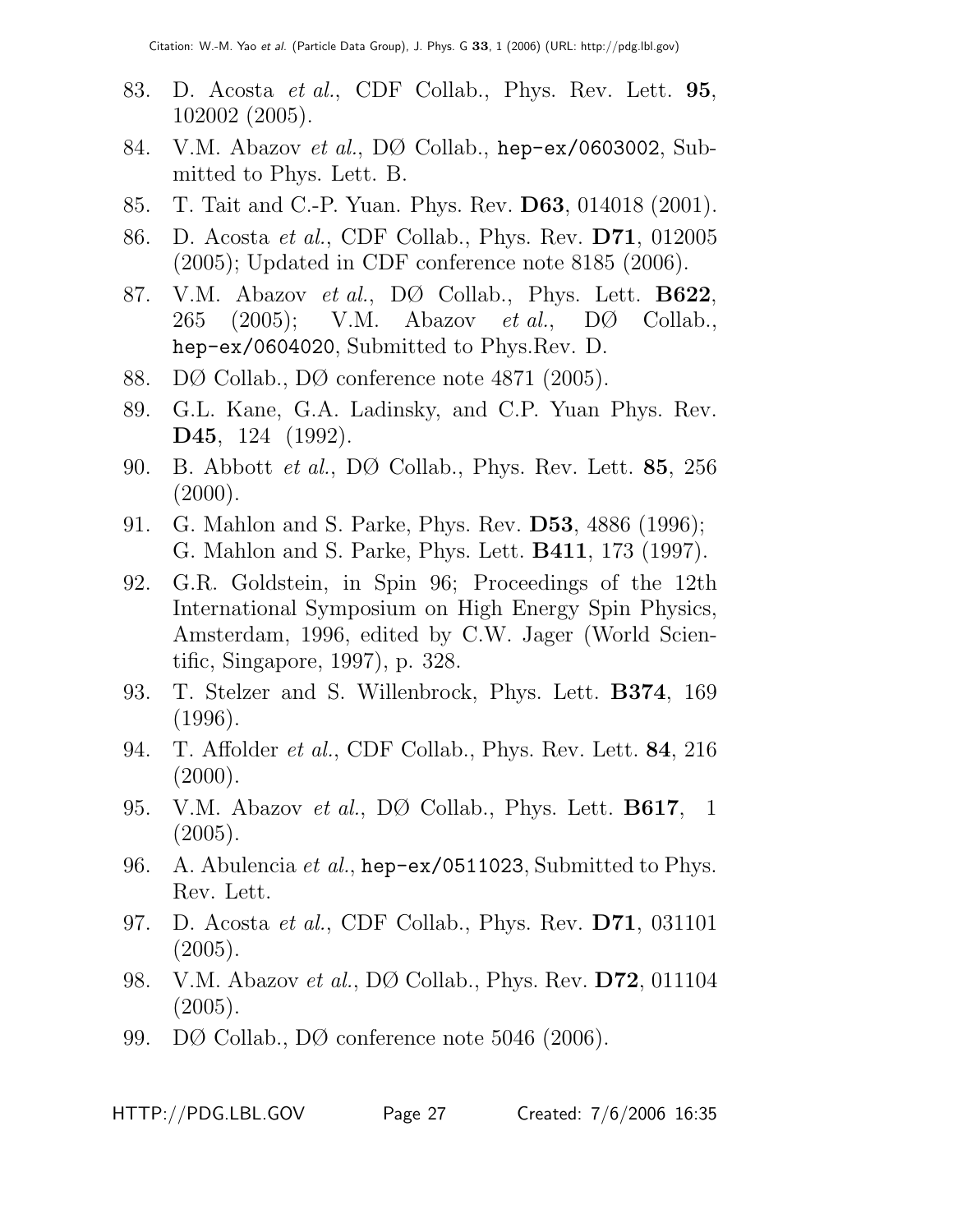83. D. Acosta *et al.*, CDF Collab., Phys. Rev. Lett. **95**, 102002 (2005).
84. V.M. Abazov *et al.*, DØ Collab., `hep-ex/0603002`, Submitted to Phys. Lett. B.
85. T. Tait and C.-P. Yuan. Phys. Rev. **D63**, 014018 (2001).
86. D. Acosta *et al.*, CDF Collab., Phys. Rev. **D71**, 012005 (2005); Updated in CDF conference note 8185 (2006).
87. V.M. Abazov *et al.*, DØ Collab., Phys. Lett. **B622**, 265 (2005); V.M. Abazov *et al.*, DØ Collab., `hep-ex/0604020`, Submitted to Phys.Rev. D.
88. DØ Collab., DØ conference note 4871 (2005).
89. G.L. Kane, G.A. Ladinsky, and C.P. Yuan Phys. Rev. **D45**, 124 (1992).
90. B. Abbott *et al.*, DØ Collab., Phys. Rev. Lett. **85**, 256 (2000).
91. G. Mahlon and S. Parke, Phys. Rev. **D53**, 4886 (1996); G. Mahlon and S. Parke, Phys. Lett. **B411**, 173 (1997).
92. G.R. Goldstein, in Spin 96; Proceedings of the 12th International Symposium on High Energy Spin Physics, Amsterdam, 1996, edited by C.W. Jager (World Scientific, Singapore, 1997), p. 328.
93. T. Stelzer and S. Willenbrock, Phys. Lett. **B374**, 169 (1996).
94. T. Affolder *et al.*, CDF Collab., Phys. Rev. Lett. **84**, 216 (2000).
95. V.M. Abazov *et al.*, DØ Collab., Phys. Lett. **B617**, 1 (2005).
96. A. Abulencia *et al.*, `hep-ex/0511023`, Submitted to Phys. Rev. Lett.
97. D. Acosta *et al.*, CDF Collab., Phys. Rev. **D71**, 031101 (2005).
98. V.M. Abazov *et al.*, DØ Collab., Phys. Rev. **D72**, 011104 (2005).
99. DØ Collab., DØ conference note 5046 (2006).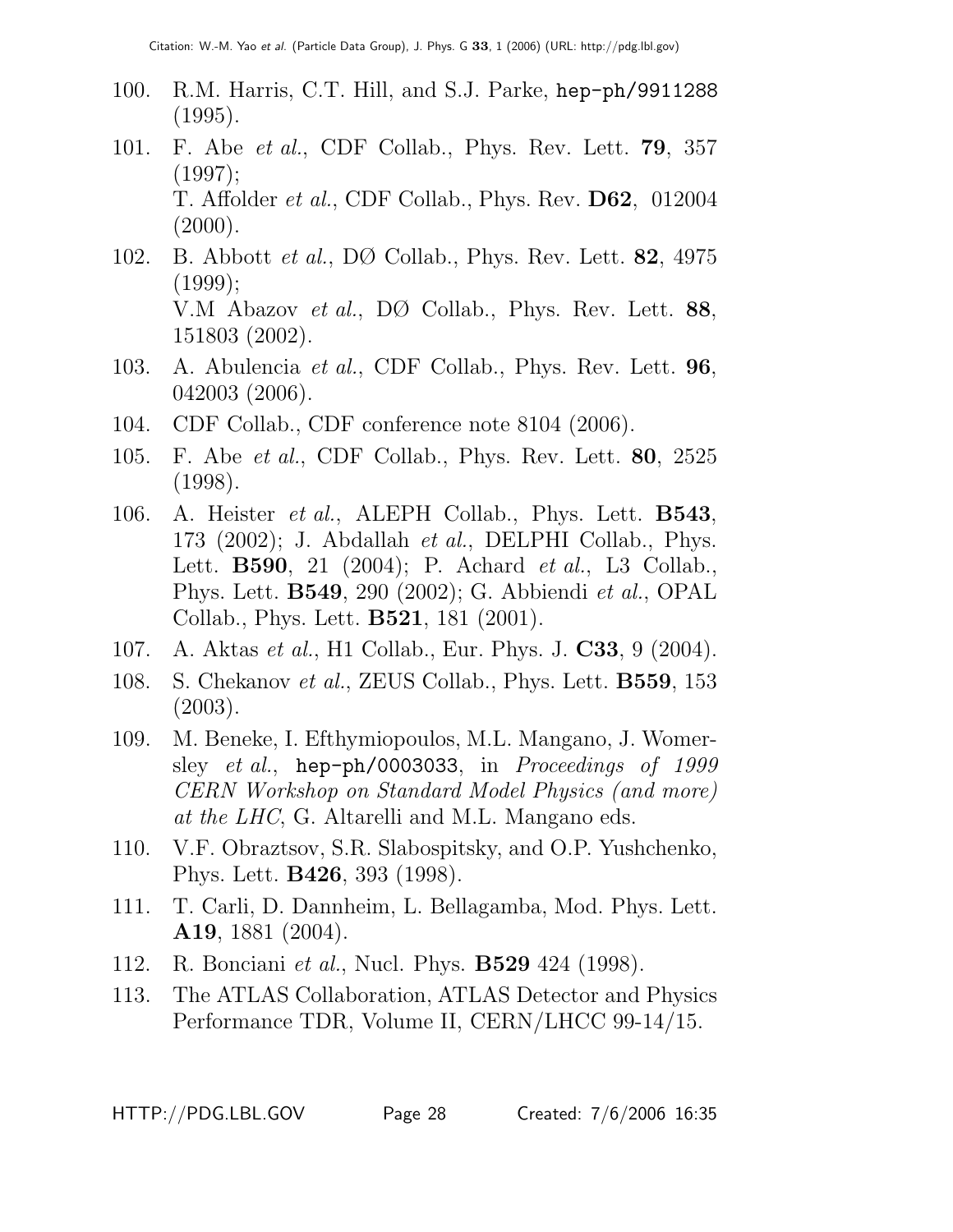100. R.M. Harris, C.T. Hill, and S.J. Parke, hep-ph/9911288 (1995).

101. F. Abe *et al.*, CDF Collab., Phys. Rev. Lett. **79**, 357 (1997);
T. Affolder *et al.*, CDF Collab., Phys. Rev. **D62**, 012004 (2000).

102. B. Abbott *et al.*, DØ Collab., Phys. Rev. Lett. **82**, 4975 (1999);
V.M Abazov *et al.*, DØ Collab., Phys. Rev. Lett. **88**, 151803 (2002).

103. A. Abulencia *et al.*, CDF Collab., Phys. Rev. Lett. **96**, 042003 (2006).

104. CDF Collab., CDF conference note 8104 (2006).

105. F. Abe *et al.*, CDF Collab., Phys. Rev. Lett. **80**, 2525 (1998).

106. A. Heister *et al.*, ALEPH Collab., Phys. Lett. **B543**, 173 (2002); J. Abdallah *et al.*, DELPHI Collab., Phys. Lett. **B590**, 21 (2004); P. Achard *et al.*, L3 Collab., Phys. Lett. **B549**, 290 (2002); G. Abbiendi *et al.*, OPAL Collab., Phys. Lett. **B521**, 181 (2001).

107. A. Aktas *et al.*, H1 Collab., Eur. Phys. J. **C33**, 9 (2004).

108. S. Chekanov *et al.*, ZEUS Collab., Phys. Lett. **B559**, 153 (2003).

109. M. Beneke, I. Efthymiopoulos, M.L. Mangano, J. Womersley *et al.*, hep-ph/0003033, in *Proceedings of 1999 CERN Workshop on Standard Model Physics (and more) at the LHC*, G. Altarelli and M.L. Mangano eds.

110. V.F. Obraztsov, S.R. Slabospitsky, and O.P. Yushchenko, Phys. Lett. **B426**, 393 (1998).

111. T. Carli, D. Dannheim, L. Bellagamba, Mod. Phys. Lett. **A19**, 1881 (2004).

112. R. Bonciani *et al.*, Nucl. Phys. **B529** 424 (1998).

113. The ATLAS Collaboration, ATLAS Detector and Physics Performance TDR, Volume II, CERN/LHCC 99-14/15.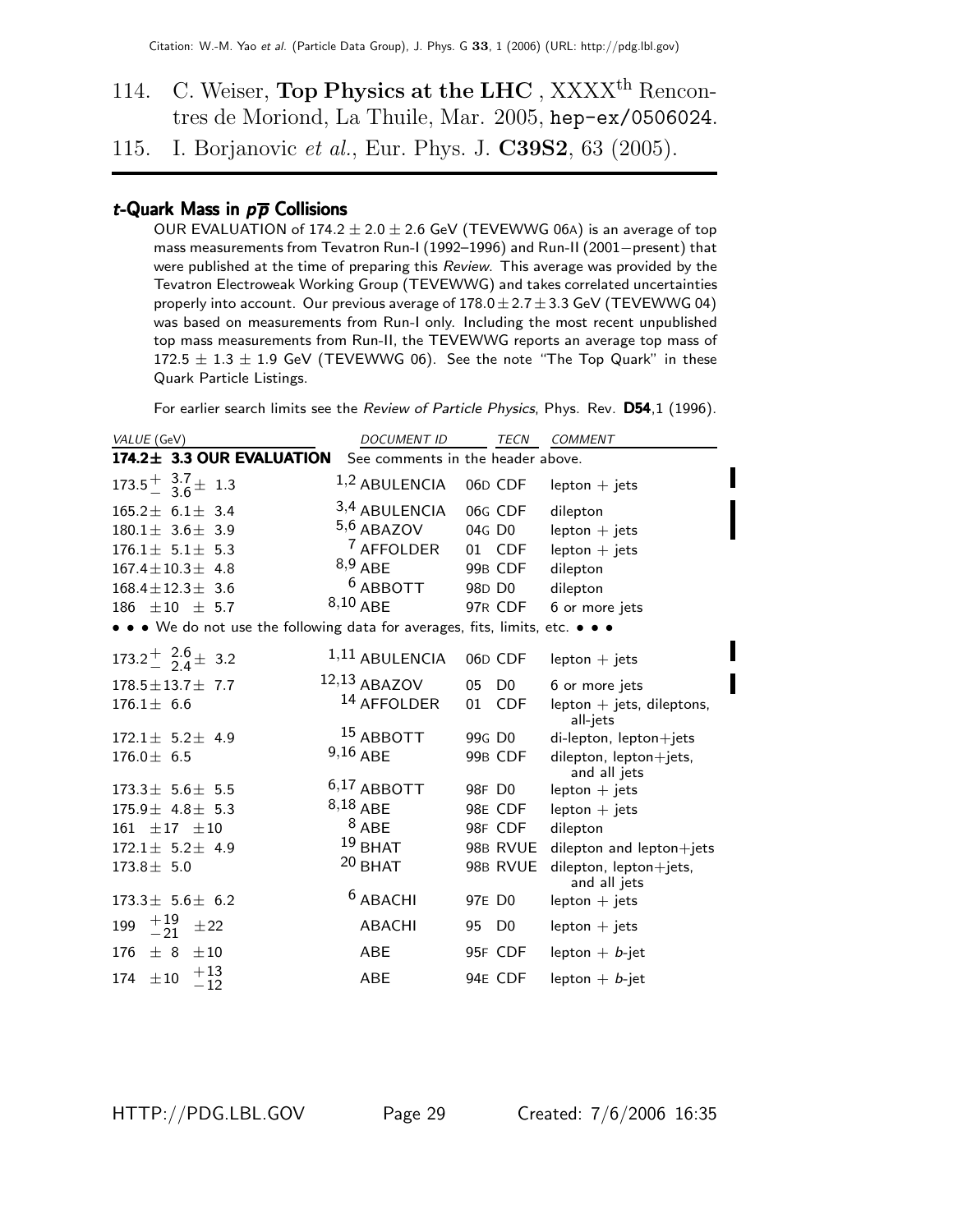114. C. Weiser, **Top Physics at the LHC** , XXXX$^{th}$ Rencontres de Moriond, La Thuile, Mar. 2005, `hep-ex/0506024`.

115. I. Borjanovic *et al.*, Eur. Phys. J. **C39S2**, 63 (2005).

## *t*-Quark Mass in $p\overline{p}$ Collisions

OUR EVALUATION of $174.2 \pm 2.0 \pm 2.6$ GeV (TEVEWWG 06A) is an average of top mass measurements from Tevatron Run-I (1992–1996) and Run-II (2001−present) that were published at the time of preparing this *Review*. This average was provided by the Tevatron Electroweak Working Group (TEVEWWG) and takes correlated uncertainties properly into account. Our previous average of $178.0 \pm 2.7 \pm 3.3$ GeV (TEVEWWG 04) was based on measurements from Run-I only. Including the most recent unpublished top mass measurements from Run-II, the TEVEWWG reports an average top mass of $172.5 \pm 1.3 \pm 1.9$ GeV (TEVEWWG 06). See the note "The Top Quark" in these Quark Particle Listings.

For earlier search limits see the *Review of Particle Physics*, Phys. Rev. **D54**,1 (1996).

| *VALUE* (GeV) | *DOCUMENT ID* | | *TECN* | *COMMENT* |
|---|---|---|---|---|
| **174.2± 3.3 OUR EVALUATION** | See comments in the header above. | | | |
| $173.5^{+\ 3.7}_{-\ 3.6} \pm\ 1.3$ | [1,2] ABULENCIA | 06D | CDF | lepton + jets |
| $165.2 \pm\ 6.1 \pm\ 3.4$ | [3,4] ABULENCIA | 06G | CDF | dilepton |
| $180.1 \pm\ 3.6 \pm\ 3.9$ | [5,6] ABAZOV | 04G | D0 | lepton + jets |
| $176.1 \pm\ 5.1 \pm\ 5.3$ | [7] AFFOLDER | 01 | CDF | lepton + jets |
| $167.4 \pm 10.3 \pm\ 4.8$ | [8,9] ABE | 99B | CDF | dilepton |
| $168.4 \pm 12.3 \pm\ 3.6$ | [6] ABBOTT | 98D | D0 | dilepton |
| $186\ \ \pm 10\ \ \pm\ 5.7$ | [8,10] ABE | 97R | CDF | 6 or more jets |
| • • • We do not use the following data for averages, fits, limits, etc. • • • | | | | |
| $173.2^{+\ 2.6}_{-\ 2.4} \pm\ 3.2$ | [1,11] ABULENCIA | 06D | CDF | lepton + jets |
| $178.5 \pm 13.7 \pm\ 7.7$ | [12,13] ABAZOV | 05 | D0 | 6 or more jets |
| $176.1 \pm\ 6.6$ | [14] AFFOLDER | 01 | CDF | lepton + jets, dileptons, all-jets |
| $172.1 \pm\ 5.2 \pm\ 4.9$ | [15] ABBOTT | 99G | D0 | di-lepton, lepton+jets |
| $176.0 \pm\ 6.5$ | [9,16] ABE | 99B | CDF | dilepton, lepton+jets, and all jets |
| $173.3 \pm\ 5.6 \pm\ 5.5$ | [6,17] ABBOTT | 98F | D0 | lepton + jets |
| $175.9 \pm\ 4.8 \pm\ 5.3$ | [8,18] ABE | 98E | CDF | lepton + jets |
| $161\ \ \pm 17\ \ \pm 10$ | [8] ABE | 98F | CDF | dilepton |
| $172.1 \pm\ 5.2 \pm\ 4.9$ | [19] BHAT | 98B | RVUE | dilepton and lepton+jets |
| $173.8 \pm\ 5.0$ | [20] BHAT | 98B | RVUE | dilepton, lepton+jets, and all jets |
| $173.3 \pm\ 5.6 \pm\ 6.2$ | [6] ABACHI | 97E | D0 | lepton + jets |
| $199\ \ ^{+19}_{-21}\ \ \pm 22$ | ABACHI | 95 | D0 | lepton + jets |
| $176\ \ \pm\ 8\ \ \pm 10$ | ABE | 95F | CDF | lepton + *b*-jet |
| $174\ \ \pm 10\ \ ^{+13}_{-12}$ | ABE | 94E | CDF | lepton + *b*-jet |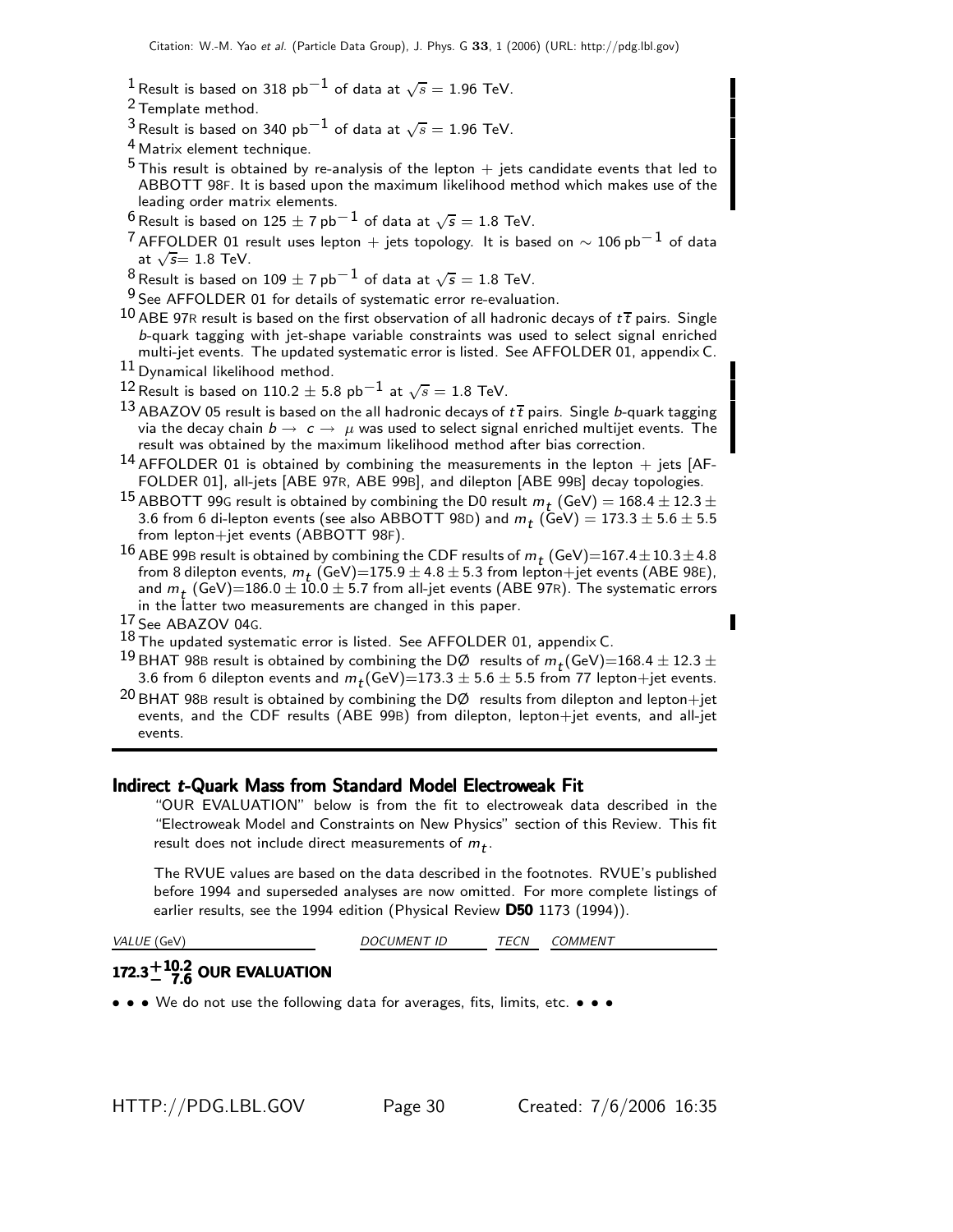[1] Result is based on 318 $\text{pb}^{-1}$ of data at $\sqrt{s} = 1.96$ TeV.

[2] Template method.

[3] Result is based on 340 $\text{pb}^{-1}$ of data at $\sqrt{s} = 1.96$ TeV.

[4] Matrix element technique.

[5] This result is obtained by re-analysis of the lepton + jets candidate events that led to ABBOTT 98F. It is based upon the maximum likelihood method which makes use of the leading order matrix elements.

[6] Result is based on $125 \pm 7$ $\text{pb}^{-1}$ of data at $\sqrt{s} = 1.8$ TeV.

[7] AFFOLDER 01 result uses lepton + jets topology. It is based on $\sim 106$ $\text{pb}^{-1}$ of data at $\sqrt{s} = 1.8$ TeV.

[8] Result is based on $109 \pm 7$ $\text{pb}^{-1}$ of data at $\sqrt{s} = 1.8$ TeV.

[9] See AFFOLDER 01 for details of systematic error re-evaluation.

[10] ABE 97R result is based on the first observation of all hadronic decays of $t\overline{t}$ pairs. Single $b$-quark tagging with jet-shape variable constraints was used to select signal enriched multi-jet events. The updated systematic error is listed. See AFFOLDER 01, appendix C.

[11] Dynamical likelihood method.

[12] Result is based on $110.2 \pm 5.8$ $\text{pb}^{-1}$ at $\sqrt{s} = 1.8$ TeV.

[13] ABAZOV 05 result is based on the all hadronic decays of $t\overline{t}$ pairs. Single $b$-quark tagging via the decay chain $b \rightarrow c \rightarrow \mu$ was used to select signal enriched multijet events. The result was obtained by the maximum likelihood method after bias correction.

[14] AFFOLDER 01 is obtained by combining the measurements in the lepton + jets [AFFOLDER 01], all-jets [ABE 97R, ABE 99B], and dilepton [ABE 99B] decay topologies.

[15] ABBOTT 99G result is obtained by combining the D0 result $m_t$ (GeV) $= 168.4 \pm 12.3 \pm 3.6$ from 6 di-lepton events (see also ABBOTT 98D) and $m_t$ (GeV) $= 173.3 \pm 5.6 \pm 5.5$ from lepton+jet events (ABBOTT 98F).

[16] ABE 99B result is obtained by combining the CDF results of $m_t$ (GeV)$=167.4 \pm 10.3 \pm 4.8$ from 8 dilepton events, $m_t$ (GeV)$=175.9 \pm 4.8 \pm 5.3$ from lepton+jet events (ABE 98E), and $m_t$ (GeV)$=186.0 \pm 10.0 \pm 5.7$ from all-jet events (ABE 97R). The systematic errors in the latter two measurements are changed in this paper.

[17] See ABAZOV 04G.

[18] The updated systematic error is listed. See AFFOLDER 01, appendix C.

[19] BHAT 98B result is obtained by combining the DØ results of $m_t$(GeV)$=168.4 \pm 12.3 \pm 3.6$ from 6 dilepton events and $m_t$(GeV)$=173.3 \pm 5.6 \pm 5.5$ from 77 lepton+jet events.

[20] BHAT 98B result is obtained by combining the DØ results from dilepton and lepton+jet events, and the CDF results (ABE 99B) from dilepton, lepton+jet events, and all-jet events.

## Indirect $t$-Quark Mass from Standard Model Electroweak Fit

"OUR EVALUATION" below is from the fit to electroweak data described in the "Electroweak Model and Constraints on New Physics" section of this Review. This fit result does not include direct measurements of $m_t$.

The RVUE values are based on the data described in the footnotes. RVUE's published before 1994 and superseded analyses are now omitted. For more complete listings of earlier results, see the 1994 edition (Physical Review **D50** 1173 (1994)).

| *VALUE* (GeV) | *DOCUMENT ID* | *TECN* | *COMMENT* |
|---|---|---|---|
| $\mathbf{172.3^{+10.2}_{-7.6}}$ **OUR EVALUATION** | | | |

• • • We do not use the following data for averages, fits, limits, etc. • • •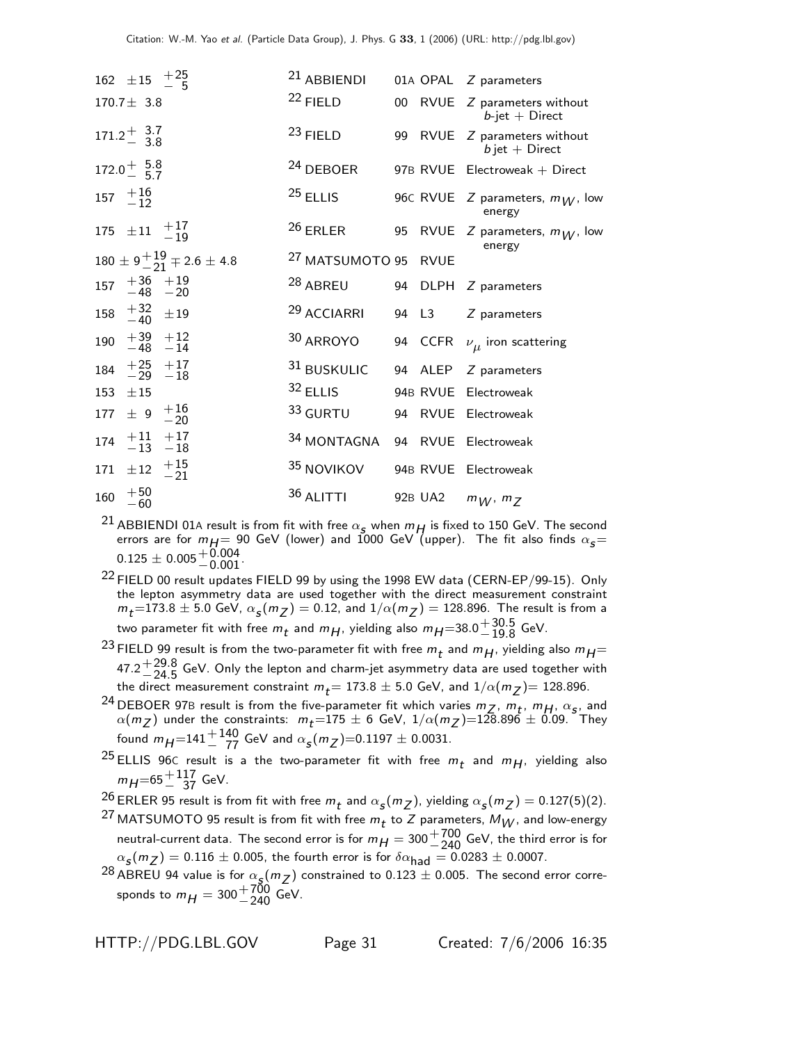| | | | | |
|---|---|---|---|---|
| $162 \pm 15 \ {}^{+25}_{-5}$ | [21] ABBIENDI | 01A | OPAL | $Z$ parameters |
| $170.7 \pm 3.8$ | [22] FIELD | 00 | RVUE | $Z$ parameters without $b$-jet + Direct |
| $171.2^{+3.7}_{-3.8}$ | [23] FIELD | 99 | RVUE | $Z$ parameters without $b$ jet + Direct |
| $172.0^{+5.8}_{-5.7}$ | [24] DEBOER | 97B | RVUE | Electroweak + Direct |
| $157 \ {}^{+16}_{-12}$ | [25] ELLIS | 96C | RVUE | $Z$ parameters, $m_W$, low energy |
| $175 \pm 11 \ {}^{+17}_{-19}$ | [26] ERLER | 95 | RVUE | $Z$ parameters, $m_W$, low energy |
| $180 \pm 9^{+19}_{-21} \mp 2.6 \pm 4.8$ | [27] MATSUMOTO | 95 | RVUE | |
| $157 \ {}^{+36}_{-48} \ {}^{+19}_{-20}$ | [28] ABREU | 94 | DLPH | $Z$ parameters |
| $158 \ {}^{+32}_{-40} \ \pm 19$ | [29] ACCIARRI | 94 | L3 | $Z$ parameters |
| $190 \ {}^{+39}_{-48} \ {}^{+12}_{-14}$ | [30] ARROYO | 94 | CCFR | $\nu_\mu$ iron scattering |
| $184 \ {}^{+25}_{-29} \ {}^{+17}_{-18}$ | [31] BUSKULIC | 94 | ALEP | $Z$ parameters |
| $153 \pm 15$ | [32] ELLIS | 94B | RVUE | Electroweak |
| $177 \pm 9 \ {}^{+16}_{-20}$ | [33] GURTU | 94 | RVUE | Electroweak |
| $174 \ {}^{+11}_{-13} \ {}^{+17}_{-18}$ | [34] MONTAGNA | 94 | RVUE | Electroweak |
| $171 \pm 12 \ {}^{+15}_{-21}$ | [35] NOVIKOV | 94B | RVUE | Electroweak |
| $160 \ {}^{+50}_{-60}$ | [36] ALITTI | 92B | UA2 | $m_W$, $m_Z$ |

[21] ABBIENDI 01A result is from fit with free $\alpha_s$ when $m_H$ is fixed to 150 GeV. The second errors are for $m_H$= 90 GeV (lower) and 1000 GeV (upper). The fit also finds $\alpha_s = 0.125 \pm 0.005^{+0.004}_{-0.001}$.

[22] FIELD 00 result updates FIELD 99 by using the 1998 EW data (CERN-EP/99-15). Only the lepton asymmetry data are used together with the direct measurement constraint $m_t$=173.8 ± 5.0 GeV, $\alpha_s(m_Z) = 0.12$, and $1/\alpha(m_Z) = 128.896$. The result is from a two parameter fit with free $m_t$ and $m_H$, yielding also $m_H$=$38.0^{+30.5}_{-19.8}$ GeV.

[23] FIELD 99 result is from the two-parameter fit with free $m_t$ and $m_H$, yielding also $m_H$= $47.2^{+29.8}_{-24.5}$ GeV. Only the lepton and charm-jet asymmetry data are used together with the direct measurement constraint $m_t$= 173.8 ± 5.0 GeV, and $1/\alpha(m_Z)$= 128.896.

[24] DEBOER 97B result is from the five-parameter fit which varies $m_Z$, $m_t$, $m_H$, $\alpha_s$, and $\alpha(m_Z)$ under the constraints: $m_t$=175 ± 6 GeV, $1/\alpha(m_Z)$=128.896 ± 0.09. They found $m_H$=$141^{+140}_{-77}$ GeV and $\alpha_s(m_Z)$=0.1197 ± 0.0031.

[25] ELLIS 96C result is a the two-parameter fit with free $m_t$ and $m_H$, yielding also $m_H$=$65^{+117}_{-37}$ GeV.

[26] ERLER 95 result is from fit with free $m_t$ and $\alpha_s(m_Z)$, yielding $\alpha_s(m_Z) = 0.127(5)(2)$.

[27] MATSUMOTO 95 result is from fit with free $m_t$ to $Z$ parameters, $M_W$, and low-energy neutral-current data. The second error is for $m_H = 300^{+700}_{-240}$ GeV, the third error is for $\alpha_s(m_Z) = 0.116 \pm 0.005$, the fourth error is for $\delta\alpha_{\text{had}} = 0.0283 \pm 0.0007$.

[28] ABREU 94 value is for $\alpha_s(m_Z)$ constrained to 0.123 ± 0.005. The second error corresponds to $m_H = 300^{+700}_{-240}$ GeV.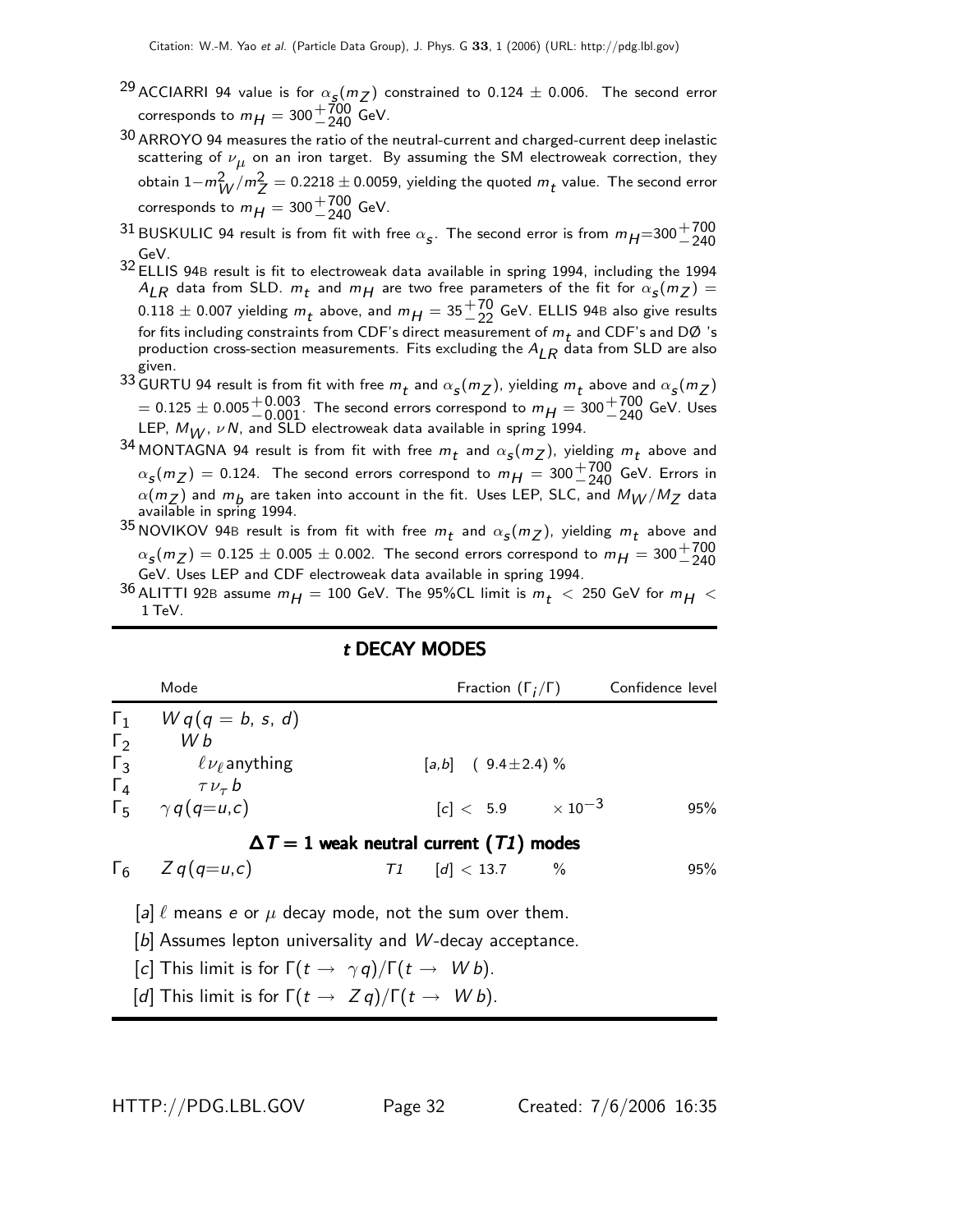[29] ACCIARRI 94 value is for $\alpha_s(m_Z)$ constrained to 0.124 ± 0.006. The second error corresponds to $m_H = 300^{+700}_{-240}$ GeV.

[30] ARROYO 94 measures the ratio of the neutral-current and charged-current deep inelastic scattering of $\nu_\mu$ on an iron target. By assuming the SM electroweak correction, they obtain $1-m_W^2/m_Z^2 = 0.2218 \pm 0.0059$, yielding the quoted $m_t$ value. The second error corresponds to $m_H = 300^{+700}_{-240}$ GeV.

[31] BUSKULIC 94 result is from fit with free $\alpha_s$. The second error is from $m_H$=$300^{+700}_{-240}$ GeV.

[32] ELLIS 94B result is fit to electroweak data available in spring 1994, including the 1994 $A_{LR}$ data from SLD. $m_t$ and $m_H$ are two free parameters of the fit for $\alpha_s(m_Z) = 0.118 \pm 0.007$ yielding $m_t$ above, and $m_H = 35^{+70}_{-22}$ GeV. ELLIS 94B also give results for fits including constraints from CDF's direct measurement of $m_t$ and CDF's and DØ 's production cross-section measurements. Fits excluding the $A_{LR}$ data from SLD are also given.

[33] GURTU 94 result is from fit with free $m_t$ and $\alpha_s(m_Z)$, yielding $m_t$ above and $\alpha_s(m_Z) = 0.125 \pm 0.005^{+0.003}_{-0.001}$. The second errors correspond to $m_H = 300^{+700}_{-240}$ GeV. Uses LEP, $M_W$, $\nu N$, and SLD electroweak data available in spring 1994.

[34] MONTAGNA 94 result is from fit with free $m_t$ and $\alpha_s(m_Z)$, yielding $m_t$ above and $\alpha_s(m_Z) = 0.124$. The second errors correspond to $m_H = 300^{+700}_{-240}$ GeV. Errors in $\alpha(m_Z)$ and $m_b$ are taken into account in the fit. Uses LEP, SLC, and $M_W/M_Z$ data available in spring 1994.

[35] NOVIKOV 94B result is from fit with free $m_t$ and $\alpha_s(m_Z)$, yielding $m_t$ above and $\alpha_s(m_Z) = 0.125 \pm 0.005 \pm 0.002$. The second errors correspond to $m_H = 300^{+700}_{-240}$ GeV. Uses LEP and CDF electroweak data available in spring 1994.

[36] ALITTI 92B assume $m_H = 100$ GeV. The 95%CL limit is $m_t < 250$ GeV for $m_H <$ 1 TeV.

## *t* DECAY MODES

| | Mode | | Fraction ($\Gamma_i/\Gamma$) | Confidence level |
|---|---|---|---|---|
| $\Gamma_1$ | $W q (q = b, s, d)$ | | | |
| $\Gamma_2$ | $W b$ | | | |
| $\Gamma_3$ | $\ell \nu_\ell$ anything | | [a,b] ( 9.4±2.4) % | |
| $\Gamma_4$ | $\tau \nu_\tau b$ | | | |
| $\Gamma_5$ | $\gamma q (q=u,c)$ | | [c] < 5.9 $\times 10^{-3}$ | 95% |
| | **$\Delta T = 1$ weak neutral current (*T1*) modes** | | | |
| $\Gamma_6$ | $Z q (q=u,c)$ | *T1* | [d] < 13.7 % | 95% |

[a] $\ell$ means $e$ or $\mu$ decay mode, not the sum over them.

[b] Assumes lepton universality and $W$-decay acceptance.

[c] This limit is for $\Gamma(t \to \gamma q)/\Gamma(t \to W b)$.

[d] This limit is for $\Gamma(t \to Z q)/\Gamma(t \to W b)$.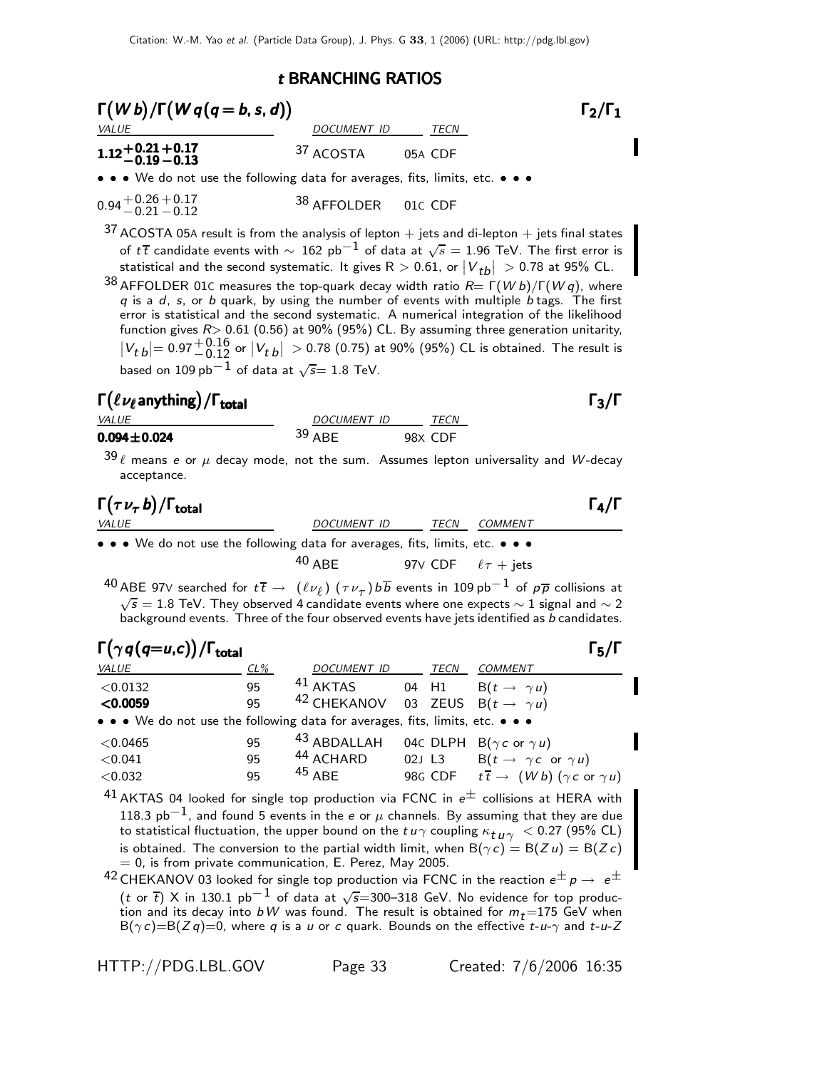# t BRANCHING RATIOS

## $\Gamma(W b)/\Gamma(W q(q=b,s,d))$ — $\Gamma_2/\Gamma_1$

| VALUE | DOCUMENT ID | TECN |
|---|---|---|
| **$1.12^{+0.21}_{-0.19}{}^{+0.17}_{-0.13}$** | [37] ACOSTA | 05A CDF |
| • • • We do not use the following data for averages, fits, limits, etc. • • • | | |
| $0.94^{+0.26}_{-0.21}{}^{+0.17}_{-0.12}$ | [38] AFFOLDER | 01C CDF |

[37] ACOSTA 05A result is from the analysis of lepton + jets and di-lepton + jets final states of $t\overline{t}$ candidate events with $\sim$ 162 $\text{pb}^{-1}$ of data at $\sqrt{s}$ = 1.96 TeV. The first error is statistical and the second systematic. It gives R > 0.61, or $|V_{tb}|$ > 0.78 at 95% CL.

[38] AFFOLDER 01C measures the top-quark decay width ratio $R = \Gamma(W b)/\Gamma(W q)$, where $q$ is a $d$, $s$, or $b$ quark, by using the number of events with multiple $b$ tags. The first error is statistical and the second systematic. A numerical integration of the likelihood function gives $R>$ 0.61 (0.56) at 90% (95%) CL. By assuming three generation unitarity, $|V_{tb}| = 0.97^{+0.16}_{-0.12}$ or $|V_{tb}|$ > 0.78 (0.75) at 90% (95%) CL is obtained. The result is based on 109 $\text{pb}^{-1}$ of data at $\sqrt{s}$= 1.8 TeV.

## $\Gamma(\ell \nu_\ell \text{anything})/\Gamma_{\text{total}}$ — $\Gamma_3/\Gamma$

| VALUE | DOCUMENT ID | TECN |
|---|---|---|
| **0.094±0.024** | [39] ABE | 98X CDF |

[39] $\ell$ means $e$ or $\mu$ decay mode, not the sum. Assumes lepton universality and $W$-decay acceptance.

## $\Gamma(\tau \nu_\tau b)/\Gamma_{\text{total}}$ — $\Gamma_4/\Gamma$

| VALUE | DOCUMENT ID | TECN | COMMENT |
|---|---|---|---|
| • • • We do not use the following data for averages, fits, limits, etc. • • • | | | |
| | [40] ABE | 97V CDF | $\ell\tau$ + jets |

[40] ABE 97V searched for $t\overline{t} \to (\ell\nu_\ell)(\tau\nu_\tau)b\overline{b}$ events in 109 $\text{pb}^{-1}$ of $p\overline{p}$ collisions at $\sqrt{s}$ = 1.8 TeV. They observed 4 candidate events where one expects $\sim$ 1 signal and $\sim$ 2 background events. Three of the four observed events have jets identified as $b$ candidates.

## $\Gamma(\gamma q(q=u,c))/\Gamma_{\text{total}}$ — $\Gamma_5/\Gamma$

| VALUE | CL% | DOCUMENT ID | TECN | COMMENT |
|---|---|---|---|---|
| <0.0132 | 95 | [41] AKTAS | 04 H1 | $B(t \to \gamma u)$ |
| **<0.0059** | 95 | [42] CHEKANOV | 03 ZEUS | $B(t \to \gamma u)$ |
| • • • We do not use the following data for averages, fits, limits, etc. • • • | | | | |
| <0.0465 | 95 | [43] ABDALLAH | 04C DLPH | $B(\gamma c \text{ or } \gamma u)$ |
| <0.041 | 95 | [44] ACHARD | 02J L3 | $B(t \to \gamma c \text{ or } \gamma u)$ |
| <0.032 | 95 | [45] ABE | 98G CDF | $t\overline{t} \to (W b)(\gamma c \text{ or } \gamma u)$ |

[41] AKTAS 04 looked for single top production via FCNC in $e^{\pm}$ collisions at HERA with 118.3 $\text{pb}^{-1}$, and found 5 events in the $e$ or $\mu$ channels. By assuming that they are due to statistical fluctuation, the upper bound on the $t u \gamma$ coupling $\kappa_{tu\gamma}$ < 0.27 (95% CL) is obtained. The conversion to the partial width limit, when $B(\gamma c) = B(Z u) = B(Z c)$ = 0, is from private communication, E. Perez, May 2005.

[42] CHEKANOV 03 looked for single top production via FCNC in the reaction $e^{\pm} p \to e^{\pm}$ ($t$ or $\overline{t}$) X in 130.1 $\text{pb}^{-1}$ of data at $\sqrt{s}$=300–318 GeV. No evidence for top production and its decay into $bW$ was found. The result is obtained for $m_t$=175 GeV when $B(\gamma c)$=$B(Z q)$=0, where $q$ is a $u$ or $c$ quark. Bounds on the effective $t$-$u$-$\gamma$ and $t$-$u$-$Z$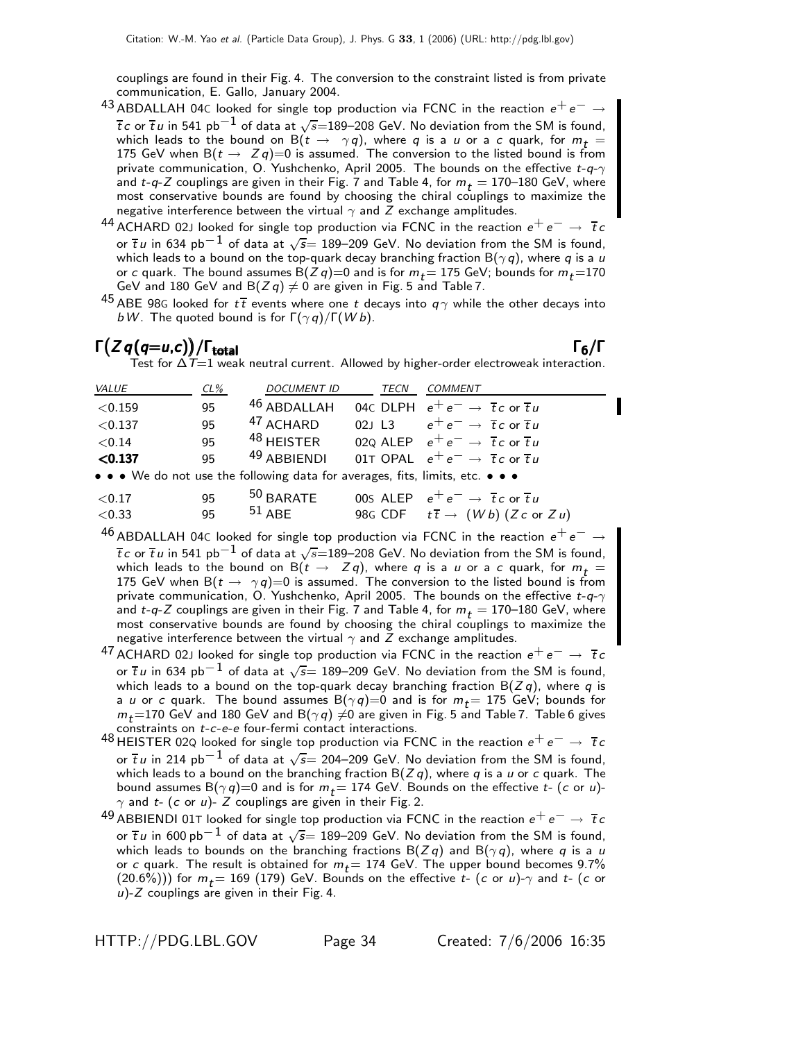couplings are found in their Fig. 4. The conversion to the constraint listed is from private communication, E. Gallo, January 2004.

[43] ABDALLAH 04C looked for single top production via FCNC in the reaction $e^+e^- \rightarrow \overline{t}c$ or $\overline{t}u$ in 541 $\text{pb}^{-1}$ of data at $\sqrt{s}$=189–208 GeV. No deviation from the SM is found, which leads to the bound on $B(t \rightarrow \gamma q)$, where $q$ is a $u$ or a $c$ quark, for $m_t$ = 175 GeV when $B(t \rightarrow Zq)$=0 is assumed. The conversion to the listed bound is from private communication, O. Yushchenko, April 2005. The bounds on the effective $t$-$q$-$\gamma$ and $t$-$q$-$Z$ couplings are given in their Fig. 7 and Table 4, for $m_t$ = 170–180 GeV, where most conservative bounds are found by choosing the chiral couplings to maximize the negative interference between the virtual $\gamma$ and $Z$ exchange amplitudes.

[44] ACHARD 02J looked for single top production via FCNC in the reaction $e^+e^- \rightarrow \overline{t}c$ or $\overline{t}u$ in 634 $\text{pb}^{-1}$ of data at $\sqrt{s}$= 189–209 GeV. No deviation from the SM is found, which leads to a bound on the top-quark decay branching fraction $B(\gamma q)$, where $q$ is a $u$ or $c$ quark. The bound assumes $B(Zq)$=0 and is for $m_t$= 175 GeV; bounds for $m_t$=170 GeV and 180 GeV and $B(Zq) \neq 0$ are given in Fig. 5 and Table 7.

[45] ABE 98G looked for $t\overline{t}$ events where one $t$ decays into $q\gamma$ while the other decays into $bW$. The quoted bound is for $\Gamma(\gamma q)/\Gamma(Wb)$.

## $\Gamma(Zq(q=u,c))/\Gamma_{\text{total}}$ $\qquad\qquad\qquad\qquad$ $\Gamma_6/\Gamma$

Test for $\Delta T$=1 weak neutral current. Allowed by higher-order electroweak interaction.

| VALUE | CL% | DOCUMENT ID | | TECN | COMMENT |
|---|---|---|---|---|---|
| <0.159 | 95 | [46] ABDALLAH | 04C | DLPH | $e^+e^- \rightarrow \overline{t}c$ or $\overline{t}u$ |
| <0.137 | 95 | [47] ACHARD | 02J | L3 | $e^+e^- \rightarrow \overline{t}c$ or $\overline{t}u$ |
| <0.14 | 95 | [48] HEISTER | 02Q | ALEP | $e^+e^- \rightarrow \overline{t}c$ or $\overline{t}u$ |
| **<0.137** | 95 | [49] ABBIENDI | 01T | OPAL | $e^+e^- \rightarrow \overline{t}c$ or $\overline{t}u$ |
| • • • We do not use the following data for averages, fits, limits, etc. • • • | | | | | |
| <0.17 | 95 | [50] BARATE | 00S | ALEP | $e^+e^- \rightarrow \overline{t}c$ or $\overline{t}u$ |
| <0.33 | 95 | [51] ABE | 98G | CDF | $t\overline{t} \rightarrow (Wb)\,(Zc$ or $Zu)$ |

[46] ABDALLAH 04C looked for single top production via FCNC in the reaction $e^+e^- \rightarrow \overline{t}c$ or $\overline{t}u$ in 541 $\text{pb}^{-1}$ of data at $\sqrt{s}$=189–208 GeV. No deviation from the SM is found, which leads to the bound on $B(t \rightarrow Zq)$, where $q$ is a $u$ or a $c$ quark, for $m_t$ = 175 GeV when $B(t \rightarrow \gamma q)$=0 is assumed. The conversion to the listed bound is from private communication, O. Yushchenko, April 2005. The bounds on the effective $t$-$q$-$\gamma$ and $t$-$q$-$Z$ couplings are given in their Fig. 7 and Table 4, for $m_t$ = 170–180 GeV, where most conservative bounds are found by choosing the chiral couplings to maximize the negative interference between the virtual $\gamma$ and $Z$ exchange amplitudes.

[47] ACHARD 02J looked for single top production via FCNC in the reaction $e^+e^- \rightarrow \overline{t}c$ or $\overline{t}u$ in 634 $\text{pb}^{-1}$ of data at $\sqrt{s}$= 189–209 GeV. No deviation from the SM is found, which leads to a bound on the top-quark decay branching fraction $B(Zq)$, where $q$ is a $u$ or $c$ quark. The bound assumes $B(\gamma q)$=0 and is for $m_t$= 175 GeV; bounds for $m_t$=170 GeV and 180 GeV and $B(\gamma q) \neq 0$ are given in Fig. 5 and Table 7. Table 6 gives constraints on $t$-$c$-$e$-$e$ four-fermi contact interactions.

[48] HEISTER 02Q looked for single top production via FCNC in the reaction $e^+e^- \rightarrow \overline{t}c$ or $\overline{t}u$ in 214 $\text{pb}^{-1}$ of data at $\sqrt{s}$= 204–209 GeV. No deviation from the SM is found, which leads to a bound on the branching fraction $B(Zq)$, where $q$ is a $u$ or $c$ quark. The bound assumes $B(\gamma q)$=0 and is for $m_t$= 174 GeV. Bounds on the effective $t$- ($c$ or $u$)-$\gamma$ and $t$- ($c$ or $u$)- $Z$ couplings are given in their Fig. 2.

[49] ABBIENDI 01T looked for single top production via FCNC in the reaction $e^+e^- \rightarrow \overline{t}c$ or $\overline{t}u$ in 600 $\text{pb}^{-1}$ of data at $\sqrt{s}$= 189–209 GeV. No deviation from the SM is found, which leads to bounds on the branching fractions $B(Zq)$ and $B(\gamma q)$, where $q$ is a $u$ or $c$ quark. The result is obtained for $m_t$= 174 GeV. The upper bound becomes 9.7% (20.6%))) for $m_t$= 169 (179) GeV. Bounds on the effective $t$- ($c$ or $u$)-$\gamma$ and $t$- ($c$ or $u$)-$Z$ couplings are given in their Fig. 4.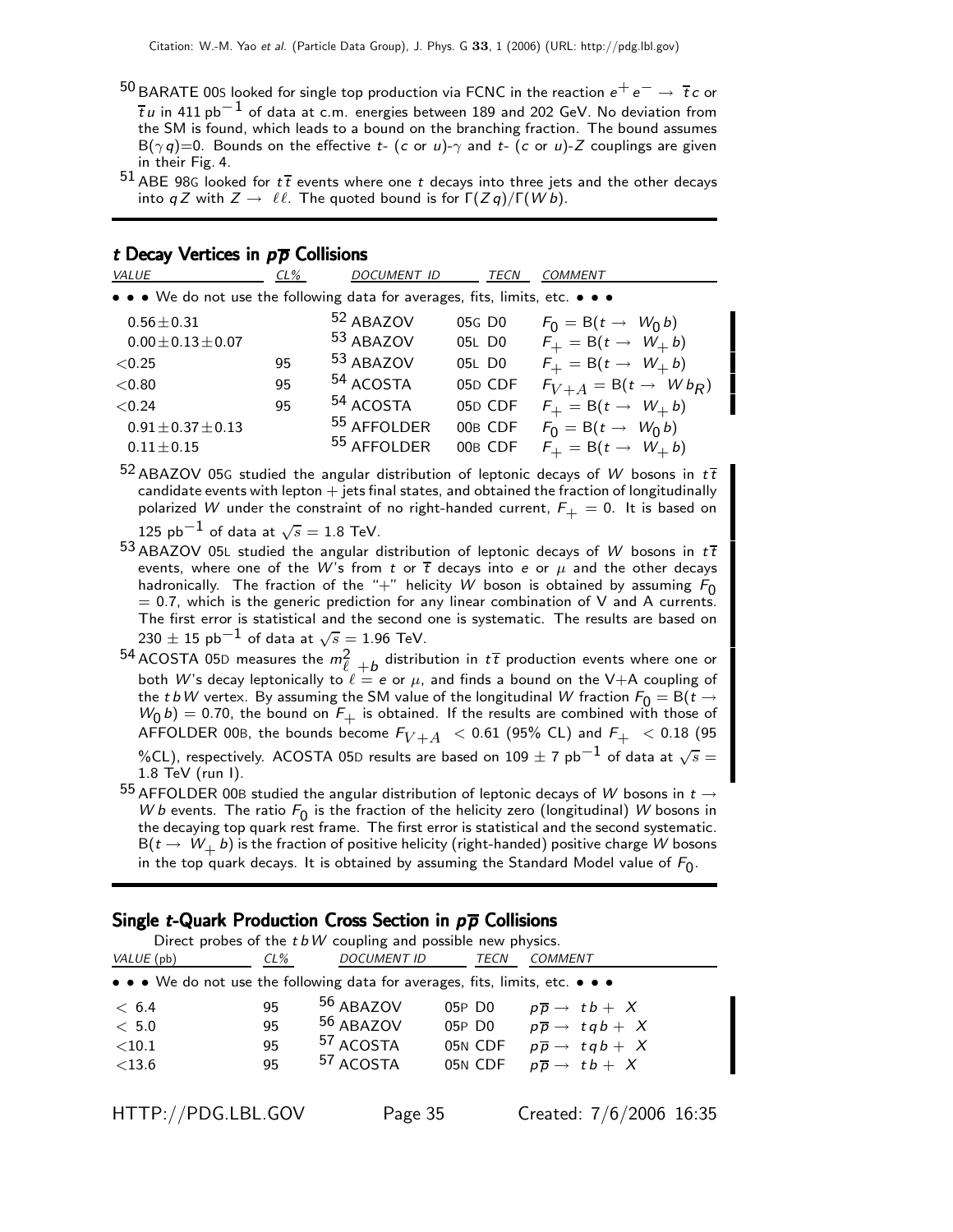[50] BARATE 00S looked for single top production via FCNC in the reaction $e^+ e^- \to \overline{t} c$ or $\overline{t} u$ in 411 pb$^{-1}$ of data at c.m. energies between 189 and 202 GeV. No deviation from the SM is found, which leads to a bound on the branching fraction. The bound assumes B($\gamma q$)=0. Bounds on the effective $t$- ($c$ or $u$)-$\gamma$ and $t$- ($c$ or $u$)-$Z$ couplings are given in their Fig. 4.

[51] ABE 98G looked for $t\overline{t}$ events where one $t$ decays into three jets and the other decays into $qZ$ with $Z \to \ell\ell$. The quoted bound is for $\Gamma(Zq)/\Gamma(Wb)$.

## *t* Decay Vertices in $p\overline{p}$ Collisions

| VALUE | CL% | DOCUMENT ID | TECN | COMMENT |
|---|---|---|---|---|
| • • • We do not use the following data for averages, fits, limits, etc. • • • | | | | |
| $0.56 \pm 0.31$ | | [52] ABAZOV | 05G D0 | $F_0 = \mathrm{B}(t \to W_0 b)$ |
| $0.00 \pm 0.13 \pm 0.07$ | | [53] ABAZOV | 05L D0 | $F_+ = \mathrm{B}(t \to W_+ b)$ |
| $<0.25$ | 95 | [53] ABAZOV | 05L D0 | $F_+ = \mathrm{B}(t \to W_+ b)$ |
| $<0.80$ | 95 | [54] ACOSTA | 05D CDF | $F_{V+A} = \mathrm{B}(t \to W b_R)$ |
| $<0.24$ | 95 | [54] ACOSTA | 05D CDF | $F_+ = \mathrm{B}(t \to W_+ b)$ |
| $0.91 \pm 0.37 \pm 0.13$ | | [55] AFFOLDER | 00B CDF | $F_0 = \mathrm{B}(t \to W_0 b)$ |
| $0.11 \pm 0.15$ | | [55] AFFOLDER | 00B CDF | $F_+ = \mathrm{B}(t \to W_+ b)$ |

[52] ABAZOV 05G studied the angular distribution of leptonic decays of $W$ bosons in $t\overline{t}$ candidate events with lepton + jets final states, and obtained the fraction of longitudinally polarized $W$ under the constraint of no right-handed current, $F_+ = 0$. It is based on 125 pb$^{-1}$ of data at $\sqrt{s} = 1.8$ TeV.

[53] ABAZOV 05L studied the angular distribution of leptonic decays of $W$ bosons in $t\overline{t}$ events, where one of the $W$'s from $t$ or $\overline{t}$ decays into $e$ or $\mu$ and the other decays hadronically. The fraction of the "+" helicity $W$ boson is obtained by assuming $F_0 = 0.7$, which is the generic prediction for any linear combination of V and A currents. The first error is statistical and the second one is systematic. The results are based on $230 \pm 15$ pb$^{-1}$ of data at $\sqrt{s} = 1.96$ TeV.

[54] ACOSTA 05D measures the $m^2_{\ell+b}$ distribution in $t\overline{t}$ production events where one or both $W$'s decay leptonically to $\ell = e$ or $\mu$, and finds a bound on the V+A coupling of the $tbW$ vertex. By assuming the SM value of the longitudinal $W$ fraction $F_0 = \mathrm{B}(t \to W_0 b) = 0.70$, the bound on $F_+$ is obtained. If the results are combined with those of AFFOLDER 00B, the bounds become $F_{V+A} < 0.61$ (95% CL) and $F_+ < 0.18$ (95 %CL), respectively. ACOSTA 05D results are based on $109 \pm 7$ pb$^{-1}$ of data at $\sqrt{s} = 1.8$ TeV (run I).

[55] AFFOLDER 00B studied the angular distribution of leptonic decays of $W$ bosons in $t \to Wb$ events. The ratio $F_0$ is the fraction of the helicity zero (longitudinal) $W$ bosons in the decaying top quark rest frame. The first error is statistical and the second systematic. $\mathrm{B}(t \to W_+ b)$ is the fraction of positive helicity (right-handed) positive charge $W$ bosons in the top quark decays. It is obtained by assuming the Standard Model value of $F_0$.

## Single *t*-Quark Production Cross Section in $p\overline{p}$ Collisions

Direct probes of the $tbW$ coupling and possible new physics.

| VALUE (pb) | CL% | DOCUMENT ID | TECN | COMMENT |
|---|---|---|---|---|
| • • • We do not use the following data for averages, fits, limits, etc. • • • | | | | |
| $< 6.4$ | 95 | [56] ABAZOV | 05P D0 | $p\overline{p} \to tb + X$ |
| $< 5.0$ | 95 | [56] ABAZOV | 05P D0 | $p\overline{p} \to tqb + X$ |
| $<10.1$ | 95 | [57] ACOSTA | 05N CDF | $p\overline{p} \to tqb + X$ |
| $<13.6$ | 95 | [57] ACOSTA | 05N CDF | $p\overline{p} \to tb + X$ |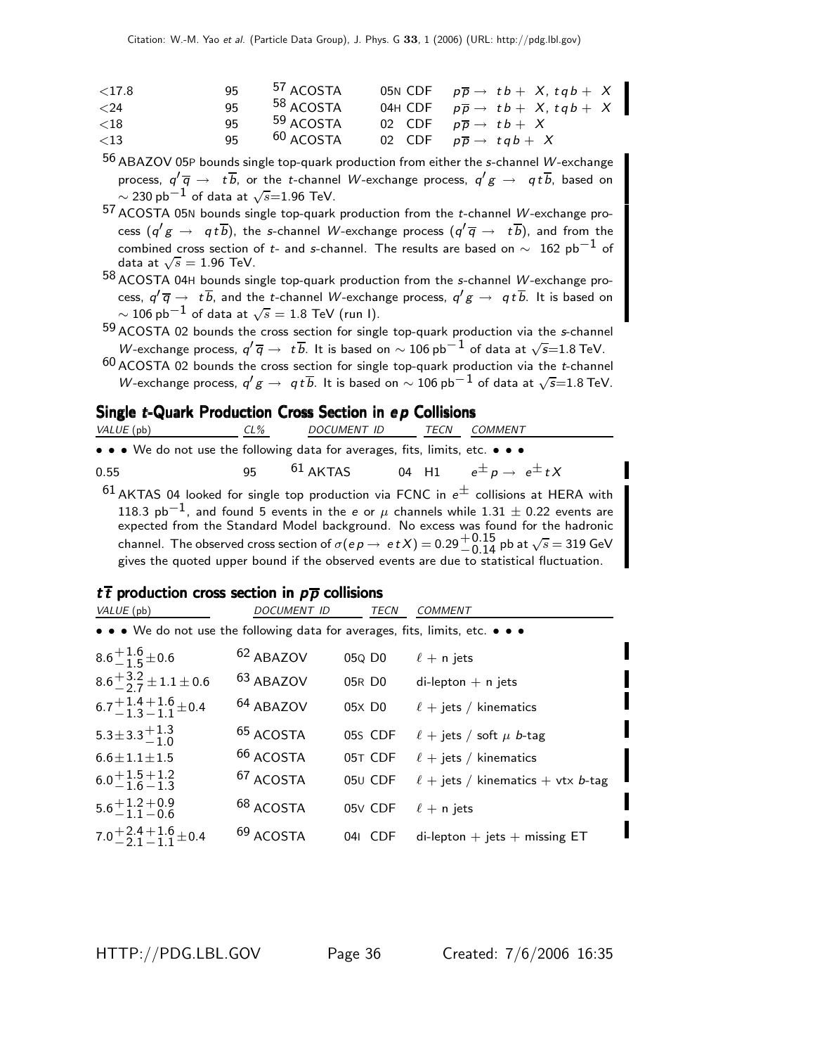| | | | | |
|---|---|---|---|---|
| <17.8 | 95 | [57] ACOSTA | 05N CDF | $p\overline{p} \rightarrow tb + X, tqb + X$ |
| <24 | 95 | [58] ACOSTA | 04H CDF | $p\overline{p} \rightarrow tb + X, tqb + X$ |
| <18 | 95 | [59] ACOSTA | 02 CDF | $p\overline{p} \rightarrow tb + X$ |
| <13 | 95 | [60] ACOSTA | 02 CDF | $p\overline{p} \rightarrow tqb + X$ |

[56] ABAZOV 05P bounds single top-quark production from either the $s$-channel $W$-exchange process, $q'\overline{q} \rightarrow t\overline{b}$, or the $t$-channel $W$-exchange process, $q'g \rightarrow qt\overline{b}$, based on $\sim 230$ pb$^{-1}$ of data at $\sqrt{s}$=1.96 TeV.

[57] ACOSTA 05N bounds single top-quark production from the $t$-channel $W$-exchange process ($q'g \rightarrow qt\overline{b}$), the $s$-channel $W$-exchange process ($q'\overline{q} \rightarrow t\overline{b}$), and from the combined cross section of $t$- and $s$-channel. The results are based on $\sim$ 162 pb$^{-1}$ of data at $\sqrt{s}$ = 1.96 TeV.

[58] ACOSTA 04H bounds single top-quark production from the $s$-channel $W$-exchange process, $q'\overline{q} \rightarrow t\overline{b}$, and the $t$-channel $W$-exchange process, $q'g \rightarrow qt\overline{b}$. It is based on $\sim 106$ pb$^{-1}$ of data at $\sqrt{s}$ = 1.8 TeV (run I).

[59] ACOSTA 02 bounds the cross section for single top-quark production via the $s$-channel $W$-exchange process, $q'\overline{q} \rightarrow t\overline{b}$. It is based on $\sim 106$ pb$^{-1}$ of data at $\sqrt{s}$=1.8 TeV.

[60] ACOSTA 02 bounds the cross section for single top-quark production via the $t$-channel $W$-exchange process, $q'g \rightarrow qt\overline{b}$. It is based on $\sim 106$ pb$^{-1}$ of data at $\sqrt{s}$=1.8 TeV.

## Single $t$-Quark Production Cross Section in $ep$ Collisions

| VALUE (pb) | CL% | DOCUMENT ID | TECN | COMMENT |
|---|---|---|---|---|
| • • • We do not use the following data for averages, fits, limits, etc. • • • | | | | |
| 0.55 | 95 | [61] AKTAS | 04 H1 | $e^{\pm}p \rightarrow e^{\pm}tX$ |

[61] AKTAS 04 looked for single top production via FCNC in $e^{\pm}$ collisions at HERA with 118.3 pb$^{-1}$, and found 5 events in the $e$ or $\mu$ channels while $1.31 \pm 0.22$ events are expected from the Standard Model background. No excess was found for the hadronic channel. The observed cross section of $\sigma(ep \rightarrow etX) = 0.29^{+0.15}_{-0.14}$ pb at $\sqrt{s}$ = 319 GeV gives the quoted upper bound if the observed events are due to statistical fluctuation.

## $t\overline{t}$ production cross section in $p\overline{p}$ collisions

| VALUE (pb) | DOCUMENT ID | TECN | COMMENT |
|---|---|---|---|
| • • • We do not use the following data for averages, fits, limits, etc. • • • | | | |
| $8.6^{+1.6}_{-1.5} \pm 0.6$ | [62] ABAZOV | 05Q D0 | $\ell$ + n jets |
| $8.6^{+3.2}_{-2.7} \pm 1.1 \pm 0.6$ | [63] ABAZOV | 05R D0 | di-lepton + n jets |
| $6.7^{+1.4}_{-1.3}{}^{+1.6}_{-1.1} \pm 0.4$ | [64] ABAZOV | 05X D0 | $\ell$ + jets / kinematics |
| $5.3 \pm 3.3^{+1.3}_{-1.0}$ | [65] ACOSTA | 05S CDF | $\ell$ + jets / soft $\mu$ $b$-tag |
| $6.6 \pm 1.1 \pm 1.5$ | [66] ACOSTA | 05T CDF | $\ell$ + jets / kinematics |
| $6.0^{+1.5}_{-1.6}{}^{+1.2}_{-1.3}$ | [67] ACOSTA | 05U CDF | $\ell$ + jets / kinematics + vtx $b$-tag |
| $5.6^{+1.2}_{-1.1}{}^{+0.9}_{-0.6}$ | [68] ACOSTA | 05V CDF | $\ell$ + n jets |
| $7.0^{+2.4}_{-2.1}{}^{+1.6}_{-1.1} \pm 0.4$ | [69] ACOSTA | 04I CDF | di-lepton + jets + missing ET |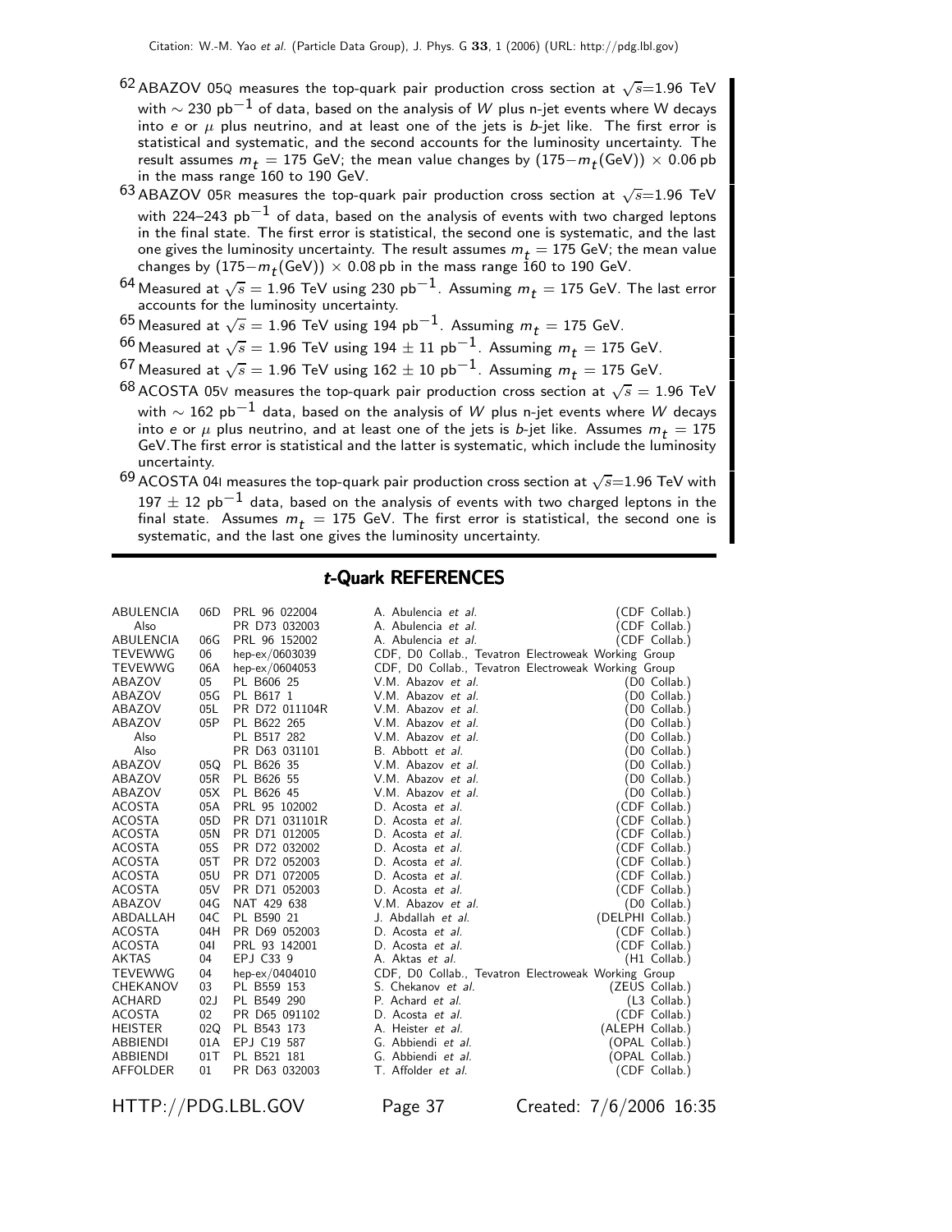[62] ABAZOV 05Q measures the top-quark pair production cross section at $\sqrt{s}$=1.96 TeV with $\sim$ 230 pb$^{-1}$ of data, based on the analysis of $W$ plus n-jet events where W decays into $e$ or $\mu$ plus neutrino, and at least one of the jets is $b$-jet like. The first error is statistical and systematic, and the second accounts for the luminosity uncertainty. The result assumes $m_t$ = 175 GeV; the mean value changes by (175$-m_t$(GeV)) $\times$ 0.06 pb in the mass range 160 to 190 GeV.

[63] ABAZOV 05R measures the top-quark pair production cross section at $\sqrt{s}$=1.96 TeV with 224–243 pb$^{-1}$ of data, based on the analysis of events with two charged leptons in the final state. The first error is statistical, the second one is systematic, and the last one gives the luminosity uncertainty. The result assumes $m_t$ = 175 GeV; the mean value changes by (175$-m_t$(GeV)) $\times$ 0.08 pb in the mass range 160 to 190 GeV.

[64] Measured at $\sqrt{s}$ = 1.96 TeV using 230 pb$^{-1}$. Assuming $m_t$ = 175 GeV. The last error accounts for the luminosity uncertainty.

[65] Measured at $\sqrt{s}$ = 1.96 TeV using 194 pb$^{-1}$. Assuming $m_t$ = 175 GeV.

[66] Measured at $\sqrt{s}$ = 1.96 TeV using 194 $\pm$ 11 pb$^{-1}$. Assuming $m_t$ = 175 GeV.

[67] Measured at $\sqrt{s}$ = 1.96 TeV using 162 $\pm$ 10 pb$^{-1}$. Assuming $m_t$ = 175 GeV.

[68] ACOSTA 05V measures the top-quark pair production cross section at $\sqrt{s}$ = 1.96 TeV with $\sim$ 162 pb$^{-1}$ data, based on the analysis of $W$ plus n-jet events where $W$ decays into $e$ or $\mu$ plus neutrino, and at least one of the jets is $b$-jet like. Assumes $m_t$ = 175 GeV.The first error is statistical and the latter is systematic, which include the luminosity uncertainty.

[69] ACOSTA 04I measures the top-quark pair production cross section at $\sqrt{s}$=1.96 TeV with 197 $\pm$ 12 pb$^{-1}$ data, based on the analysis of events with two charged leptons in the final state. Assumes $m_t$ = 175 GeV. The first error is statistical, the second one is systematic, and the last one gives the luminosity uncertainty.

## *t*-Quark REFERENCES

| | | | | |
|---|---|---|---|---|
| ABULENCIA | 06D | PRL 96 022004 | A. Abulencia *et al.* | (CDF Collab.) |
| Also | | PR D73 032003 | A. Abulencia *et al.* | (CDF Collab.) |
| ABULENCIA | 06G | PRL 96 152002 | A. Abulencia *et al.* | (CDF Collab.) |
| TEVEWWG | 06 | hep-ex/0603039 | CDF, D0 Collab., Tevatron Electroweak Working Group | |
| TEVEWWG | 06A | hep-ex/0604053 | CDF, D0 Collab., Tevatron Electroweak Working Group | |
| ABAZOV | 05 | PL B606 25 | V.M. Abazov *et al.* | (D0 Collab.) |
| ABAZOV | 05G | PL B617 1 | V.M. Abazov *et al.* | (D0 Collab.) |
| ABAZOV | 05L | PR D72 011104R | V.M. Abazov *et al.* | (D0 Collab.) |
| ABAZOV | 05P | PL B622 265 | V.M. Abazov *et al.* | (D0 Collab.) |
| Also | | PL B517 282 | V.M. Abazov *et al.* | (D0 Collab.) |
| Also | | PR D63 031101 | B. Abbott *et al.* | (D0 Collab.) |
| ABAZOV | 05Q | PL B626 35 | V.M. Abazov *et al.* | (D0 Collab.) |
| ABAZOV | 05R | PL B626 55 | V.M. Abazov *et al.* | (D0 Collab.) |
| ABAZOV | 05X | PL B626 45 | V.M. Abazov *et al.* | (D0 Collab.) |
| ACOSTA | 05A | PRL 95 102002 | D. Acosta *et al.* | (CDF Collab.) |
| ACOSTA | 05D | PR D71 031101R | D. Acosta *et al.* | (CDF Collab.) |
| ACOSTA | 05N | PR D71 012005 | D. Acosta *et al.* | (CDF Collab.) |
| ACOSTA | 05S | PR D72 032002 | D. Acosta *et al.* | (CDF Collab.) |
| ACOSTA | 05T | PR D72 052003 | D. Acosta *et al.* | (CDF Collab.) |
| ACOSTA | 05U | PR D71 072005 | D. Acosta *et al.* | (CDF Collab.) |
| ACOSTA | 05V | PR D71 052003 | D. Acosta *et al.* | (CDF Collab.) |
| ABAZOV | 04G | NAT 429 638 | V.M. Abazov *et al.* | (D0 Collab.) |
| ABDALLAH | 04C | PL B590 21 | J. Abdallah *et al.* | (DELPHI Collab.) |
| ACOSTA | 04H | PR D69 052003 | D. Acosta *et al.* | (CDF Collab.) |
| ACOSTA | 04I | PRL 93 142001 | D. Acosta *et al.* | (CDF Collab.) |
| AKTAS | 04 | EPJ C33 9 | A. Aktas *et al.* | (H1 Collab.) |
| TEVEWWG | 04 | hep-ex/0404010 | CDF, D0 Collab., Tevatron Electroweak Working Group | |
| CHEKANOV | 03 | PL B559 153 | S. Chekanov *et al.* | (ZEUS Collab.) |
| ACHARD | 02J | PL B549 290 | P. Achard *et al.* | (L3 Collab.) |
| ACOSTA | 02 | PR D65 091102 | D. Acosta *et al.* | (CDF Collab.) |
| HEISTER | 02Q | PL B543 173 | A. Heister *et al.* | (ALEPH Collab.) |
| ABBIENDI | 01A | EPJ C19 587 | G. Abbiendi *et al.* | (OPAL Collab.) |
| ABBIENDI | 01T | PL B521 181 | G. Abbiendi *et al.* | (OPAL Collab.) |
| AFFOLDER | 01 | PR D63 032003 | T. Affolder *et al.* | (CDF Collab.) |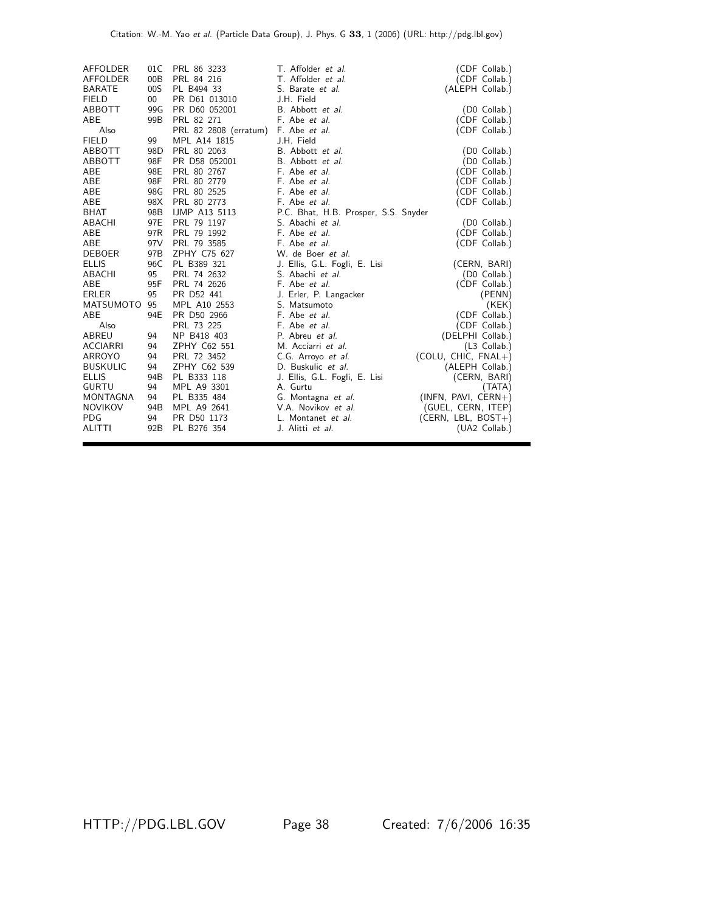| | | | | |
|---|---|---|---|---|
| AFFOLDER | 01C | PRL 86 3233 | T. Affolder *et al.* | (CDF Collab.) |
| AFFOLDER | 00B | PRL 84 216 | T. Affolder *et al.* | (CDF Collab.) |
| BARATE | 00S | PL B494 33 | S. Barate *et al.* | (ALEPH Collab.) |
| FIELD | 00 | PR D61 013010 | J.H. Field | |
| ABBOTT | 99G | PR D60 052001 | B. Abbott *et al.* | (D0 Collab.) |
| ABE | 99B | PRL 82 271 | F. Abe *et al.* | (CDF Collab.) |
| Also | | PRL 82 2808 (erratum) | F. Abe *et al.* | (CDF Collab.) |
| FIELD | 99 | MPL A14 1815 | J.H. Field | |
| ABBOTT | 98D | PRL 80 2063 | B. Abbott *et al.* | (D0 Collab.) |
| ABBOTT | 98F | PR D58 052001 | B. Abbott *et al.* | (D0 Collab.) |
| ABE | 98E | PRL 80 2767 | F. Abe *et al.* | (CDF Collab.) |
| ABE | 98F | PRL 80 2779 | F. Abe *et al.* | (CDF Collab.) |
| ABE | 98G | PRL 80 2525 | F. Abe *et al.* | (CDF Collab.) |
| ABE | 98X | PRL 80 2773 | F. Abe *et al.* | (CDF Collab.) |
| BHAT | 98B | IJMP A13 5113 | P.C. Bhat, H.B. Prosper, S.S. Snyder | |
| ABACHI | 97E | PRL 79 1197 | S. Abachi *et al.* | (D0 Collab.) |
| ABE | 97R | PRL 79 1992 | F. Abe *et al.* | (CDF Collab.) |
| ABE | 97V | PRL 79 3585 | F. Abe *et al.* | (CDF Collab.) |
| DEBOER | 97B | ZPHY C75 627 | W. de Boer *et al.* | |
| ELLIS | 96C | PL B389 321 | J. Ellis, G.L. Fogli, E. Lisi | (CERN, BARI) |
| ABACHI | 95 | PRL 74 2632 | S. Abachi *et al.* | (D0 Collab.) |
| ABE | 95F | PRL 74 2626 | F. Abe *et al.* | (CDF Collab.) |
| ERLER | 95 | PR D52 441 | J. Erler, P. Langacker | (PENN) |
| MATSUMOTO | 95 | MPL A10 2553 | S. Matsumoto | (KEK) |
| ABE | 94E | PR D50 2966 | F. Abe *et al.* | (CDF Collab.) |
| Also | | PRL 73 225 | F. Abe *et al.* | (CDF Collab.) |
| ABREU | 94 | NP B418 403 | P. Abreu *et al.* | (DELPHI Collab.) |
| ACCIARRI | 94 | ZPHY C62 551 | M. Acciarri *et al.* | (L3 Collab.) |
| ARROYO | 94 | PRL 72 3452 | C.G. Arroyo *et al.* | (COLU, CHIC, FNAL+) |
| BUSKULIC | 94 | ZPHY C62 539 | D. Buskulic *et al.* | (ALEPH Collab.) |
| ELLIS | 94B | PL B333 118 | J. Ellis, G.L. Fogli, E. Lisi | (CERN, BARI) |
| GURTU | 94 | MPL A9 3301 | A. Gurtu | (TATA) |
| MONTAGNA | 94 | PL B335 484 | G. Montagna *et al.* | (INFN, PAVI, CERN+) |
| NOVIKOV | 94B | MPL A9 2641 | V.A. Novikov *et al.* | (GUEL, CERN, ITEP) |
| PDG | 94 | PR D50 1173 | L. Montanet *et al.* | (CERN, LBL, BOST+) |
| ALITTI | 92B | PL B276 354 | J. Alitti *et al.* | (UA2 Collab.) |